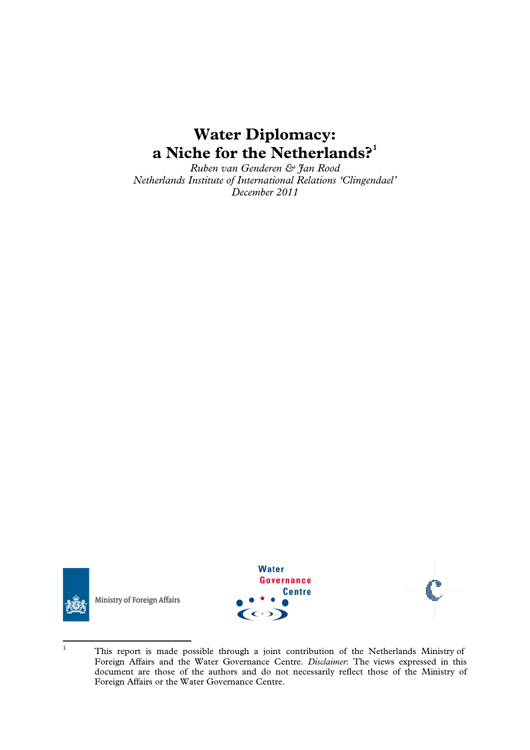# Water Diplomacy: a Niche for the Netherlands?[1]

*Ruben van Genderen & Jan Rood*
*Netherlands Institute of International Relations 'Clingendael'*
*December 2011*

Ministry of Foreign Affairs

Water Governance Centre

[1] This report is made possible through a joint contribution of the Netherlands Ministry of Foreign Affairs and the Water Governance Centre. *Disclaimer*: The views expressed in this document are those of the authors and do not necessarily reflect those of the Ministry of Foreign Affairs or the Water Governance Centre.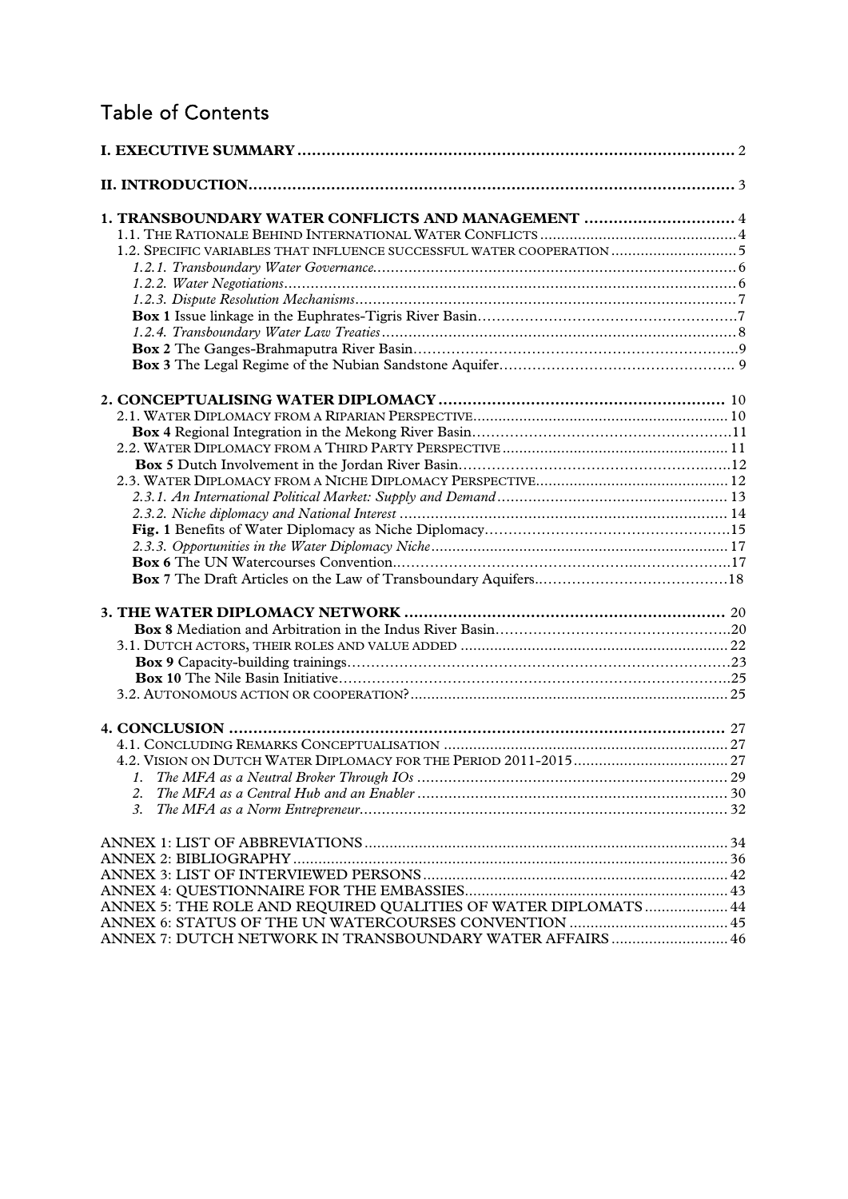# Table of Contents

**I. EXECUTIVE SUMMARY** ........................................................................................ 2

**II. INTRODUCTION** ................................................................................................ 3

**1. TRANSBOUNDARY WATER CONFLICTS AND MANAGEMENT** ............................... 4

1.1. THE RATIONALE BEHIND INTERNATIONAL WATER CONFLICTS ............................................. 4

1.2. SPECIFIC VARIABLES THAT INFLUENCE SUCCESSFUL WATER COOPERATION ............................ 5

*1.2.1. Transboundary Water Governance* ................................................................................ 6

*1.2.2. Water Negotiations* ....................................................................................................... 6

*1.2.3. Dispute Resolution Mechanisms* .................................................................................... 7

**Box 1** Issue linkage in the Euphrates-Tigris River Basin ................................................... 7

*1.2.4. Transboundary Water Law Treaties* ................................................................................ 8

**Box 2** The Ganges-Brahmaputra River Basin ................................................................... 9

**Box 3** The Legal Regime of the Nubian Sandstone Aquifer ............................................... 9

**2. CONCEPTUALISING WATER DIPLOMACY** ......................................................... 10

2.1. WATER DIPLOMACY FROM A RIPARIAN PERSPECTIVE .......................................................... 10

**Box 4** Regional Integration in the Mekong River Basin ..................................................... 11

2.2. WATER DIPLOMACY FROM A THIRD PARTY PERSPECTIVE ..................................................... 11

**Box 5** Dutch Involvement in the Jordan River Basin ........................................................ 12

2.3. WATER DIPLOMACY FROM A NICHE DIPLOMACY PERSPECTIVE ............................................ 12

*2.3.1. An International Political Market: Supply and Demand* ................................................ 13

*2.3.2. Niche diplomacy and National Interest* ......................................................................... 14

**Fig. 1** Benefits of Water Diplomacy as Niche Diplomacy .................................................. 15

*2.3.3. Opportunities in the Water Diplomacy Niche* ................................................................ 17

**Box 6** The UN Watercourses Convention .......................................................................... 17

**Box 7** The Draft Articles on the Law of Transboundary Aquifers ...................................... 18

**3. THE WATER DIPLOMACY NETWORK** ................................................................ 20

**Box 8** Mediation and Arbitration in the Indus River Basin ................................................ 20

3.1. DUTCH ACTORS, THEIR ROLES AND VALUE ADDED .............................................................. 22

**Box 9** Capacity-building trainings ..................................................................................... 23

**Box 10** The Nile Basin Initiative ........................................................................................ 25

3.2. AUTONOMOUS ACTION OR COOPERATION? .......................................................................... 25

**4. CONCLUSION** ...................................................................................................... 27

4.1. CONCLUDING REMARKS CONCEPTUALISATION .................................................................... 27

4.2. VISION ON DUTCH WATER DIPLOMACY FOR THE PERIOD 2011-2015 .................................... 27

1. *The MFA as a Neutral Broker Through IOs* ...................................................................... 29
2. *The MFA as a Central Hub and an Enabler* ...................................................................... 30
3. *The MFA as a Norm Entrepreneur* .................................................................................... 32

ANNEX 1: LIST OF ABBREVIATIONS ....................................................................................... 34

ANNEX 2: BIBLIOGRAPHY ......................................................................................................... 36

ANNEX 3: LIST OF INTERVIEWED PERSONS ........................................................................... 42

ANNEX 4: QUESTIONNAIRE FOR THE EMBASSIES ................................................................. 43

ANNEX 5: THE ROLE AND REQUIRED QUALITIES OF WATER DIPLOMATS ........................ 44

ANNEX 6: STATUS OF THE UN WATERCOURSES CONVENTION .......................................... 45

ANNEX 7: DUTCH NETWORK IN TRANSBOUNDARY WATER AFFAIRS ............................... 46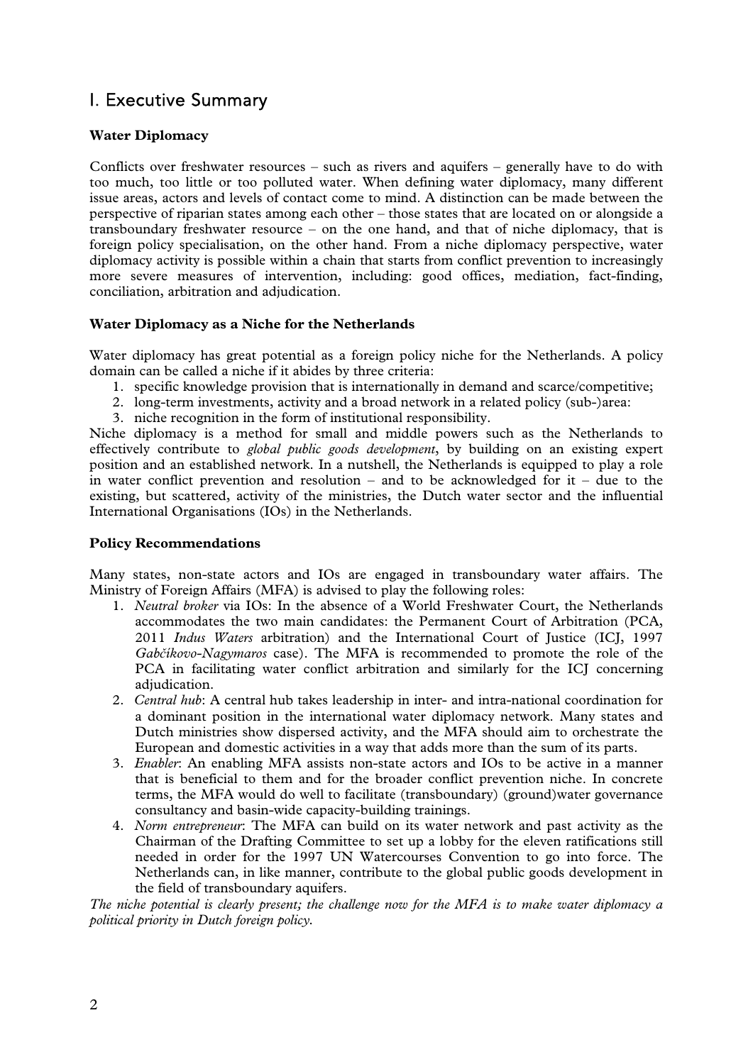# I. Executive Summary

### Water Diplomacy

Conflicts over freshwater resources – such as rivers and aquifers – generally have to do with too much, too little or too polluted water. When defining water diplomacy, many different issue areas, actors and levels of contact come to mind. A distinction can be made between the perspective of riparian states among each other – those states that are located on or alongside a transboundary freshwater resource – on the one hand, and that of niche diplomacy, that is foreign policy specialisation, on the other hand. From a niche diplomacy perspective, water diplomacy activity is possible within a chain that starts from conflict prevention to increasingly more severe measures of intervention, including: good offices, mediation, fact-finding, conciliation, arbitration and adjudication.

### Water Diplomacy as a Niche for the Netherlands

Water diplomacy has great potential as a foreign policy niche for the Netherlands. A policy domain can be called a niche if it abides by three criteria:

1. specific knowledge provision that is internationally in demand and scarce/competitive;
2. long-term investments, activity and a broad network in a related policy (sub-)area:
3. niche recognition in the form of institutional responsibility.

Niche diplomacy is a method for small and middle powers such as the Netherlands to effectively contribute to *global public goods development*, by building on an existing expert position and an established network. In a nutshell, the Netherlands is equipped to play a role in water conflict prevention and resolution – and to be acknowledged for it – due to the existing, but scattered, activity of the ministries, the Dutch water sector and the influential International Organisations (IOs) in the Netherlands.

### Policy Recommendations

Many states, non-state actors and IOs are engaged in transboundary water affairs. The Ministry of Foreign Affairs (MFA) is advised to play the following roles:

1. *Neutral broker* via IOs: In the absence of a World Freshwater Court, the Netherlands accommodates the two main candidates: the Permanent Court of Arbitration (PCA, 2011 *Indus Waters* arbitration) and the International Court of Justice (ICJ, 1997 *Gabčíkovo-Nagymaros* case). The MFA is recommended to promote the role of the PCA in facilitating water conflict arbitration and similarly for the ICJ concerning adjudication.
2. *Central hub*: A central hub takes leadership in inter- and intra-national coordination for a dominant position in the international water diplomacy network. Many states and Dutch ministries show dispersed activity, and the MFA should aim to orchestrate the European and domestic activities in a way that adds more than the sum of its parts.
3. *Enabler*: An enabling MFA assists non-state actors and IOs to be active in a manner that is beneficial to them and for the broader conflict prevention niche. In concrete terms, the MFA would do well to facilitate (transboundary) (ground)water governance consultancy and basin-wide capacity-building trainings.
4. *Norm entrepreneur*: The MFA can build on its water network and past activity as the Chairman of the Drafting Committee to set up a lobby for the eleven ratifications still needed in order for the 1997 UN Watercourses Convention to go into force. The Netherlands can, in like manner, contribute to the global public goods development in the field of transboundary aquifers.

*The niche potential is clearly present; the challenge now for the MFA is to make water diplomacy a political priority in Dutch foreign policy.*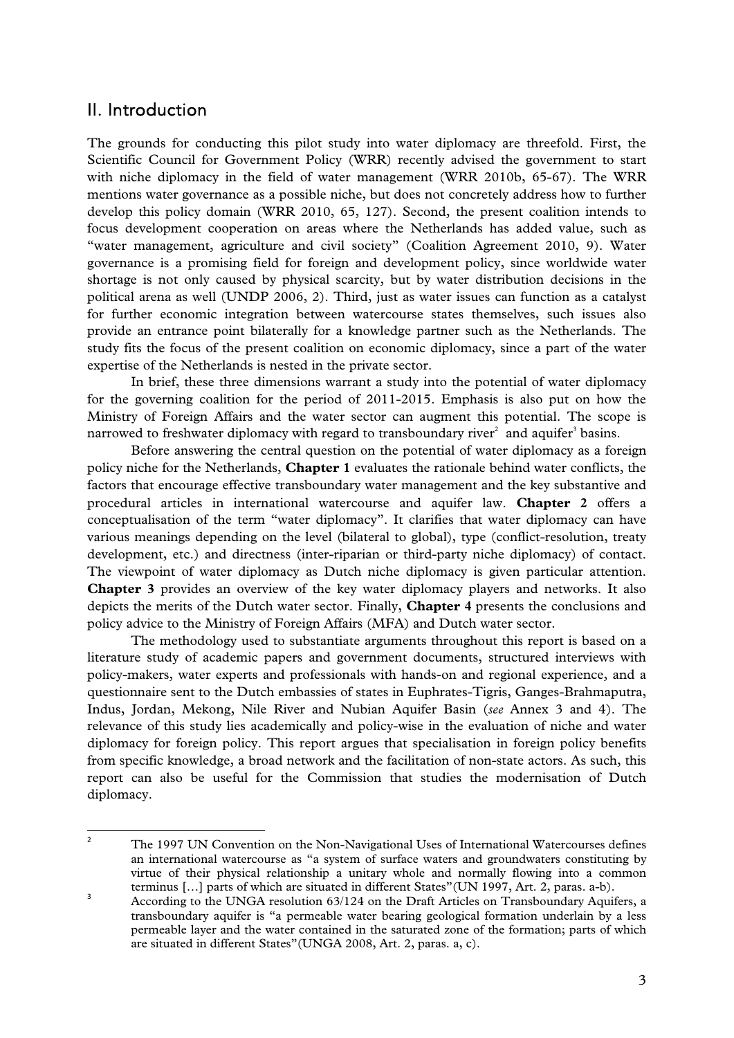## II. Introduction

The grounds for conducting this pilot study into water diplomacy are threefold. First, the Scientific Council for Government Policy (WRR) recently advised the Government to start with niche diplomacy in the field of water management (WRR 2010b, 65-67). The WRR mentions water governance as a possible niche, but does not concretely address how to further develop this policy domain (WRR 2010, 65, 127). Second, the present coalition intends to focus development cooperation on areas where the Netherlands has added value, such as "water management, agriculture and civil society" (Coalition Agreement 2010, 9). Water governance is a promising field for foreign and development policy, since worldwide water shortage is not only caused by physical scarcity, but by water distribution decisions in the political arena as well (UNDP 2006, 2). Third, just as water issues can function as a catalyst for further economic integration between watercourse states themselves, such issues also provide an entrance point bilaterally for a knowledge partner such as the Netherlands. The study fits the focus of the present coalition on economic diplomacy, since a part of the water expertise of the Netherlands is nested in the private sector.

In brief, these three dimensions warrant a study into the potential of water diplomacy for the governing coalition for the period of 2011-2015. Emphasis is also put on how the Ministry of Foreign Affairs and the water sector can augment this potential. The scope is narrowed to freshwater diplomacy with regard to transboundary river[2] and aquifer[3] basins.

Before answering the central question on the potential of water diplomacy as a foreign policy niche for the Netherlands, **Chapter 1** evaluates the rationale behind water conflicts, the factors that encourage effective transboundary water management and the key substantive and procedural articles in international watercourse and aquifer law. **Chapter 2** offers a conceptualisation of the term "water diplomacy". It clarifies that water diplomacy can have various meanings depending on the level (bilateral to global), type (conflict-resolution, treaty development, etc.) and directness (inter-riparian or third-party niche diplomacy) of contact. The viewpoint of water diplomacy as Dutch niche diplomacy is given particular attention. **Chapter 3** provides an overview of the key water diplomacy players and networks. It also depicts the merits of the Dutch water sector. Finally, **Chapter 4** presents the conclusions and policy advice to the Ministry of Foreign Affairs (MFA) and Dutch water sector.

The methodology used to substantiate arguments throughout this report is based on a literature study of academic papers and government documents, structured interviews with policy-makers, water experts and professionals with hands-on and regional experience, and a questionnaire sent to the Dutch embassies of states in Euphrates-Tigris, Ganges-Brahmaputra, Indus, Jordan, Mekong, Nile River and Nubian Aquifer Basin (*see* Annex 3 and 4). The relevance of this study lies academically and policy-wise in the evaluation of niche and water diplomacy for foreign policy. This report argues that specialisation in foreign policy benefits from specific knowledge, a broad network and the facilitation of non-state actors. As such, this report can also be useful for the Commission that studies the modernisation of Dutch diplomacy.

---

[2] The 1997 UN Convention on the Non-Navigational Uses of International Watercourses defines an international watercourse as "a system of surface waters and groundwaters constituting by virtue of their physical relationship a unitary whole and normally flowing into a common terminus […] parts of which are situated in different States"(UN 1997, Art. 2, paras. a-b).

[3] According to the UNGA resolution 63/124 on the Draft Articles on Transboundary Aquifers, a transboundary aquifer is "a permeable water bearing geological formation underlain by a less permeable layer and the water contained in the saturated zone of the formation; parts of which are situated in different States"(UNGA 2008, Art. 2, paras. a, c).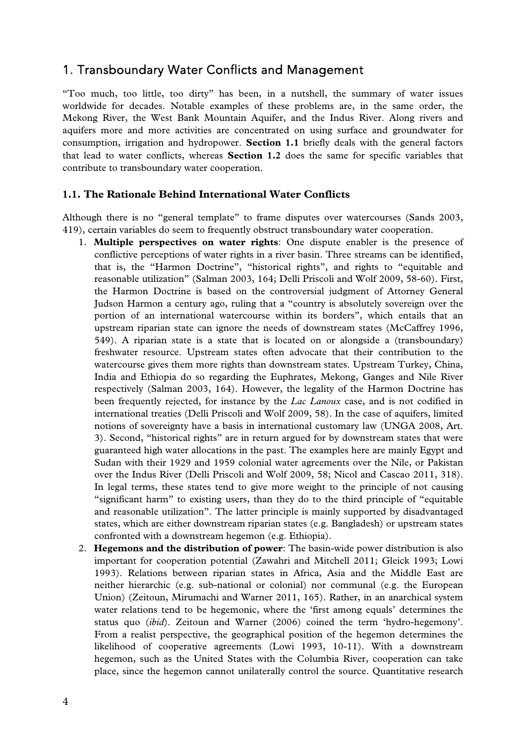## 1. Transboundary Water Conflicts and Management

"Too much, too little, too dirty" has been, in a nutshell, the summary of water issues worldwide for decades. Notable examples of these problems are, in the same order, the Mekong River, the West Bank Mountain Aquifer, and the Indus River. Along rivers and aquifers more and more activities are concentrated on using surface and groundwater for consumption, irrigation and hydropower. **Section 1.1** briefly deals with the general factors that lead to water conflicts, whereas **Section 1.2** does the same for specific variables that contribute to transboundary water cooperation.

### 1.1. The Rationale Behind International Water Conflicts

Although there is no "general template" to frame disputes over watercourses (Sands 2003, 419), certain variables do seem to frequently obstruct transboundary water cooperation.

1. **Multiple perspectives on water rights**: One dispute enabler is the presence of conflictive perceptions of water rights in a river basin. Three streams can be identified, that is, the "Harmon Doctrine", "historical rights", and rights to "equitable and reasonable utilization" (Salman 2003, 164; Delli Priscoli and Wolf 2009, 58-60). First, the Harmon Doctrine is based on the controversial judgment of Attorney General Judson Harmon a century ago, ruling that a "country is absolutely sovereign over the portion of an international watercourse within its borders", which entails that an upstream riparian state can ignore the needs of downstream states (McCaffrey 1996, 549). A riparian state is a state that is located on or alongside a (transboundary) freshwater resource. Upstream states often advocate that their contribution to the watercourse gives them more rights than downstream states. Upstream Turkey, China, India and Ethiopia do so regarding the Euphrates, Mekong, Ganges and Nile River respectively (Salman 2003, 164). However, the legality of the Harmon Doctrine has been frequently rejected, for instance by the *Lac Lanoux* case, and is not codified in international treaties (Delli Priscoli and Wolf 2009, 58). In the case of aquifers, limited notions of sovereignty have a basis in international customary law (UNGA 2008, Art. 3). Second, "historical rights" are in return argued for by downstream states that were guaranteed high water allocations in the past. The examples here are mainly Egypt and Sudan with their 1929 and 1959 colonial water agreements over the Nile, or Pakistan over the Indus River (Delli Priscoli and Wolf 2009, 58; Nicol and Cascao 2011, 318). In legal terms, these states tend to give more weight to the principle of not causing "significant harm" to existing users, than they do to the third principle of "equitable and reasonable utilization". The latter principle is mainly supported by disadvantaged states, which are either downstream riparian states (e.g. Bangladesh) or upstream states confronted with a downstream hegemon (e.g. Ethiopia).
2. **Hegemons and the distribution of power**: The basin-wide power distribution is also important for cooperation potential (Zawahri and Mitchell 2011; Gleick 1993; Lowi 1993). Relations between riparian states in Africa, Asia and the Middle East are neither hierarchic (e.g. sub-national or colonial) nor communal (e.g. the European Union) (Zeitoun, Mirumachi and Warner 2011, 165). Rather, in an anarchical system water relations tend to be hegemonic, where the 'first among equals' determines the status quo (*ibid*). Zeitoun and Warner (2006) coined the term 'hydro-hegemony'. From a realist perspective, the geographical position of the hegemon determines the likelihood of cooperative agreements (Lowi 1993, 10-11). With a downstream hegemon, such as the United States with the Columbia River, cooperation can take place, since the hegemon cannot unilaterally control the source. Quantitative research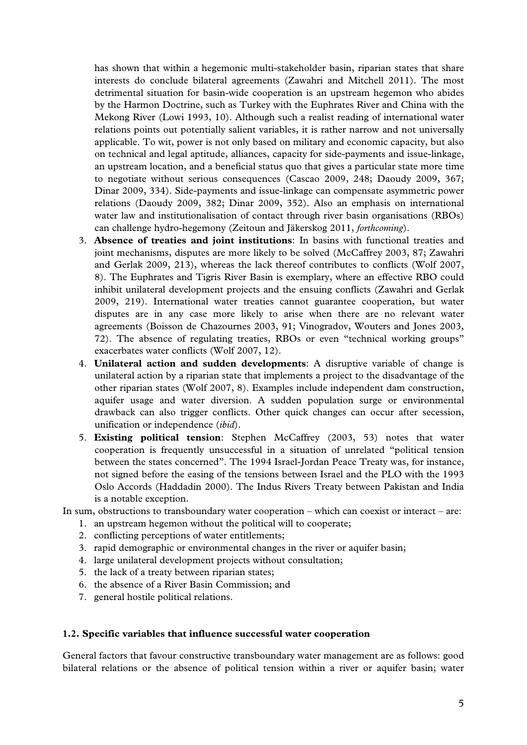has shown that within a hegemonic multi-stakeholder basin, riparian states that share interests do conclude bilateral agreements (Zawahri and Mitchell 2011). The most detrimental situation for basin-wide cooperation is an upstream hegemon who abides by the Harmon Doctrine, such as Turkey with the Euphrates River and China with the Mekong River (Lowi 1993, 10). Although such a realist reading of international water relations points out potentially salient variables, it is rather narrow and not universally applicable. To wit, power is not only based on military and economic capacity, but also on technical and legal aptitude, alliances, capacity for side-payments and issue-linkage, an upstream location, and a beneficial status quo that gives a particular state more time to negotiate without serious consequences (Cascao 2009, 248; Daoudy 2009, 367; Dinar 2009, 334). Side-payments and issue-linkage can compensate asymmetric power relations (Daoudy 2009, 382; Dinar 2009, 352). Also an emphasis on international water law and institutionalisation of contact through river basin organisations (RBOs) can challenge hydro-hegemony (Zeitoun and Jäkerskog 2011, *forthcoming*).

3. **Absence of treaties and joint institutions**: In basins with functional treaties and joint mechanisms, disputes are more likely to be solved (McCaffrey 2003, 87; Zawahri and Gerlak 2009, 213), whereas the lack thereof contributes to conflicts (Wolf 2007, 8). The Euphrates and Tigris River Basin is exemplary, where an effective RBO could inhibit unilateral development projects and the ensuing conflicts (Zawahri and Gerlak 2009, 219). International water treaties cannot guarantee cooperation, but water disputes are in any case more likely to arise when there are no relevant water agreements (Boisson de Chazournes 2003, 91; Vinogradov, Wouters and Jones 2003, 72). The absence of regulating treaties, RBOs or even "technical working groups" exacerbates water conflicts (Wolf 2007, 12).
4. **Unilateral action and sudden developments**: A disruptive variable of change is unilateral action by a riparian state that implements a project to the disadvantage of the other riparian states (Wolf 2007, 8). Examples include independent dam construction, aquifer usage and water diversion. A sudden population surge or environmental drawback can also trigger conflicts. Other quick changes can occur after secession, unification or independence (*ibid*).
5. **Existing political tension**: Stephen McCaffrey (2003, 53) notes that water cooperation is frequently unsuccessful in a situation of unrelated "political tension between the states concerned". The 1994 Israel-Jordan Peace Treaty was, for instance, not signed before the easing of the tensions between Israel and the PLO with the 1993 Oslo Accords (Haddadin 2000). The Indus Rivers Treaty between Pakistan and India is a notable exception.

In sum, obstructions to transboundary water cooperation – which can coexist or interact – are:

1. an upstream hegemon without the political will to cooperate;
2. conflicting perceptions of water entitlements;
3. rapid demographic or environmental changes in the river or aquifer basin;
4. large unilateral development projects without consultation;
5. the lack of a treaty between riparian states;
6. the absence of a River Basin Commission; and
7. general hostile political relations.

### 1.2. Specific variables that influence successful water cooperation

General factors that favour constructive transboundary water management are as follows: good bilateral relations or the absence of political tension within a river or aquifer basin; water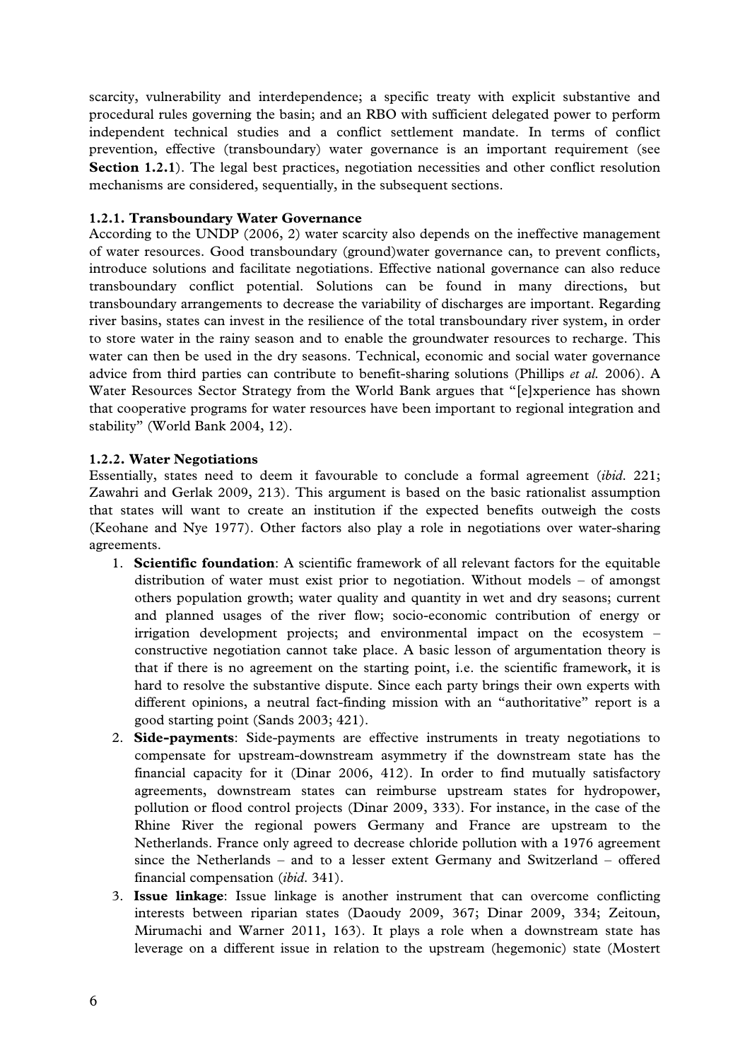scarcity, vulnerability and interdependence; a specific treaty with explicit substantive and procedural rules governing the basin; and an RBO with sufficient delegated power to perform independent technical studies and a conflict settlement mandate. In terms of conflict prevention, effective (transboundary) water governance is an important requirement (see **Section 1.2.1**). The legal best practices, negotiation necessities and other conflict resolution mechanisms are considered, sequentially, in the subsequent sections.

### 1.2.1. Transboundary Water Governance

According to the UNDP (2006, 2) water scarcity also depends on the ineffective management of water resources. Good transboundary (ground)water governance can, to prevent conflicts, introduce solutions and facilitate negotiations. Effective national governance can also reduce transboundary conflict potential. Solutions can be found in many directions, but transboundary arrangements to decrease the variability of discharges are important. Regarding river basins, states can invest in the resilience of the total transboundary river system, in order to store water in the rainy season and to enable the groundwater resources to recharge. This water can then be used in the dry seasons. Technical, economic and social water governance advice from third parties can contribute to benefit-sharing solutions (Phillips *et al.* 2006). A Water Resources Sector Strategy from the World Bank argues that "[e]xperience has shown that cooperative programs for water resources have been important to regional integration and stability" (World Bank 2004, 12).

### 1.2.2. Water Negotiations

Essentially, states need to deem it favourable to conclude a formal agreement (*ibid.* 221; Zawahri and Gerlak 2009, 213). This argument is based on the basic rationalist assumption that states will want to create an institution if the expected benefits outweigh the costs (Keohane and Nye 1977). Other factors also play a role in negotiations over water-sharing agreements.

1. **Scientific foundation**: A scientific framework of all relevant factors for the equitable distribution of water must exist prior to negotiation. Without models – of amongst others population growth; water quality and quantity in wet and dry seasons; current and planned usages of the river flow; socio-economic contribution of energy or irrigation development projects; and environmental impact on the ecosystem – constructive negotiation cannot take place. A basic lesson of argumentation theory is that if there is no agreement on the starting point, i.e. the scientific framework, it is hard to resolve the substantive dispute. Since each party brings their own experts with different opinions, a neutral fact-finding mission with an "authoritative" report is a good starting point (Sands 2003; 421).
2. **Side-payments**: Side-payments are effective instruments in treaty negotiations to compensate for upstream-downstream asymmetry if the downstream state has the financial capacity for it (Dinar 2006, 412). In order to find mutually satisfactory agreements, downstream states can reimburse upstream states for hydropower, pollution or flood control projects (Dinar 2009, 333). For instance, in the case of the Rhine River the regional powers Germany and France are upstream to the Netherlands. France only agreed to decrease chloride pollution with a 1976 agreement since the Netherlands – and to a lesser extent Germany and Switzerland – offered financial compensation (*ibid.* 341).
3. **Issue linkage**: Issue linkage is another instrument that can overcome conflicting interests between riparian states (Daoudy 2009, 367; Dinar 2009, 334; Zeitoun, Mirumachi and Warner 2011, 163). It plays a role when a downstream state has leverage on a different issue in relation to the upstream (hegemonic) state (Mostert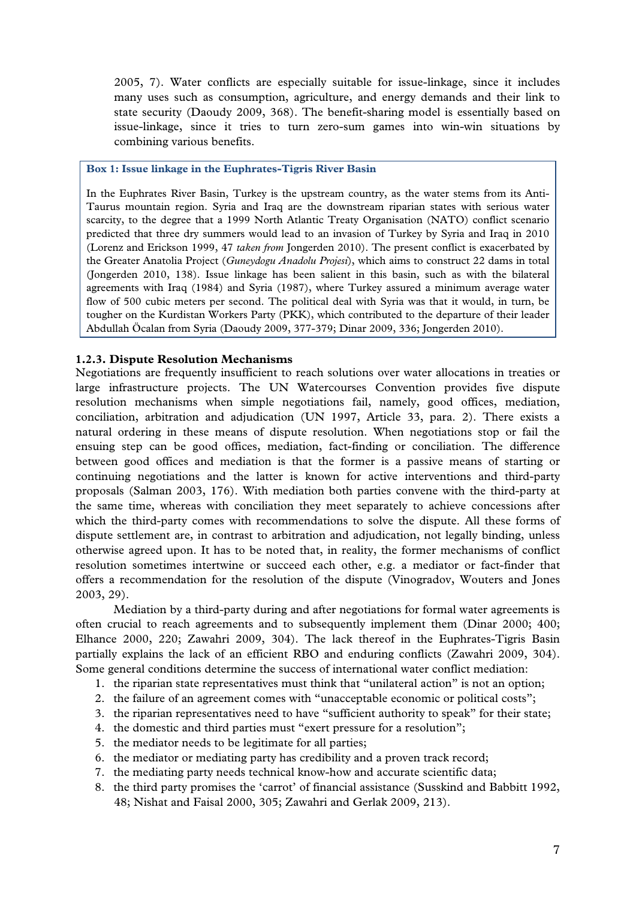2005, 7). Water conflicts are especially suitable for issue-linkage, since it includes many uses such as consumption, agriculture, and energy demands and their link to state security (Daoudy 2009, 368). The benefit-sharing model is essentially based on issue-linkage, since it tries to turn zero-sum games into win-win situations by combining various benefits.

**Box 1: Issue linkage in the Euphrates-Tigris River Basin**

In the Euphrates River Basin, Turkey is the upstream country, as the water stems from its Anti-Taurus mountain region. Syria and Iraq are the downstream riparian states with serious water scarcity, to the degree that a 1999 North Atlantic Treaty Organisation (NATO) conflict scenario predicted that three dry summers would lead to an invasion of Turkey by Syria and Iraq in 2010 (Lorenz and Erickson 1999, 47 *taken from* Jongerden 2010). The present conflict is exacerbated by the Greater Anatolia Project (*Guneydogu Anadolu Projesi*), which aims to construct 22 dams in total (Jongerden 2010, 138). Issue linkage has been salient in this basin, such as with the bilateral agreements with Iraq (1984) and Syria (1987), where Turkey assured a minimum average water flow of 500 cubic meters per second. The political deal with Syria was that it would, in turn, be tougher on the Kurdistan Workers Party (PKK), which contributed to the departure of their leader Abdullah Öcalan from Syria (Daoudy 2009, 377-379; Dinar 2009, 336; Jongerden 2010).

### 1.2.3. Dispute Resolution Mechanisms

Negotiations are frequently insufficient to reach solutions over water allocations in treaties or large infrastructure projects. The UN Watercourses Convention provides five dispute resolution mechanisms when simple negotiations fail, namely, good offices, mediation, conciliation, arbitration and adjudication (UN 1997, Article 33, para. 2). There exists a natural ordering in these means of dispute resolution. When negotiations stop or fail the ensuing step can be good offices, mediation, fact-finding or conciliation. The difference between good offices and mediation is that the former is a passive means of starting or continuing negotiations and the latter is known for active interventions and third-party proposals (Salman 2003, 176). With mediation both parties convene with the third-party at the same time, whereas with conciliation they meet separately to achieve concessions after which the third-party comes with recommendations to solve the dispute. All these forms of dispute settlement are, in contrast to arbitration and adjudication, not legally binding, unless otherwise agreed upon. It has to be noted that, in reality, the former mechanisms of conflict resolution sometimes intertwine or succeed each other, e.g. a mediator or fact-finder that offers a recommendation for the resolution of the dispute (Vinogradov, Wouters and Jones 2003, 29).

Mediation by a third-party during and after negotiations for formal water agreements is often crucial to reach agreements and to subsequently implement them (Dinar 2000; 400; Elhance 2000, 220; Zawahri 2009, 304). The lack thereof in the Euphrates-Tigris Basin partially explains the lack of an efficient RBO and enduring conflicts (Zawahri 2009, 304). Some general conditions determine the success of international water conflict mediation:

1. the riparian state representatives must think that "unilateral action" is not an option;
2. the failure of an agreement comes with "unacceptable economic or political costs";
3. the riparian representatives need to have "sufficient authority to speak" for their state;
4. the domestic and third parties must "exert pressure for a resolution";
5. the mediator needs to be legitimate for all parties;
6. the mediator or mediating party has credibility and a proven track record;
7. the mediating party needs technical know-how and accurate scientific data;
8. the third party promises the 'carrot' of financial assistance (Susskind and Babbitt 1992, 48; Nishat and Faisal 2000, 305; Zawahri and Gerlak 2009, 213).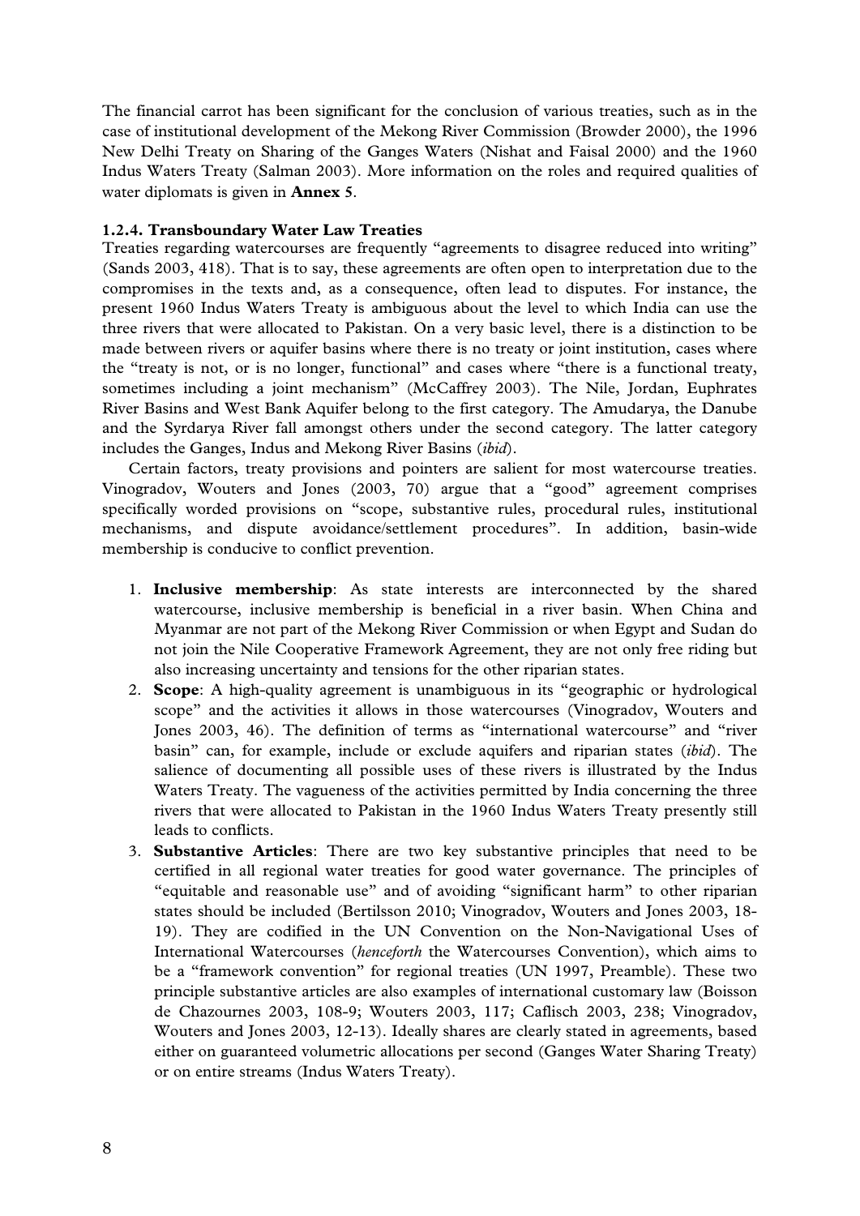The financial carrot has been significant for the conclusion of various treaties, such as in the case of institutional development of the Mekong River Commission (Browder 2000), the 1996 New Delhi Treaty on Sharing of the Ganges Waters (Nishat and Faisal 2000) and the 1960 Indus Waters Treaty (Salman 2003). More information on the roles and required qualities of water diplomats is given in **Annex 5**.

#### 1.2.4. Transboundary Water Law Treaties

Treaties regarding watercourses are frequently "agreements to disagree reduced into writing" (Sands 2003, 418). That is to say, these agreements are often open to interpretation due to the compromises in the texts and, as a consequence, often lead to disputes. For instance, the present 1960 Indus Waters Treaty is ambiguous about the level to which India can use the three rivers that were allocated to Pakistan. On a very basic level, there is a distinction to be made between rivers or aquifer basins where there is no treaty or joint institution, cases where the "treaty is not, or is no longer, functional" and cases where "there is a functional treaty, sometimes including a joint mechanism" (McCaffrey 2003). The Nile, Jordan, Euphrates River Basins and West Bank Aquifer belong to the first category. The Amudarya, the Danube and the Syrdarya River fall amongst others under the second category. The latter category includes the Ganges, Indus and Mekong River Basins (*ibid*).

Certain factors, treaty provisions and pointers are salient for most watercourse treaties. Vinogradov, Wouters and Jones (2003, 70) argue that a "good" agreement comprises specifically worded provisions on "scope, substantive rules, procedural rules, institutional mechanisms, and dispute avoidance/settlement procedures". In addition, basin-wide membership is conducive to conflict prevention.

1. **Inclusive membership**: As state interests are interconnected by the shared watercourse, inclusive membership is beneficial in a river basin. When China and Myanmar are not part of the Mekong River Commission or when Egypt and Sudan do not join the Nile Cooperative Framework Agreement, they are not only free riding but also increasing uncertainty and tensions for the other riparian states.
2. **Scope**: A high-quality agreement is unambiguous in its "geographic or hydrological scope" and the activities it allows in those watercourses (Vinogradov, Wouters and Jones 2003, 46). The definition of terms as "international watercourse" and "river basin" can, for example, include or exclude aquifers and riparian states (*ibid*). The salience of documenting all possible uses of these rivers is illustrated by the Indus Waters Treaty. The vagueness of the activities permitted by India concerning the three rivers that were allocated to Pakistan in the 1960 Indus Waters Treaty presently still leads to conflicts.
3. **Substantive Articles**: There are two key substantive principles that need to be certified in all regional water treaties for good water governance. The principles of "equitable and reasonable use" and of avoiding "significant harm" to other riparian states should be included (Bertilsson 2010; Vinogradov, Wouters and Jones 2003, 18-19). They are codified in the UN Convention on the Non-Navigational Uses of International Watercourses (*henceforth* the Watercourses Convention), which aims to be a "framework convention" for regional treaties (UN 1997, Preamble). These two principle substantive articles are also examples of international customary law (Boisson de Chazournes 2003, 108-9; Wouters 2003, 117; Caflisch 2003, 238; Vinogradov, Wouters and Jones 2003, 12-13). Ideally shares are clearly stated in agreements, based either on guaranteed volumetric allocations per second (Ganges Water Sharing Treaty) or on entire streams (Indus Waters Treaty).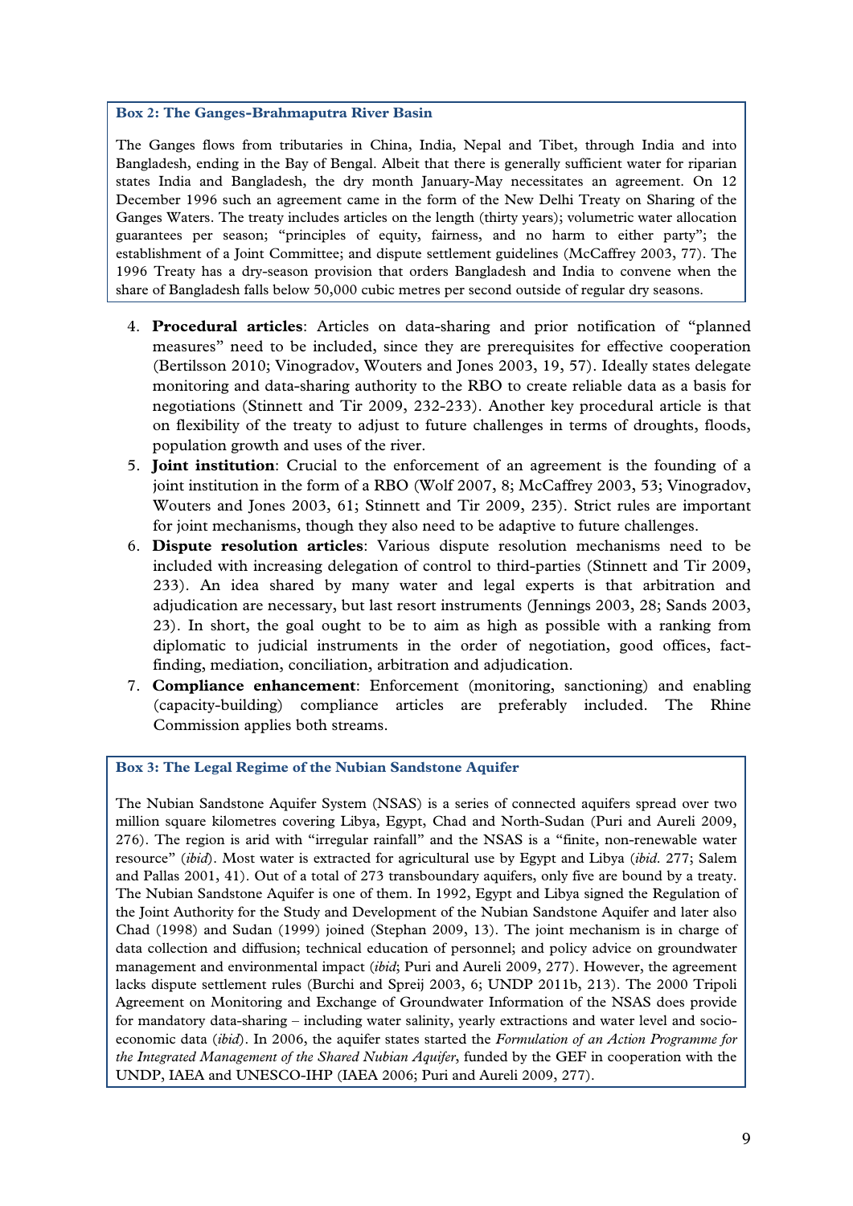**Box 2: The Ganges-Brahmaputra River Basin**

The Ganges flows from tributaries in China, India, Nepal and Tibet, through India and into Bangladesh, ending in the Bay of Bengal. Albeit that there is generally sufficient water for riparian states India and Bangladesh, the dry month January-May necessitates an agreement. On 12 December 1996 such an agreement came in the form of the New Delhi Treaty on Sharing of the Ganges Waters. The treaty includes articles on the length (thirty years); volumetric water allocation guarantees per season; "principles of equity, fairness, and no harm to either party"; the establishment of a Joint Committee; and dispute settlement guidelines (McCaffrey 2003, 77). The 1996 Treaty has a dry-season provision that orders Bangladesh and India to convene when the share of Bangladesh falls below 50,000 cubic metres per second outside of regular dry seasons.

4. **Procedural articles**: Articles on data-sharing and prior notification of "planned measures" need to be included, since they are prerequisites for effective cooperation (Bertilsson 2010; Vinogradov, Wouters and Jones 2003, 19, 57). Ideally states delegate monitoring and data-sharing authority to the RBO to create reliable data as a basis for negotiations (Stinnett and Tir 2009, 232-233). Another key procedural article is that on flexibility of the treaty to adjust to future challenges in terms of droughts, floods, population growth and uses of the river.
5. **Joint institution**: Crucial to the enforcement of an agreement is the founding of a joint institution in the form of a RBO (Wolf 2007, 8; McCaffrey 2003, 53; Vinogradov, Wouters and Jones 2003, 61; Stinnett and Tir 2009, 235). Strict rules are important for joint mechanisms, though they also need to be adaptive to future challenges.
6. **Dispute resolution articles**: Various dispute resolution mechanisms need to be included with increasing delegation of control to third-parties (Stinnett and Tir 2009, 233). An idea shared by many water and legal experts is that arbitration and adjudication are necessary, but last resort instruments (Jennings 2003, 28; Sands 2003, 23). In short, the goal ought to be to aim as high as possible with a ranking from diplomatic to judicial instruments in the order of negotiation, good offices, fact-finding, mediation, conciliation, arbitration and adjudication.
7. **Compliance enhancement**: Enforcement (monitoring, sanctioning) and enabling (capacity-building) compliance articles are preferably included. The Rhine Commission applies both streams.

**Box 3: The Legal Regime of the Nubian Sandstone Aquifer**

The Nubian Sandstone Aquifer System (NSAS) is a series of connected aquifers spread over two million square kilometres covering Libya, Egypt, Chad and North-Sudan (Puri and Aureli 2009, 276). The region is arid with "irregular rainfall" and the NSAS is a "finite, non-renewable water resource" (*ibid*). Most water is extracted for agricultural use by Egypt and Libya (*ibid*. 277; Salem and Pallas 2001, 41). Out of a total of 273 transboundary aquifers, only five are bound by a treaty. The Nubian Sandstone Aquifer is one of them. In 1992, Egypt and Libya signed the Regulation of the Joint Authority for the Study and Development of the Nubian Sandstone Aquifer and later also Chad (1998) and Sudan (1999) joined (Stephan 2009, 13). The joint mechanism is in charge of data collection and diffusion; technical education of personnel; and policy advice on groundwater management and environmental impact (*ibid*; Puri and Aureli 2009, 277). However, the agreement lacks dispute settlement rules (Burchi and Spreij 2003, 6; UNDP 2011b, 213). The 2000 Tripoli Agreement on Monitoring and Exchange of Groundwater Information of the NSAS does provide for mandatory data-sharing – including water salinity, yearly extractions and water level and socio-economic data (*ibid*). In 2006, the aquifer states started the *Formulation of an Action Programme for the Integrated Management of the Shared Nubian Aquifer*, funded by the GEF in cooperation with the UNDP, IAEA and UNESCO-IHP (IAEA 2006; Puri and Aureli 2009, 277).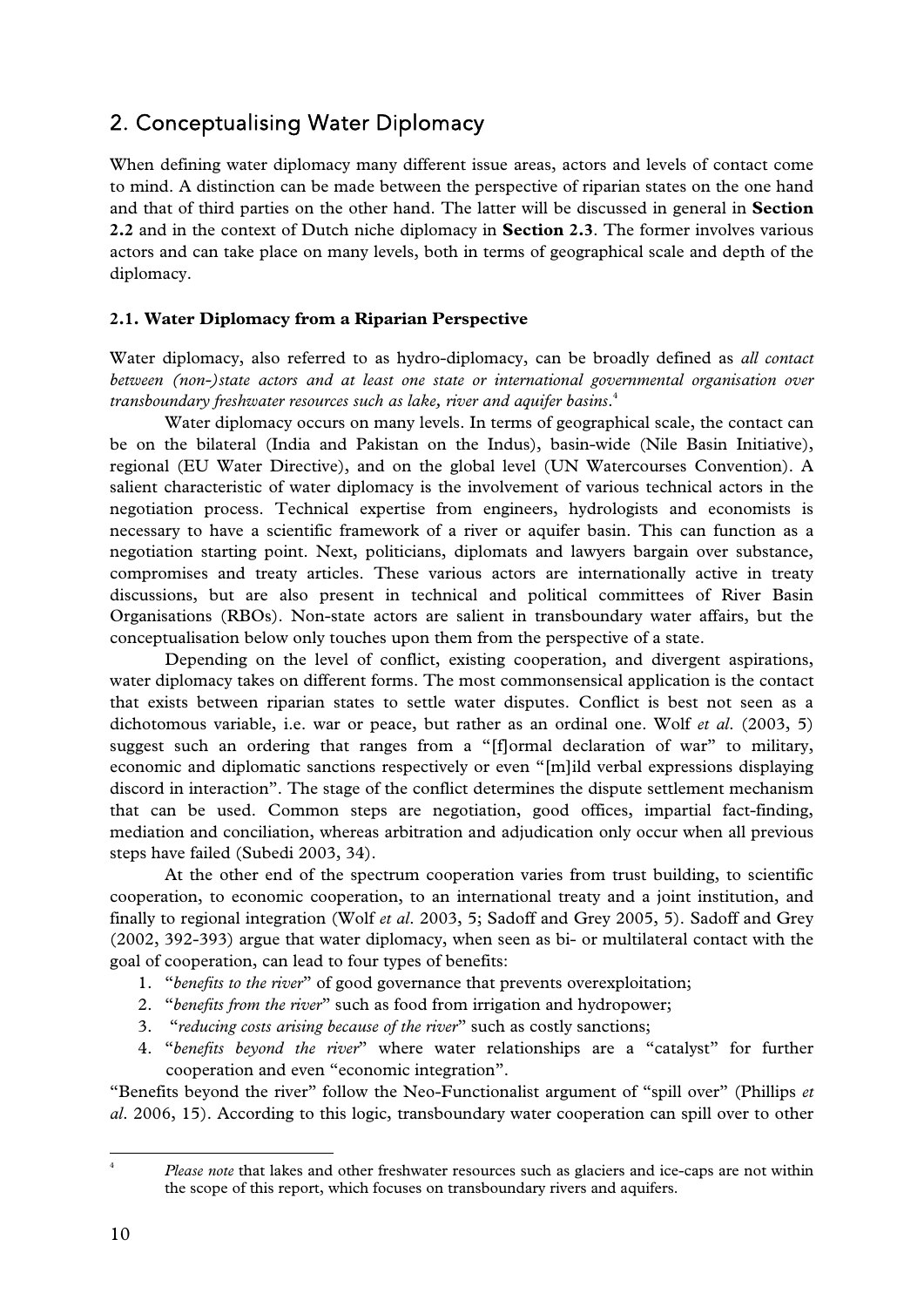## 2. Conceptualising Water Diplomacy

When defining water diplomacy many different issue areas, actors and levels of contact come to mind. A distinction can be made between the perspective of riparian states on the one hand and that of third parties on the other hand. The latter will be discussed in general in **Section 2.2** and in the context of Dutch niche diplomacy in **Section 2.3**. The former involves various actors and can take place on many levels, both in terms of geographical scale and depth of the diplomacy.

### 2.1. Water Diplomacy from a Riparian Perspective

Water diplomacy, also referred to as hydro-diplomacy, can be broadly defined as *all contact between (non-)state actors and at least one state or international governmental organisation over transboundary freshwater resources such as lake, river and aquifer basins*.[4]

Water diplomacy occurs on many levels. In terms of geographical scale, the contact can be on the bilateral (India and Pakistan on the Indus), basin-wide (Nile Basin Initiative), regional (EU Water Directive), and on the global level (UN Watercourses Convention). A salient characteristic of water diplomacy is the involvement of various technical actors in the negotiation process. Technical expertise from engineers, hydrologists and economists is necessary to have a scientific framework of a river or aquifer basin. This can function as a negotiation starting point. Next, politicians, diplomats and lawyers bargain over substance, compromises and treaty articles. These various actors are internationally active in treaty discussions, but are also present in technical and political committees of River Basin Organisations (RBOs). Non-state actors are salient in transboundary water affairs, but the conceptualisation below only touches upon them from the perspective of a state.

Depending on the level of conflict, existing cooperation, and divergent aspirations, water diplomacy takes on different forms. The most commonsensical application is the contact that exists between riparian states to settle water disputes. Conflict is best not seen as a dichotomous variable, i.e. war or peace, but rather as an ordinal one. Wolf *et al*. (2003, 5) suggest such an ordering that ranges from a "[f]ormal declaration of war" to military, economic and diplomatic sanctions respectively or even "[m]ild verbal expressions displaying discord in interaction". The stage of the conflict determines the dispute settlement mechanism that can be used. Common steps are negotiation, good offices, impartial fact-finding, mediation and conciliation, whereas arbitration and adjudication only occur when all previous steps have failed (Subedi 2003, 34).

At the other end of the spectrum cooperation varies from trust building, to scientific cooperation, to economic cooperation, to an international treaty and a joint institution, and finally to regional integration (Wolf *et al*. 2003, 5; Sadoff and Grey 2005, 5). Sadoff and Grey (2002, 392-393) argue that water diplomacy, when seen as bi- or multilateral contact with the goal of cooperation, can lead to four types of benefits:

1. "*benefits to the river*" of good governance that prevents overexploitation;
2. "*benefits from the river*" such as food from irrigation and hydropower;
3. "*reducing costs arising because of the river*" such as costly sanctions;
4. "*benefits beyond the river*" where water relationships are a "catalyst" for further cooperation and even "economic integration".

"Benefits beyond the river" follow the Neo-Functionalist argument of "spill over" (Phillips *et al*. 2006, 15). According to this logic, transboundary water cooperation can spill over to other

[4] *Please note* that lakes and other freshwater resources such as glaciers and ice-caps are not within the scope of this report, which focuses on transboundary rivers and aquifers.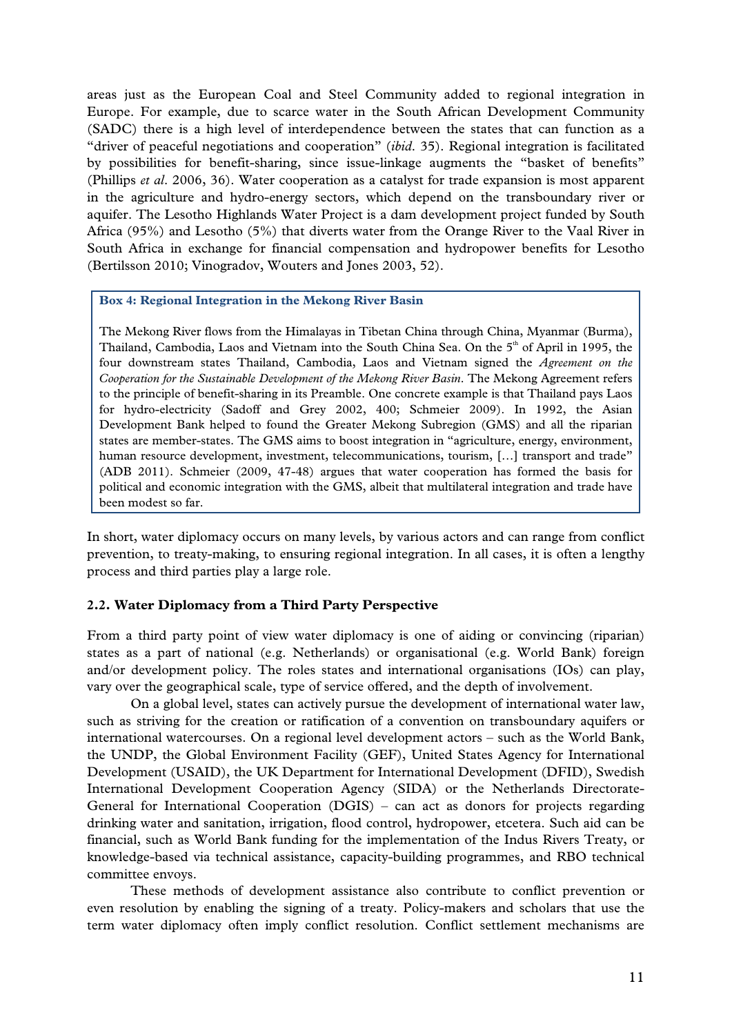areas just as the European Coal and Steel Community added to regional integration in Europe. For example, due to scarce water in the South African Development Community (SADC) there is a high level of interdependence between the states that can function as a "driver of peaceful negotiations and cooperation" (*ibid.* 35). Regional integration is facilitated by possibilities for benefit-sharing, since issue-linkage augments the "basket of benefits" (Phillips *et al.* 2006, 36). Water cooperation as a catalyst for trade expansion is most apparent in the agriculture and hydro-energy sectors, which depend on the transboundary river or aquifer. The Lesotho Highlands Water Project is a dam development project funded by South Africa (95%) and Lesotho (5%) that diverts water from the Orange River to the Vaal River in South Africa in exchange for financial compensation and hydropower benefits for Lesotho (Bertilsson 2010; Vinogradov, Wouters and Jones 2003, 52).

> **Box 4: Regional Integration in the Mekong River Basin**
>
> The Mekong River flows from the Himalayas in Tibetan China through China, Myanmar (Burma), Thailand, Cambodia, Laos and Vietnam into the South China Sea. On the 5th of April in 1995, the four downstream states Thailand, Cambodia, Laos and Vietnam signed the *Agreement on the Cooperation for the Sustainable Development of the Mekong River Basin*. The Mekong Agreement refers to the principle of benefit-sharing in its Preamble. One concrete example is that Thailand pays Laos for hydro-electricity (Sadoff and Grey 2002, 400; Schmeier 2009). In 1992, the Asian Development Bank helped to found the Greater Mekong Subregion (GMS) and all the riparian states are member-states. The GMS aims to boost integration in "agriculture, energy, environment, human resource development, investment, telecommunications, tourism, […] transport and trade" (ADB 2011). Schmeier (2009, 47-48) argues that water cooperation has formed the basis for political and economic integration with the GMS, albeit that multilateral integration and trade have been modest so far.

In short, water diplomacy occurs on many levels, by various actors and can range from conflict prevention, to treaty-making, to ensuring regional integration. In all cases, it is often a lengthy process and third parties play a large role.

### 2.2. Water Diplomacy from a Third Party Perspective

From a third party point of view water diplomacy is one of aiding or convincing (riparian) states as a part of national (e.g. Netherlands) or organisational (e.g. World Bank) foreign and/or development policy. The roles states and international organisations (IOs) can play, vary over the geographical scale, type of service offered, and the depth of involvement.

On a global level, states can actively pursue the development of international water law, such as striving for the creation or ratification of a convention on transboundary aquifers or international watercourses. On a regional level development actors – such as the World Bank, the UNDP, the Global Environment Facility (GEF), United States Agency for International Development (USAID), the UK Department for International Development (DFID), Swedish International Development Cooperation Agency (SIDA) or the Netherlands Directorate-General for International Cooperation (DGIS) – can act as donors for projects regarding drinking water and sanitation, irrigation, flood control, hydropower, etcetera. Such aid can be financial, such as World Bank funding for the implementation of the Indus Rivers Treaty, or knowledge-based via technical assistance, capacity-building programmes, and RBO technical committee envoys.

These methods of development assistance also contribute to conflict prevention or even resolution by enabling the signing of a treaty. Policy-makers and scholars that use the term water diplomacy often imply conflict resolution. Conflict settlement mechanisms are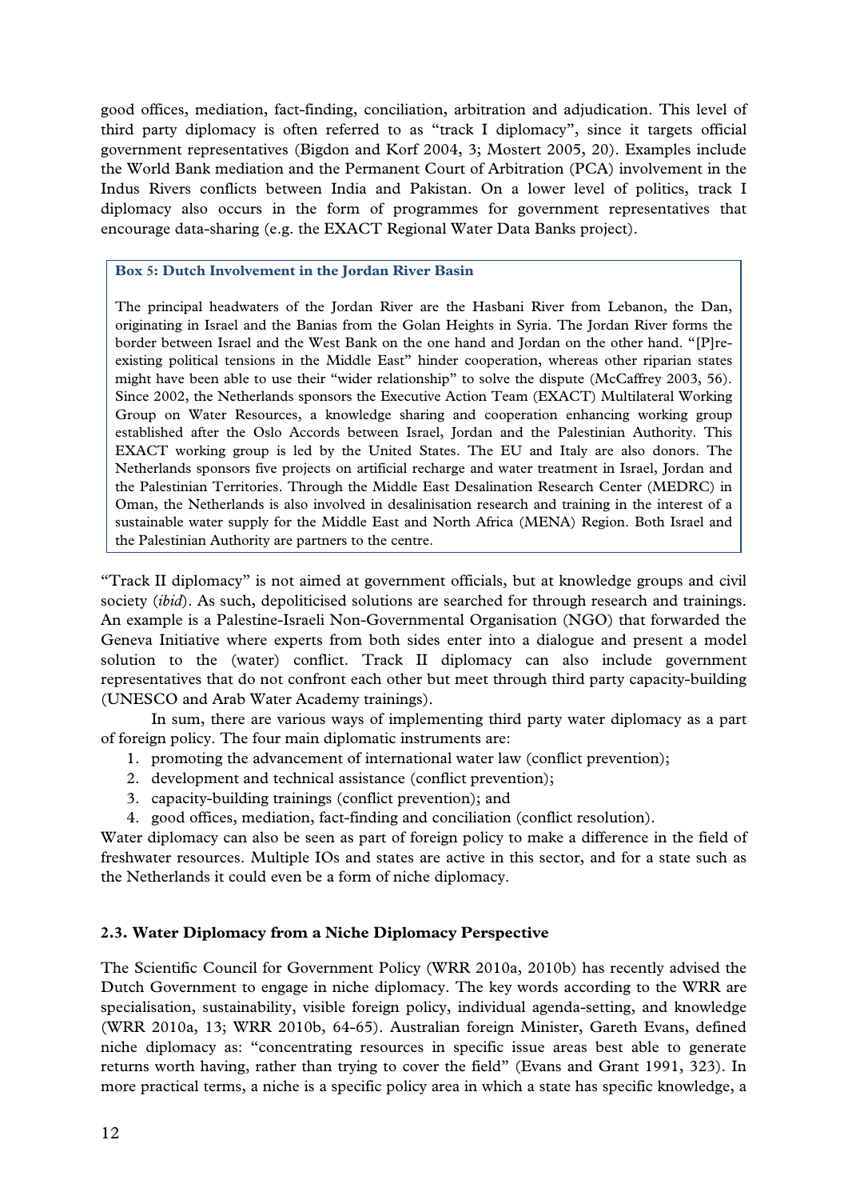good offices, mediation, fact-finding, conciliation, arbitration and adjudication. This level of third party diplomacy is often referred to as "track I diplomacy", since it targets official government representatives (Bigdon and Korf 2004, 3; Mostert 2005, 20). Examples include the World Bank mediation and the Permanent Court of Arbitration (PCA) involvement in the Indus Rivers conflicts between India and Pakistan. On a lower level of politics, track I diplomacy also occurs in the form of programmes for government representatives that encourage data-sharing (e.g. the EXACT Regional Water Data Banks project).

> **Box 5: Dutch Involvement in the Jordan River Basin**
>
> The principal headwaters of the Jordan River are the Hasbani River from Lebanon, the Dan, originating in Israel and the Banias from the Golan Heights in Syria. The Jordan River forms the border between Israel and the West Bank on the one hand and Jordan on the other hand. "[P]re-existing political tensions in the Middle East" hinder cooperation, whereas other riparian states might have been able to use their "wider relationship" to solve the dispute (McCaffrey 2003, 56). Since 2002, the Netherlands sponsors the Executive Action Team (EXACT) Multilateral Working Group on Water Resources, a knowledge sharing and cooperation enhancing working group established after the Oslo Accords between Israel, Jordan and the Palestinian Authority. This EXACT working group is led by the United States. The EU and Italy are also donors. The Netherlands sponsors five projects on artificial recharge and water treatment in Israel, Jordan and the Palestinian Territories. Through the Middle East Desalination Research Center (MEDRC) in Oman, the Netherlands is also involved in desalinisation research and training in the interest of a sustainable water supply for the Middle East and North Africa (MENA) Region. Both Israel and the Palestinian Authority are partners to the centre.

"Track II diplomacy" is not aimed at government officials, but at knowledge groups and civil society (*ibid*). As such, depoliticised solutions are searched for through research and trainings. An example is a Palestine-Israeli Non-Governmental Organisation (NGO) that forwarded the Geneva Initiative where experts from both sides enter into a dialogue and present a model solution to the (water) conflict. Track II diplomacy can also include government representatives that do not confront each other but meet through third party capacity-building (UNESCO and Arab Water Academy trainings).

In sum, there are various ways of implementing third party water diplomacy as a part of foreign policy. The four main diplomatic instruments are:

1. promoting the advancement of international water law (conflict prevention);
2. development and technical assistance (conflict prevention);
3. capacity-building trainings (conflict prevention); and
4. good offices, mediation, fact-finding and conciliation (conflict resolution).

Water diplomacy can also be seen as part of foreign policy to make a difference in the field of freshwater resources. Multiple IOs and states are active in this sector, and for a state such as the Netherlands it could even be a form of niche diplomacy.

### 2.3. Water Diplomacy from a Niche Diplomacy Perspective

The Scientific Council for Government Policy (WRR 2010a, 2010b) has recently advised the Dutch Government to engage in niche diplomacy. The key words according to the WRR are specialisation, sustainability, visible foreign policy, individual agenda-setting, and knowledge (WRR 2010a, 13; WRR 2010b, 64-65). Australian foreign Minister, Gareth Evans, defined niche diplomacy as: "concentrating resources in specific issue areas best able to generate returns worth having, rather than trying to cover the field" (Evans and Grant 1991, 323). In more practical terms, a niche is a specific policy area in which a state has specific knowledge, a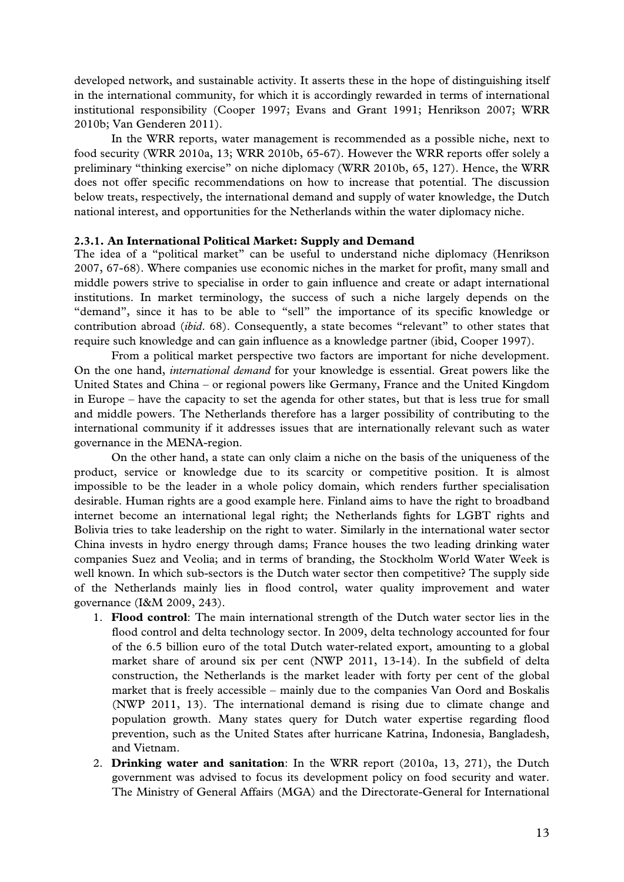developed network, and sustainable activity. It asserts these in the hope of distinguishing itself in the international community, for which it is accordingly rewarded in terms of international institutional responsibility (Cooper 1997; Evans and Grant 1991; Henrikson 2007; WRR 2010b; Van Genderen 2011).

In the WRR reports, water management is recommended as a possible niche, next to food security (WRR 2010a, 13; WRR 2010b, 65-67). However the WRR reports offer solely a preliminary "thinking exercise" on niche diplomacy (WRR 2010b, 65, 127). Hence, the WRR does not offer specific recommendations on how to increase that potential. The discussion below treats, respectively, the international demand and supply of water knowledge, the Dutch national interest, and opportunities for the Netherlands within the water diplomacy niche.

### 2.3.1. An International Political Market: Supply and Demand

The idea of a "political market" can be useful to understand niche diplomacy (Henrikson 2007, 67-68). Where companies use economic niches in the market for profit, many small and middle powers strive to specialise in order to gain influence and create or adapt international institutions. In market terminology, the success of such a niche largely depends on the "demand", since it has to be able to "sell" the importance of its specific knowledge or contribution abroad (*ibid*. 68). Consequently, a state becomes "relevant" to other states that require such knowledge and can gain influence as a knowledge partner (ibid, Cooper 1997).

From a political market perspective two factors are important for niche development. On the one hand, *international demand* for your knowledge is essential. Great powers like the United States and China – or regional powers like Germany, France and the United Kingdom in Europe – have the capacity to set the agenda for other states, but that is less true for small and middle powers. The Netherlands therefore has a larger possibility of contributing to the international community if it addresses issues that are internationally relevant such as water governance in the MENA-region.

On the other hand, a state can only claim a niche on the basis of the uniqueness of the product, service or knowledge due to its scarcity or competitive position. It is almost impossible to be the leader in a whole policy domain, which renders further specialisation desirable. Human rights are a good example here. Finland aims to have the right to broadband internet become an international legal right; the Netherlands fights for LGBT rights and Bolivia tries to take leadership on the right to water. Similarly in the international water sector China invests in hydro energy through dams; France houses the two leading drinking water companies Suez and Veolia; and in terms of branding, the Stockholm World Water Week is well known. In which sub-sectors is the Dutch water sector then competitive? The supply side of the Netherlands mainly lies in flood control, water quality improvement and water governance (I&M 2009, 243).

1. **Flood control**: The main international strength of the Dutch water sector lies in the flood control and delta technology sector. In 2009, delta technology accounted for four of the 6.5 billion euro of the total Dutch water-related export, amounting to a global market share of around six per cent (NWP 2011, 13-14). In the subfield of delta construction, the Netherlands is the market leader with forty per cent of the global market that is freely accessible – mainly due to the companies Van Oord and Boskalis (NWP 2011, 13). The international demand is rising due to climate change and population growth. Many states query for Dutch water expertise regarding flood prevention, such as the United States after hurricane Katrina, Indonesia, Bangladesh, and Vietnam.
2. **Drinking water and sanitation**: In the WRR report (2010a, 13, 271), the Dutch government was advised to focus its development policy on food security and water. The Ministry of General Affairs (MGA) and the Directorate-General for International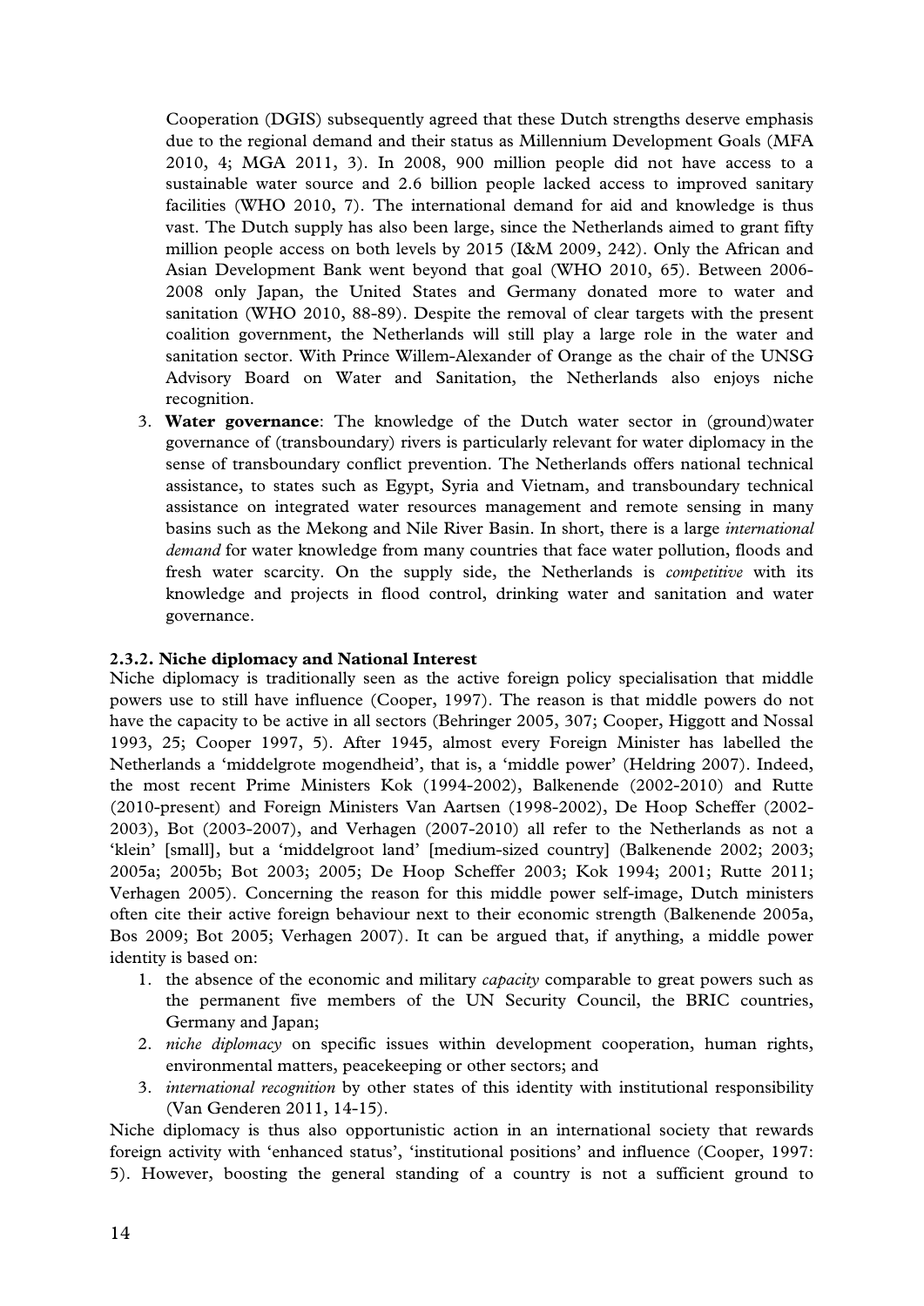Cooperation (DGIS) subsequently agreed that these Dutch strengths deserve emphasis due to the regional demand and their status as Millennium Development Goals (MFA 2010, 4; MGA 2011, 3). In 2008, 900 million people did not have access to a sustainable water source and 2.6 billion people lacked access to improved sanitary facilities (WHO 2010, 7). The international demand for aid and knowledge is thus vast. The Dutch supply has also been large, since the Netherlands aimed to grant fifty million people access on both levels by 2015 (I&M 2009, 242). Only the African and Asian Development Bank went beyond that goal (WHO 2010, 65). Between 2006-2008 only Japan, the United States and Germany donated more to water and sanitation (WHO 2010, 88-89). Despite the removal of clear targets with the present coalition government, the Netherlands will still play a large role in the water and sanitation sector. With Prince Willem-Alexander of Orange as the chair of the UNSG Advisory Board on Water and Sanitation, the Netherlands also enjoys niche recognition.

3. **Water governance**: The knowledge of the Dutch water sector in (ground)water governance of (transboundary) rivers is particularly relevant for water diplomacy in the sense of transboundary conflict prevention. The Netherlands offers national technical assistance, to states such as Egypt, Syria and Vietnam, and transboundary technical assistance on integrated water resources management and remote sensing in many basins such as the Mekong and Nile River Basin. In short, there is a large *international demand* for water knowledge from many countries that face water pollution, floods and fresh water scarcity. On the supply side, the Netherlands is *competitive* with its knowledge and projects in flood control, drinking water and sanitation and water governance.

#### 2.3.2. Niche diplomacy and National Interest

Niche diplomacy is traditionally seen as the active foreign policy specialisation that middle powers use to still have influence (Cooper, 1997). The reason is that middle powers do not have the capacity to be active in all sectors (Behringer 2005, 307; Cooper, Higgott and Nossal 1993, 25; Cooper 1997, 5). After 1945, almost every Foreign Minister has labelled the Netherlands a 'middelgrote mogendheid', that is, a 'middle power' (Heldring 2007). Indeed, the most recent Prime Ministers Kok (1994-2002), Balkenende (2002-2010) and Rutte (2010-present) and Foreign Ministers Van Aartsen (1998-2002), De Hoop Scheffer (2002-2003), Bot (2003-2007), and Verhagen (2007-2010) all refer to the Netherlands as not a 'klein' [small], but a 'middelgroot land' [medium-sized country] (Balkenende 2002; 2003; 2005a; 2005b; Bot 2003; 2005; De Hoop Scheffer 2003; Kok 1994; 2001; Rutte 2011; Verhagen 2005). Concerning the reason for this middle power self-image, Dutch ministers often cite their active foreign behaviour next to their economic strength (Balkenende 2005a, Bos 2009; Bot 2005; Verhagen 2007). It can be argued that, if anything, a middle power identity is based on:

1. the absence of the economic and military *capacity* comparable to great powers such as the permanent five members of the UN Security Council, the BRIC countries, Germany and Japan;
2. *niche diplomacy* on specific issues within development cooperation, human rights, environmental matters, peacekeeping or other sectors; and
3. *international recognition* by other states of this identity with institutional responsibility (Van Genderen 2011, 14-15).

Niche diplomacy is thus also opportunistic action in an international society that rewards foreign activity with 'enhanced status', 'institutional positions' and influence (Cooper, 1997: 5). However, boosting the general standing of a country is not a sufficient ground to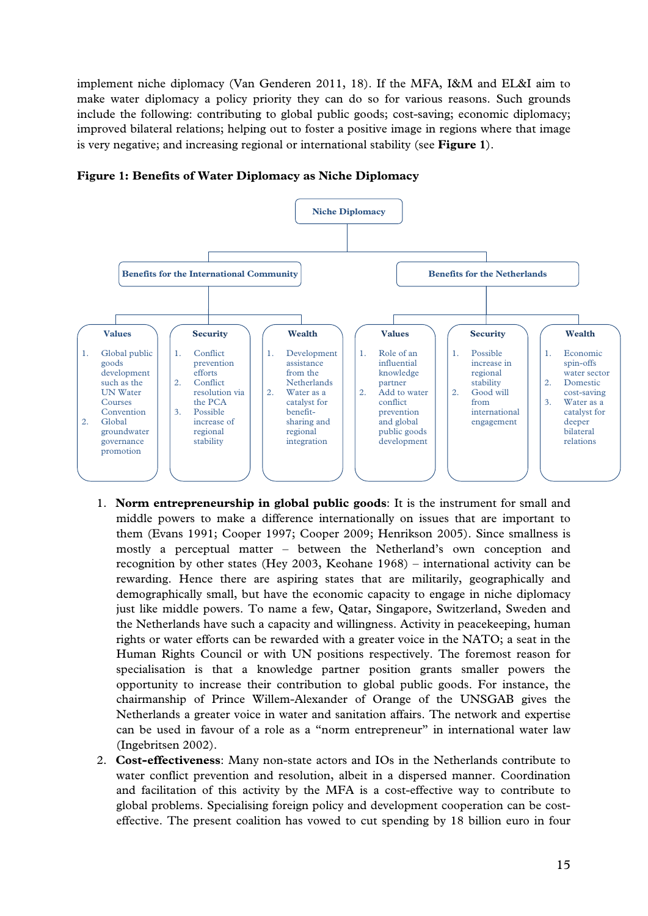implement niche diplomacy (Van Genderen 2011, 18). If the MFA, I&M and EL&I aim to make water diplomacy a policy priority they can do so for various reasons. Such grounds include the following: contributing to global public goods; cost-saving; economic diplomacy; improved bilateral relations; helping out to foster a positive image in regions where that image is very negative; and increasing regional or international stability (see **Figure 1**).

**Figure 1: Benefits of Water Diplomacy as Niche Diplomacy**

Niche Diplomacy

- Benefits for the International Community
  - Values
    1. Global public goods development such as the UN Water Courses Convention
    2. Global groundwater governance promotion
  - Security
    1. Conflict prevention efforts
    2. Conflict resolution via the PCA
    3. Possible increase of regional stability
  - Wealth
    1. Development assistance from the Netherlands
    2. Water as a catalyst for benefit-sharing and regional integration
- Benefits for the Netherlands
  - Values
    1. Role of an influential knowledge partner
    2. Add to water conflict prevention and global public goods development
  - Security
    1. Possible increase in regional stability
    2. Good will from international engagement
  - Wealth
    1. Economic spin-offs water sector
    2. Domestic cost-saving
    3. Water as a catalyst for deeper bilateral relations

1. **Norm entrepreneurship in global public goods**: It is the instrument for small and middle powers to make a difference internationally on issues that are important to them (Evans 1991; Cooper 1997; Cooper 2009; Henrikson 2005). Since smallness is mostly a perceptual matter – between the Netherland's own conception and recognition by other states (Hey 2003, Keohane 1968) – international activity can be rewarding. Hence there are aspiring states that are militarily, geographically and demographically small, but have the economic capacity to engage in niche diplomacy just like middle powers. To name a few, Qatar, Singapore, Switzerland, Sweden and the Netherlands have such a capacity and willingness. Activity in peacekeeping, human rights or water efforts can be rewarded with a greater voice in the NATO; a seat in the Human Rights Council or with UN positions respectively. The foremost reason for specialisation is that a knowledge partner position grants smaller powers the opportunity to increase their contribution to global public goods. For instance, the chairmanship of Prince Willem-Alexander of Orange of the UNSGAB gives the Netherlands a greater voice in water and sanitation affairs. The network and expertise can be used in favour of a role as a "norm entrepreneur" in international water law (Ingebritsen 2002).
2. **Cost-effectiveness**: Many non-state actors and IOs in the Netherlands contribute to water conflict prevention and resolution, albeit in a dispersed manner. Coordination and facilitation of this activity by the MFA is a cost-effective way to contribute to global problems. Specialising foreign policy and development cooperation can be cost-effective. The present coalition has vowed to cut spending by 18 billion euro in four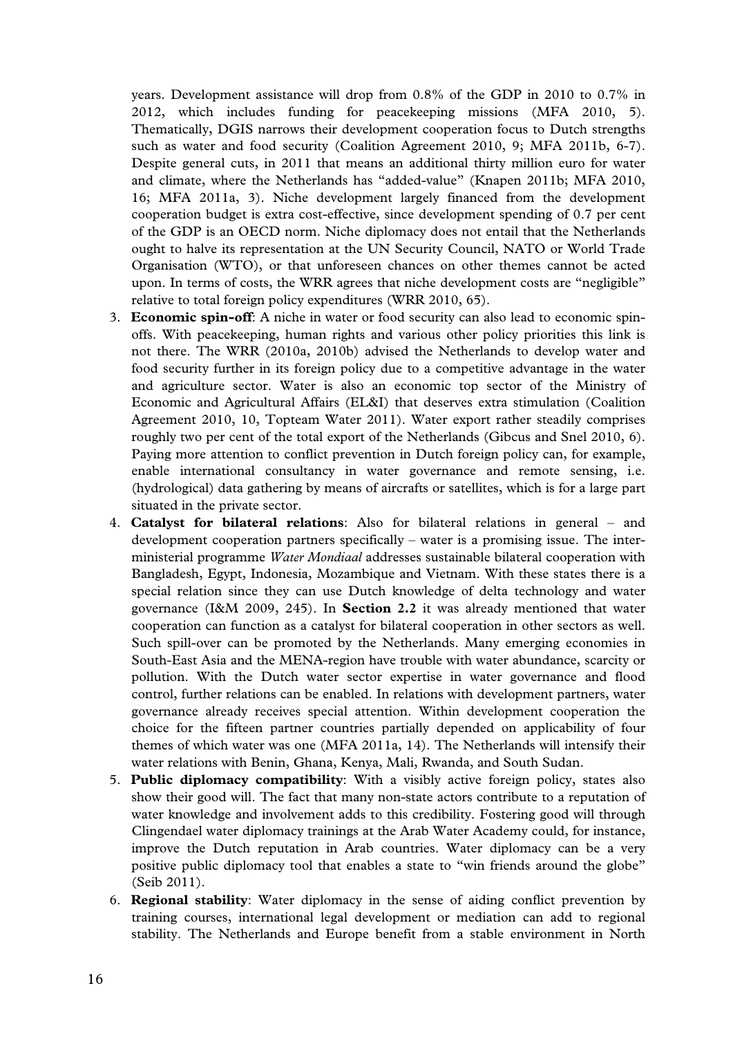years. Development assistance will drop from 0.8% of the GDP in 2010 to 0.7% in 2012, which includes funding for peacekeeping missions (MFA 2010, 5). Thematically, DGIS narrows their development cooperation focus to Dutch strengths such as water and food security (Coalition Agreement 2010, 9; MFA 2011b, 6-7). Despite general cuts, in 2011 that means an additional thirty million euro for water and climate, where the Netherlands has "added-value" (Knapen 2011b; MFA 2010, 16; MFA 2011a, 3). Niche development largely financed from the development cooperation budget is extra cost-effective, since development spending of 0.7 per cent of the GDP is an OECD norm. Niche diplomacy does not entail that the Netherlands ought to halve its representation at the UN Security Council, NATO or World Trade Organisation (WTO), or that unforeseen chances on other themes cannot be acted upon. In terms of costs, the WRR agrees that niche development costs are "negligible" relative to total foreign policy expenditures (WRR 2010, 65).

3. **Economic spin-off**: A niche in water or food security can also lead to economic spin-offs. With peacekeeping, human rights and various other policy priorities this link is not there. The WRR (2010a, 2010b) advised the Netherlands to develop water and food security further in its foreign policy due to a competitive advantage in the water and agriculture sector. Water is also an economic top sector of the Ministry of Economic and Agricultural Affairs (EL&I) that deserves extra stimulation (Coalition Agreement 2010, 10, Topteam Water 2011). Water export rather steadily comprises roughly two per cent of the total export of the Netherlands (Gibcus and Snel 2010, 6). Paying more attention to conflict prevention in Dutch foreign policy can, for example, enable international consultancy in water governance and remote sensing, i.e. (hydrological) data gathering by means of aircrafts or satellites, which is for a large part situated in the private sector.
4. **Catalyst for bilateral relations**: Also for bilateral relations in general – and development cooperation partners specifically – water is a promising issue. The inter-ministerial programme *Water Mondiaal* addresses sustainable bilateral cooperation with Bangladesh, Egypt, Indonesia, Mozambique and Vietnam. With these states there is a special relation since they can use Dutch knowledge of delta technology and water governance (I&M 2009, 245). In **Section 2.2** it was already mentioned that water cooperation can function as a catalyst for bilateral cooperation in other sectors as well. Such spill-over can be promoted by the Netherlands. Many emerging economies in South-East Asia and the MENA-region have trouble with water abundance, scarcity or pollution. With the Dutch water sector expertise in water governance and flood control, further relations can be enabled. In relations with development partners, water governance already receives special attention. Within development cooperation the choice for the fifteen partner countries partially depended on applicability of four themes of which water was one (MFA 2011a, 14). The Netherlands will intensify their water relations with Benin, Ghana, Kenya, Mali, Rwanda, and South Sudan.
5. **Public diplomacy compatibility**: With a visibly active foreign policy, states also show their good will. The fact that many non-state actors contribute to a reputation of water knowledge and involvement adds to this credibility. Fostering good will through Clingendael water diplomacy trainings at the Arab Water Academy could, for instance, improve the Dutch reputation in Arab countries. Water diplomacy can be a very positive public diplomacy tool that enables a state to "win friends around the globe" (Seib 2011).
6. **Regional stability**: Water diplomacy in the sense of aiding conflict prevention by training courses, international legal development or mediation can add to regional stability. The Netherlands and Europe benefit from a stable environment in North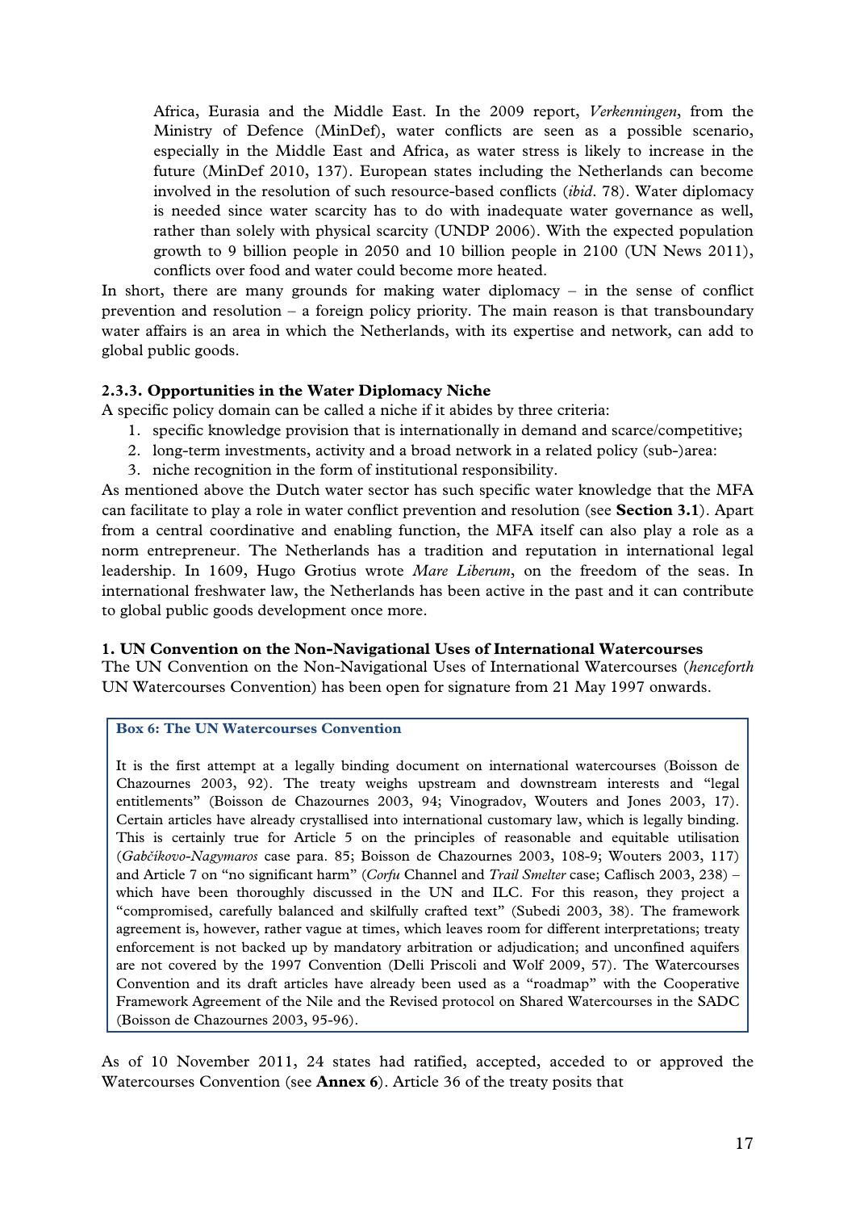Africa, Eurasia and the Middle East. In the 2009 report, *Verkenningen*, from the Ministry of Defence (MinDef), water conflicts are seen as a possible scenario, especially in the Middle East and Africa, as water stress is likely to increase in the future (MinDef 2010, 137). European states including the Netherlands can become involved in the resolution of such resource-based conflicts (*ibid*. 78). Water diplomacy is needed since water scarcity has to do with inadequate water governance as well, rather than solely with physical scarcity (UNDP 2006). With the expected population growth to 9 billion people in 2050 and 10 billion people in 2100 (UN News 2011), conflicts over food and water could become more heated.

In short, there are many grounds for making water diplomacy – in the sense of conflict prevention and resolution – a foreign policy priority. The main reason is that transboundary water affairs is an area in which the Netherlands, with its expertise and network, can add to global public goods.

### 2.3.3. Opportunities in the Water Diplomacy Niche

A specific policy domain can be called a niche if it abides by three criteria:

1. specific knowledge provision that is internationally in demand and scarce/competitive;
2. long-term investments, activity and a broad network in a related policy (sub-)area:
3. niche recognition in the form of institutional responsibility.

As mentioned above the Dutch water sector has such specific water knowledge that the MFA can facilitate to play a role in water conflict prevention and resolution (see **Section 3.1**). Apart from a central coordinative and enabling function, the MFA itself can also play a role as a norm entrepreneur. The Netherlands has a tradition and reputation in international legal leadership. In 1609, Hugo Grotius wrote *Mare Liberum*, on the freedom of the seas. In international freshwater law, the Netherlands has been active in the past and it can contribute to global public goods development once more.

#### 1. UN Convention on the Non-Navigational Uses of International Watercourses

The UN Convention on the Non-Navigational Uses of International Watercourses (*henceforth* UN Watercourses Convention) has been open for signature from 21 May 1997 onwards.

> **Box 6: The UN Watercourses Convention**
>
> It is the first attempt at a legally binding document on international watercourses (Boisson de Chazournes 2003, 92). The treaty weighs upstream and downstream interests and "legal entitlements" (Boisson de Chazournes 2003, 94; Vinogradov, Wouters and Jones 2003, 17). Certain articles have already crystallised into international customary law, which is legally binding. This is certainly true for Article 5 on the principles of reasonable and equitable utilisation (*Gabčíkovo-Nagymaros* case para. 85; Boisson de Chazournes 2003, 108-9; Wouters 2003, 117) and Article 7 on "no significant harm" (*Corfu* Channel and *Trail Smelter* case; Caflisch 2003, 238) – which have been thoroughly discussed in the UN and ILC. For this reason, they project a "compromised, carefully balanced and skilfully crafted text" (Subedi 2003, 38). The framework agreement is, however, rather vague at times, which leaves room for different interpretations; treaty enforcement is not backed up by mandatory arbitration or adjudication; and unconfined aquifers are not covered by the 1997 Convention (Delli Priscoli and Wolf 2009, 57). The Watercourses Convention and its draft articles have already been used as a "roadmap" with the Cooperative Framework Agreement of the Nile and the Revised protocol on Shared Watercourses in the SADC (Boisson de Chazournes 2003, 95-96).

As of 10 November 2011, 24 states had ratified, accepted, acceded to or approved the Watercourses Convention (see **Annex 6**). Article 36 of the treaty posits that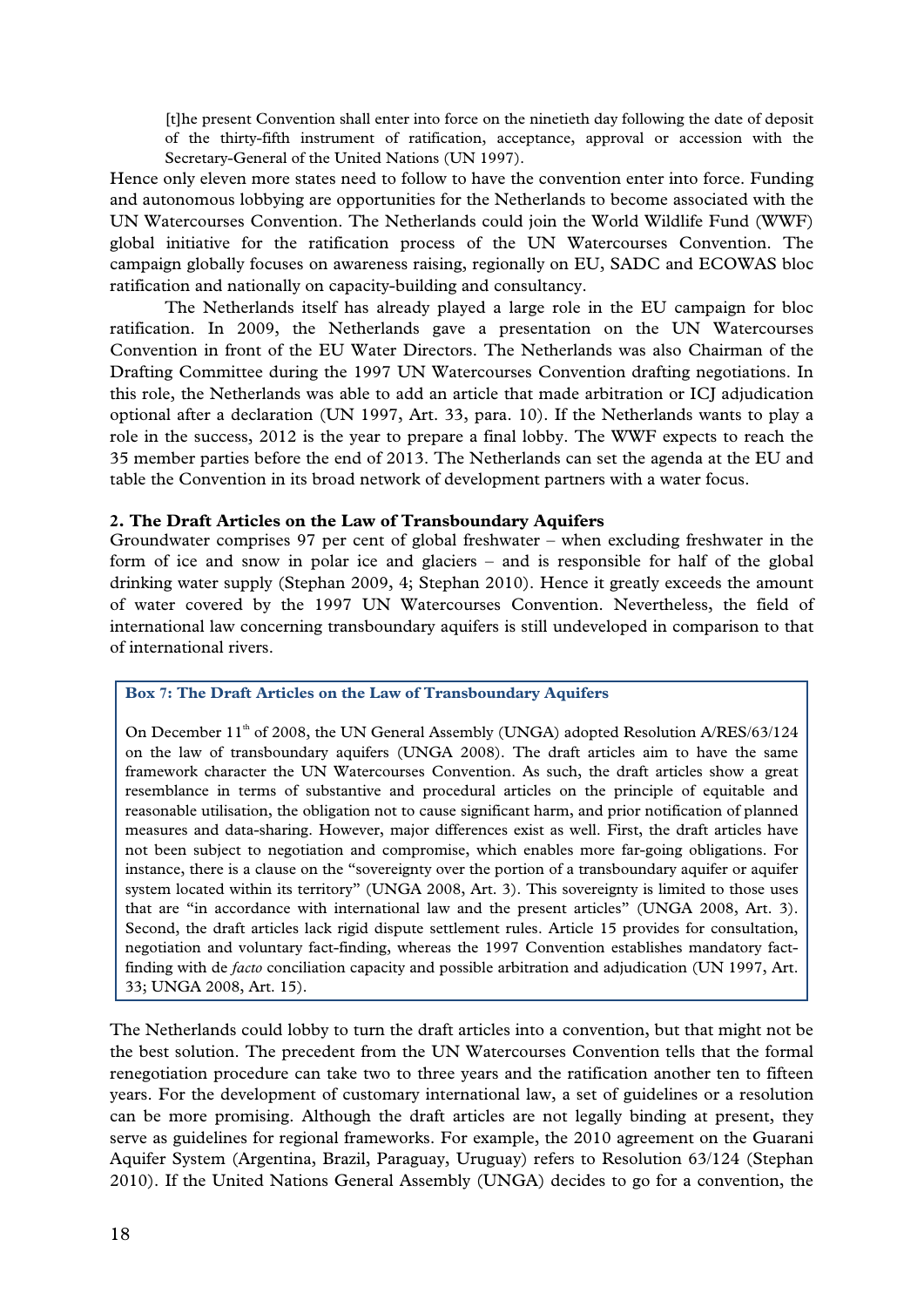> [t]he present Convention shall enter into force on the ninetieth day following the date of deposit of the thirty-fifth instrument of ratification, acceptance, approval or accession with the Secretary-General of the United Nations (UN 1997).

Hence only eleven more states need to follow to have the convention enter into force. Funding and autonomous lobbying are opportunities for the Netherlands to become associated with the UN Watercourses Convention. The Netherlands could join the World Wildlife Fund (WWF) global initiative for the ratification process of the UN Watercourses Convention. The campaign globally focuses on awareness raising, regionally on EU, SADC and ECOWAS bloc ratification and nationally on capacity-building and consultancy.

The Netherlands itself has already played a large role in the EU campaign for bloc ratification. In 2009, the Netherlands gave a presentation on the UN Watercourses Convention in front of the EU Water Directors. The Netherlands was also Chairman of the Drafting Committee during the 1997 UN Watercourses Convention drafting negotiations. In this role, the Netherlands was able to add an article that made arbitration or ICJ adjudication optional after a declaration (UN 1997, Art. 33, para. 10). If the Netherlands wants to play a role in the success, 2012 is the year to prepare a final lobby. The WWF expects to reach the 35 member parties before the end of 2013. The Netherlands can set the agenda at the EU and table the Convention in its broad network of development partners with a water focus.

**2. The Draft Articles on the Law of Transboundary Aquifers**

Groundwater comprises 97 per cent of global freshwater – when excluding freshwater in the form of ice and snow in polar ice and glaciers – and is responsible for half of the global drinking water supply (Stephan 2009, 4; Stephan 2010). Hence it greatly exceeds the amount of water covered by the 1997 UN Watercourses Convention. Nevertheless, the field of international law concerning transboundary aquifers is still undeveloped in comparison to that of international rivers.

**Box 7: The Draft Articles on the Law of Transboundary Aquifers**

On December 11th of 2008, the UN General Assembly (UNGA) adopted Resolution A/RES/63/124 on the law of transboundary aquifers (UNGA 2008). The draft articles aim to have the same framework character the UN Watercourses Convention. As such, the draft articles show a great resemblance in terms of substantive and procedural articles on the principle of equitable and reasonable utilisation, the obligation not to cause significant harm, and prior notification of planned measures and data-sharing. However, major differences exist as well. First, the draft articles have not been subject to negotiation and compromise, which enables more far-going obligations. For instance, there is a clause on the "sovereignty over the portion of a transboundary aquifer or aquifer system located within its territory" (UNGA 2008, Art. 3). This sovereignty is limited to those uses that are "in accordance with international law and the present articles" (UNGA 2008, Art. 3). Second, the draft articles lack rigid dispute settlement rules. Article 15 provides for consultation, negotiation and voluntary fact-finding, whereas the 1997 Convention establishes mandatory fact-finding with de *facto* conciliation capacity and possible arbitration and adjudication (UN 1997, Art. 33; UNGA 2008, Art. 15).

The Netherlands could lobby to turn the draft articles into a convention, but that might not be the best solution. The precedent from the UN Watercourses Convention tells that the formal renegotiation procedure can take two to three years and the ratification another ten to fifteen years. For the development of customary international law, a set of guidelines or a resolution can be more promising. Although the draft articles are not legally binding at present, they serve as guidelines for regional frameworks. For example, the 2010 agreement on the Guarani Aquifer System (Argentina, Brazil, Paraguay, Uruguay) refers to Resolution 63/124 (Stephan 2010). If the United Nations General Assembly (UNGA) decides to go for a convention, the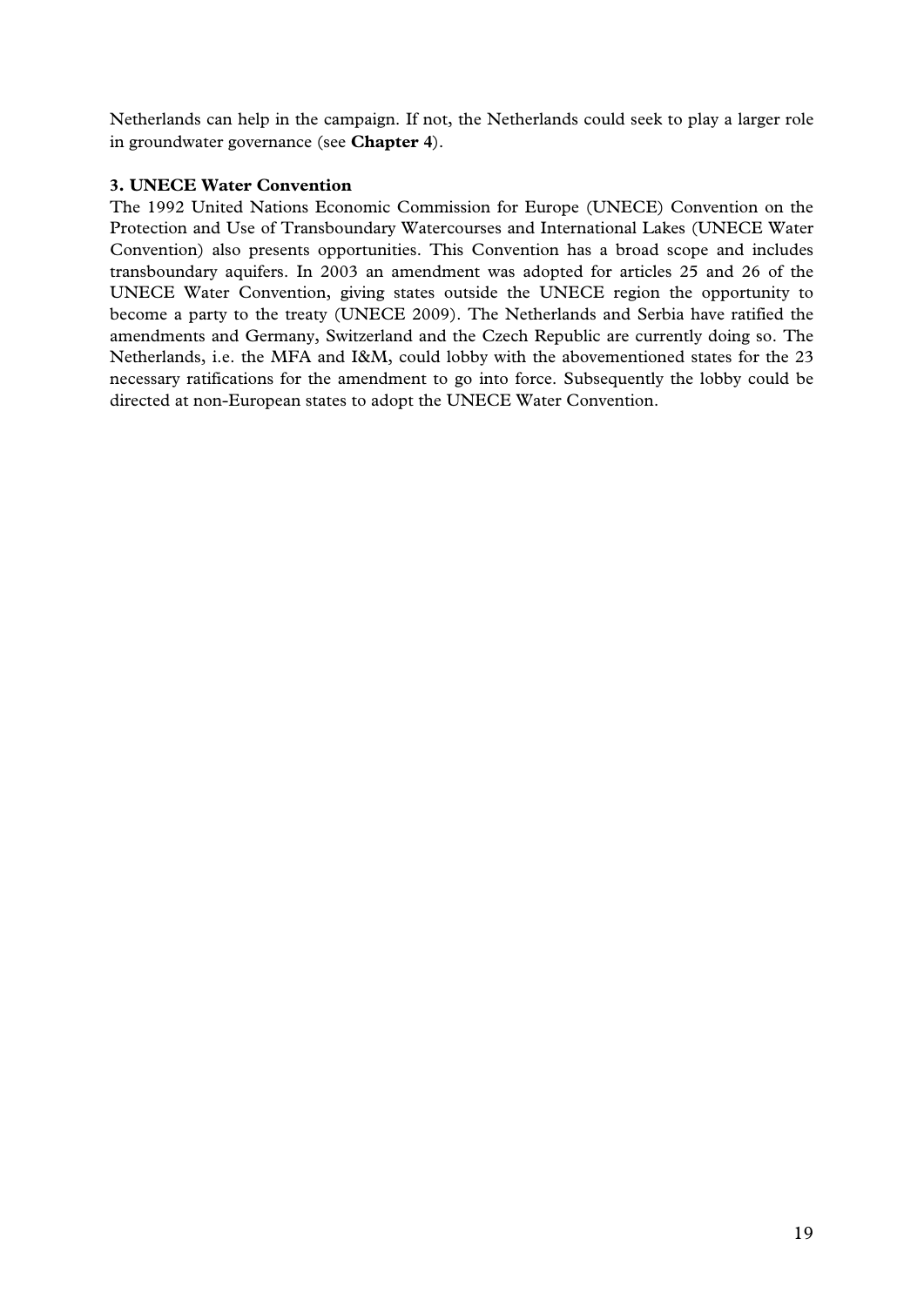Netherlands can help in the campaign. If not, the Netherlands could seek to play a larger role in groundwater governance (see **Chapter 4**).

**3. UNECE Water Convention**

The 1992 United Nations Economic Commission for Europe (UNECE) Convention on the Protection and Use of Transboundary Watercourses and International Lakes (UNECE Water Convention) also presents opportunities. This Convention has a broad scope and includes transboundary aquifers. In 2003 an amendment was adopted for articles 25 and 26 of the UNECE Water Convention, giving states outside the UNECE region the opportunity to become a party to the treaty (UNECE 2009). The Netherlands and Serbia have ratified the amendments and Germany, Switzerland and the Czech Republic are currently doing so. The Netherlands, i.e. the MFA and I&M, could lobby with the abovementioned states for the 23 necessary ratifications for the amendment to go into force. Subsequently the lobby could be directed at non-European states to adopt the UNECE Water Convention.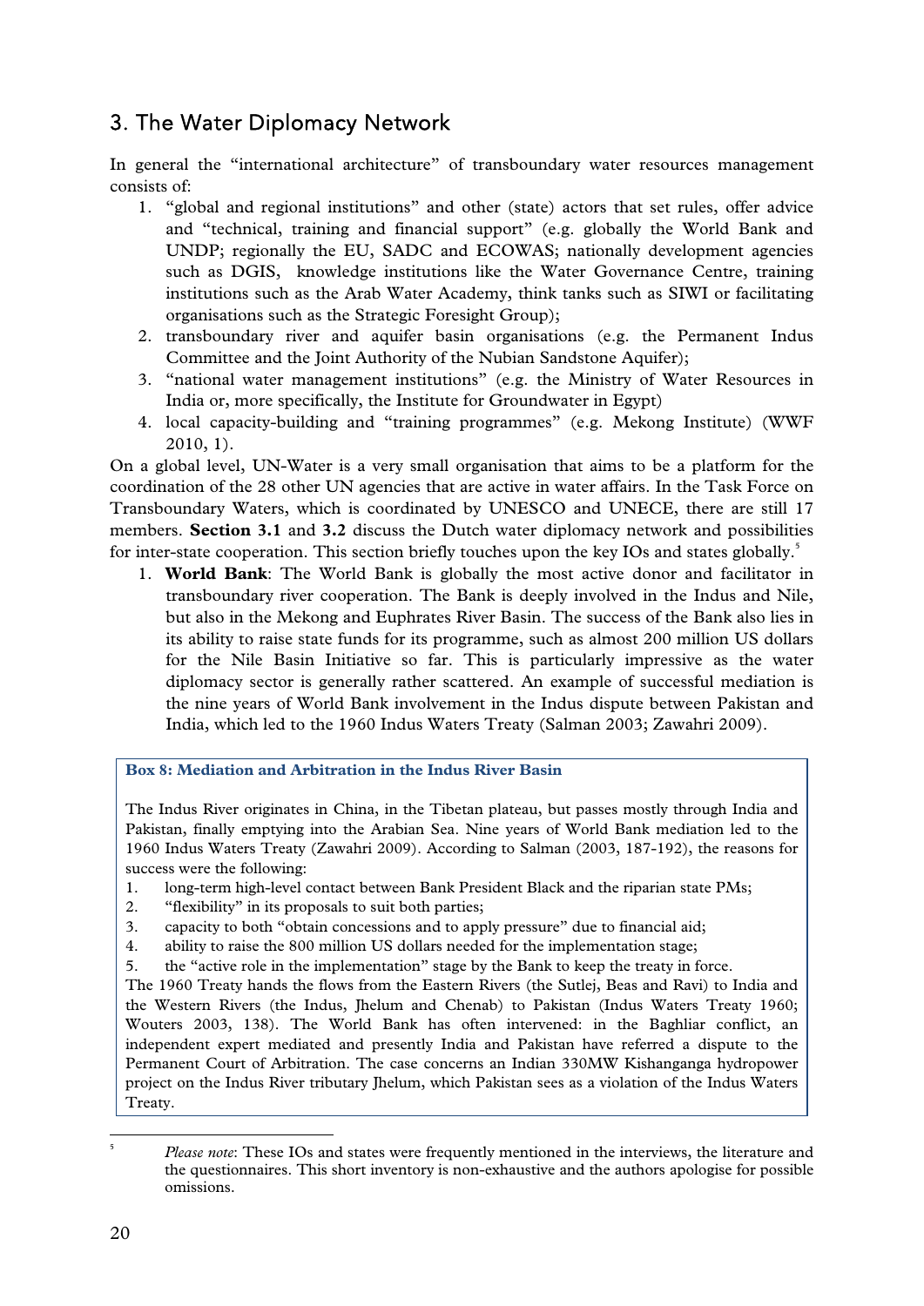## 3. The Water Diplomacy Network

In general the "international architecture" of transboundary water resources management consists of:

1. "global and regional institutions" and other (state) actors that set rules, offer advice and "technical, training and financial support" (e.g. globally the World Bank and UNDP; regionally the EU, SADC and ECOWAS; nationally development agencies such as DGIS, knowledge institutions like the Water Governance Centre, training institutions such as the Arab Water Academy, think tanks such as SIWI or facilitating organisations such as the Strategic Foresight Group);
2. transboundary river and aquifer basin organisations (e.g. the Permanent Indus Committee and the Joint Authority of the Nubian Sandstone Aquifer);
3. "national water management institutions" (e.g. the Ministry of Water Resources in India or, more specifically, the Institute for Groundwater in Egypt)
4. local capacity-building and "training programmes" (e.g. Mekong Institute) (WWF 2010, 1).

On a global level, UN-Water is a very small organisation that aims to be a platform for the coordination of the 28 other UN agencies that are active in water affairs. In the Task Force on Transboundary Waters, which is coordinated by UNESCO and UNECE, there are still 17 members. **Section 3.1** and **3.2** discuss the Dutch water diplomacy network and possibilities for inter-state cooperation. This section briefly touches upon the key IOs and states globally.[5]

1. **World Bank**: The World Bank is globally the most active donor and facilitator in transboundary river cooperation. The Bank is deeply involved in the Indus and Nile, but also in the Mekong and Euphrates River Basin. The success of the Bank also lies in its ability to raise state funds for its programme, such as almost 200 million US dollars for the Nile Basin Initiative so far. This is particularly impressive as the water diplomacy sector is generally rather scattered. An example of successful mediation is the nine years of World Bank involvement in the Indus dispute between Pakistan and India, which led to the 1960 Indus Waters Treaty (Salman 2003; Zawahri 2009).

**Box 8: Mediation and Arbitration in the Indus River Basin**

The Indus River originates in China, in the Tibetan plateau, but passes mostly through India and Pakistan, finally emptying into the Arabian Sea. Nine years of World Bank mediation led to the 1960 Indus Waters Treaty (Zawahri 2009). According to Salman (2003, 187-192), the reasons for success were the following:

1. long-term high-level contact between Bank President Black and the riparian state PMs;
2. "flexibility" in its proposals to suit both parties;
3. capacity to both "obtain concessions and to apply pressure" due to financial aid;
4. ability to raise the 800 million US dollars needed for the implementation stage;
5. the "active role in the implementation" stage by the Bank to keep the treaty in force.

The 1960 Treaty hands the flows from the Eastern Rivers (the Sutlej, Beas and Ravi) to India and the Western Rivers (the Indus, Jhelum and Chenab) to Pakistan (Indus Waters Treaty 1960; Wouters 2003, 138). The World Bank has often intervened: in the Baghliar conflict, an independent expert mediated and presently India and Pakistan have referred a dispute to the Permanent Court of Arbitration. The case concerns an Indian 330MW Kishanganga hydropower project on the Indus River tributary Jhelum, which Pakistan sees as a violation of the Indus Waters Treaty.

[5] *Please note*: These IOs and states were frequently mentioned in the interviews, the literature and the questionnaires. This short inventory is non-exhaustive and the authors apologise for possible omissions.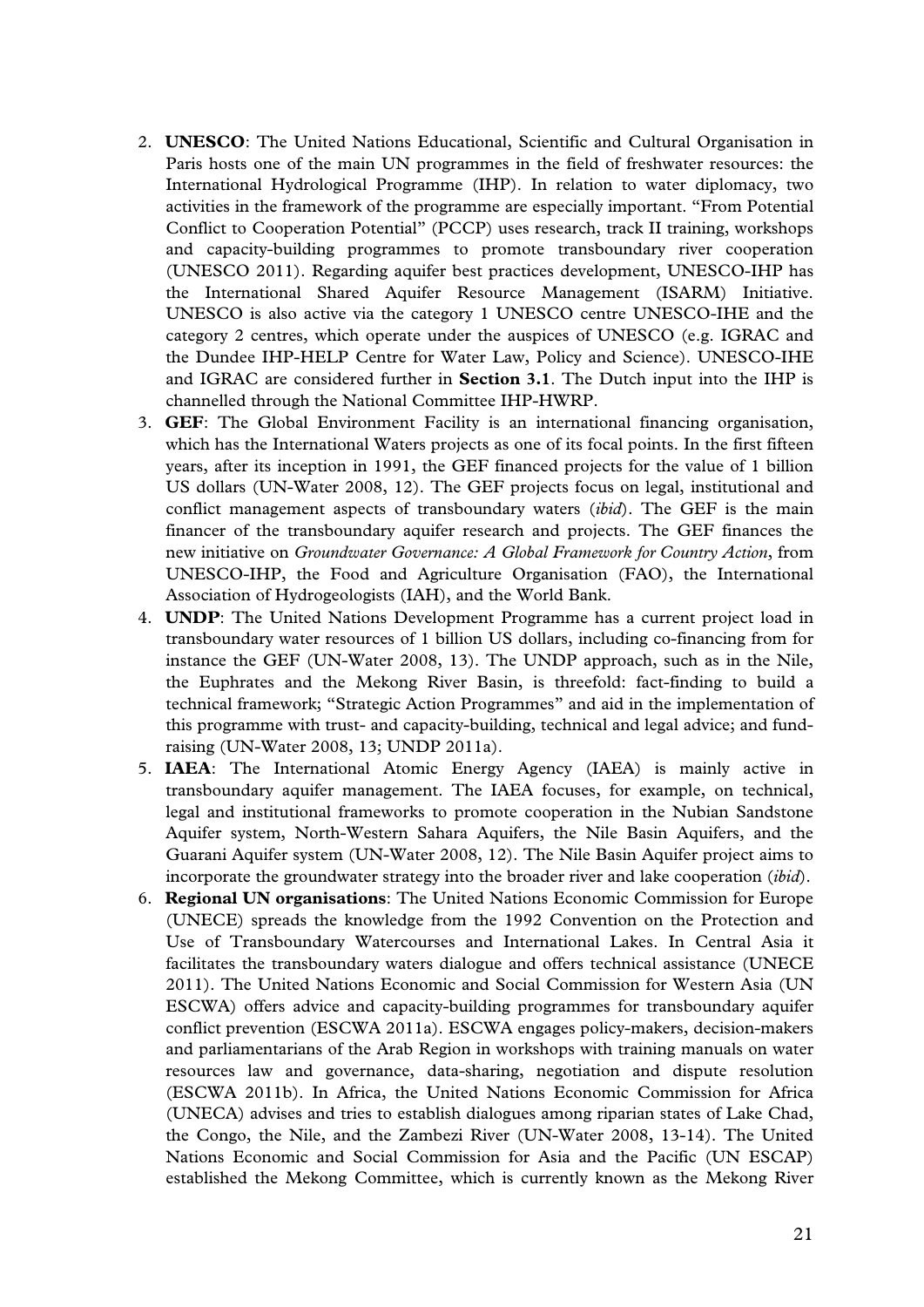2. **UNESCO**: The United Nations Educational, Scientific and Cultural Organisation in Paris hosts one of the main UN programmes in the field of freshwater resources: the International Hydrological Programme (IHP). In relation to water diplomacy, two activities in the framework of the programme are especially important. "From Potential Conflict to Cooperation Potential" (PCCP) uses research, track II training, workshops and capacity-building programmes to promote transboundary river cooperation (UNESCO 2011). Regarding aquifer best practices development, UNESCO-IHP has the International Shared Aquifer Resource Management (ISARM) Initiative. UNESCO is also active via the category 1 UNESCO centre UNESCO-IHE and the category 2 centres, which operate under the auspices of UNESCO (e.g. IGRAC and the Dundee IHP-HELP Centre for Water Law, Policy and Science). UNESCO-IHE and IGRAC are considered further in **Section 3.1**. The Dutch input into the IHP is channelled through the National Committee IHP-HWRP.
3. **GEF**: The Global Environment Facility is an international financing organisation, which has the International Waters projects as one of its focal points. In the first fifteen years, after its inception in 1991, the GEF financed projects for the value of 1 billion US dollars (UN-Water 2008, 12). The GEF projects focus on legal, institutional and conflict management aspects of transboundary waters (*ibid*). The GEF is the main financer of the transboundary aquifer research and projects. The GEF finances the new initiative on *Groundwater Governance: A Global Framework for Country Action*, from UNESCO-IHP, the Food and Agriculture Organisation (FAO), the International Association of Hydrogeologists (IAH), and the World Bank.
4. **UNDP**: The United Nations Development Programme has a current project load in transboundary water resources of 1 billion US dollars, including co-financing from for instance the GEF (UN-Water 2008, 13). The UNDP approach, such as in the Nile, the Euphrates and the Mekong River Basin, is threefold: fact-finding to build a technical framework; "Strategic Action Programmes" and aid in the implementation of this programme with trust- and capacity-building, technical and legal advice; and fund-raising (UN-Water 2008, 13; UNDP 2011a).
5. **IAEA**: The International Atomic Energy Agency (IAEA) is mainly active in transboundary aquifer management. The IAEA focuses, for example, on technical, legal and institutional frameworks to promote cooperation in the Nubian Sandstone Aquifer system, North-Western Sahara Aquifers, the Nile Basin Aquifers, and the Guarani Aquifer system (UN-Water 2008, 12). The Nile Basin Aquifer project aims to incorporate the groundwater strategy into the broader river and lake cooperation (*ibid*).
6. **Regional UN organisations**: The United Nations Economic Commission for Europe (UNECE) spreads the knowledge from the 1992 Convention on the Protection and Use of Transboundary Watercourses and International Lakes. In Central Asia it facilitates the transboundary waters dialogue and offers technical assistance (UNECE 2011). The United Nations Economic and Social Commission for Western Asia (UN ESCWA) offers advice and capacity-building programmes for transboundary aquifer conflict prevention (ESCWA 2011a). ESCWA engages policy-makers, decision-makers and parliamentarians of the Arab Region in workshops with training manuals on water resources law and governance, data-sharing, negotiation and dispute resolution (ESCWA 2011b). In Africa, the United Nations Economic Commission for Africa (UNECA) advises and tries to establish dialogues among riparian states of Lake Chad, the Congo, the Nile, and the Zambezi River (UN-Water 2008, 13-14). The United Nations Economic and Social Commission for Asia and the Pacific (UN ESCAP) established the Mekong Committee, which is currently known as the Mekong River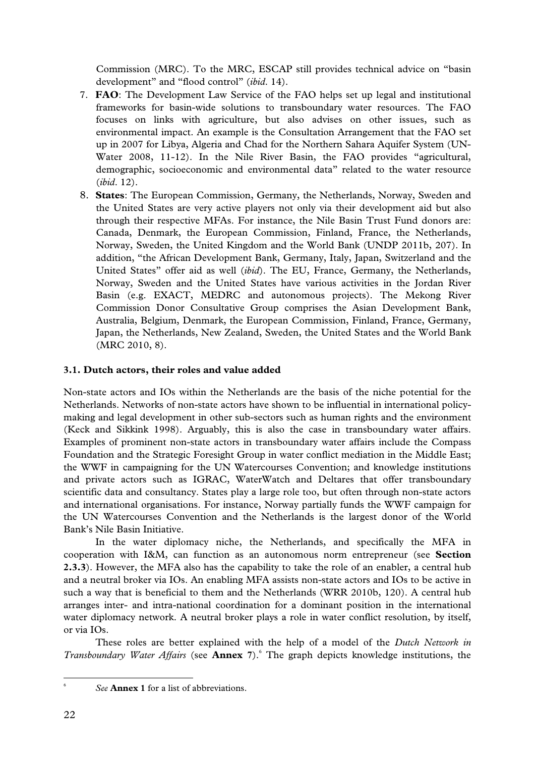Commission (MRC). To the MRC, ESCAP still provides technical advice on "basin development" and "flood control" (*ibid*. 14).

7. **FAO**: The Development Law Service of the FAO helps set up legal and institutional frameworks for basin-wide solutions to transboundary water resources. The FAO focuses on links with agriculture, but also advises on other issues, such as environmental impact. An example is the Consultation Arrangement that the FAO set up in 2007 for Libya, Algeria and Chad for the Northern Sahara Aquifer System (UN-Water 2008, 11-12). In the Nile River Basin, the FAO provides "agricultural, demographic, socioeconomic and environmental data" related to the water resource (*ibid*. 12).
8. **States**: The European Commission, Germany, the Netherlands, Norway, Sweden and the United States are very active players not only via their development aid but also through their respective MFAs. For instance, the Nile Basin Trust Fund donors are: Canada, Denmark, the European Commission, Finland, France, the Netherlands, Norway, Sweden, the United Kingdom and the World Bank (UNDP 2011b, 207). In addition, "the African Development Bank, Germany, Italy, Japan, Switzerland and the United States" offer aid as well (*ibid*). The EU, France, Germany, the Netherlands, Norway, Sweden and the United States have various activities in the Jordan River Basin (e.g. EXACT, MEDRC and autonomous projects). The Mekong River Commission Donor Consultative Group comprises the Asian Development Bank, Australia, Belgium, Denmark, the European Commission, Finland, France, Germany, Japan, the Netherlands, New Zealand, Sweden, the United States and the World Bank (MRC 2010, 8).

### 3.1. Dutch actors, their roles and value added

Non-state actors and IOs within the Netherlands are the basis of the niche potential for the Netherlands. Networks of non-state actors have shown to be influential in international policy-making and legal development in other sub-sectors such as human rights and the environment (Keck and Sikkink 1998). Arguably, this is also the case in transboundary water affairs. Examples of prominent non-state actors in transboundary water affairs include the Compass Foundation and the Strategic Foresight Group in water conflict mediation in the Middle East; the WWF in campaigning for the UN Watercourses Convention; and knowledge institutions and private actors such as IGRAC, WaterWatch and Deltares that offer transboundary scientific data and consultancy. States play a large role too, but often through non-state actors and international organisations. For instance, Norway partially funds the WWF campaign for the UN Watercourses Convention and the Netherlands is the largest donor of the World Bank's Nile Basin Initiative.

In the water diplomacy niche, the Netherlands, and specifically the MFA in cooperation with I&M, can function as an autonomous norm entrepreneur (see **Section 2.3.3**). However, the MFA also has the capability to take the role of an enabler, a central hub and a neutral broker via IOs. An enabling MFA assists non-state actors and IOs to be active in such a way that is beneficial to them and the Netherlands (WRR 2010b, 120). A central hub arranges inter- and intra-national coordination for a dominant position in the international water diplomacy network. A neutral broker plays a role in water conflict resolution, by itself, or via IOs.

These roles are better explained with the help of a model of the *Dutch Network in Transboundary Water Affairs* (see **Annex 7**).[6] The graph depicts knowledge institutions, the

[6] *See* **Annex 1** for a list of abbreviations.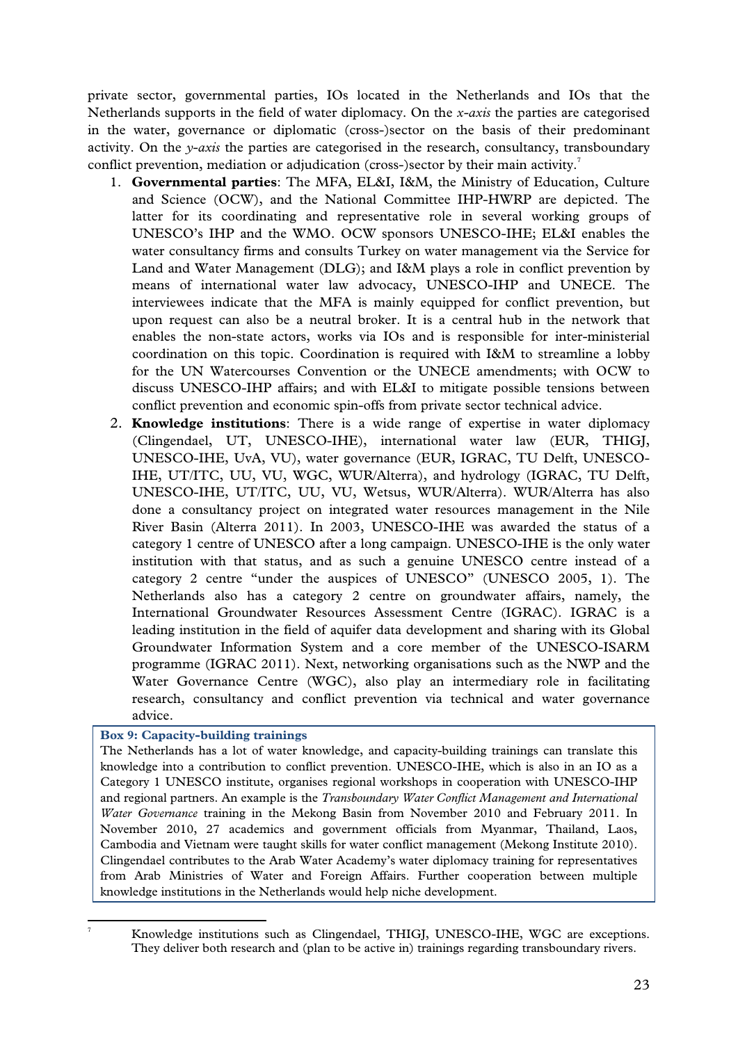private sector, governmental parties, IOs located in the Netherlands and IOs that the Netherlands supports in the field of water diplomacy. On the *x-axis* the parties are categorised in the water, governance or diplomatic (cross-)sector on the basis of their predominant activity. On the *y-axis* the parties are categorised in the research, consultancy, transboundary conflict prevention, mediation or adjudication (cross-)sector by their main activity.[7]

1. **Governmental parties**: The MFA, EL&I, I&M, the Ministry of Education, Culture and Science (OCW), and the National Committee IHP-HWRP are depicted. The latter for its coordinating and representative role in several working groups of UNESCO's IHP and the WMO. OCW sponsors UNESCO-IHE; EL&I enables the water consultancy firms and consults Turkey on water management via the Service for Land and Water Management (DLG); and I&M plays a role in conflict prevention by means of international water law advocacy, UNESCO-IHP and UNECE. The interviewees indicate that the MFA is mainly equipped for conflict prevention, but upon request can also be a neutral broker. It is a central hub in the network that enables the non-state actors, works via IOs and is responsible for inter-ministerial coordination on this topic. Coordination is required with I&M to streamline a lobby for the UN Watercourses Convention or the UNECE amendments; with OCW to discuss UNESCO-IHP affairs; and with EL&I to mitigate possible tensions between conflict prevention and economic spin-offs from private sector technical advice.
2. **Knowledge institutions**: There is a wide range of expertise in water diplomacy (Clingendael, UT, UNESCO-IHE), international water law (EUR, THIGJ, UNESCO-IHE, UvA, VU), water governance (EUR, IGRAC, TU Delft, UNESCO-IHE, UT/ITC, UU, VU, WGC, WUR/Alterra), and hydrology (IGRAC, TU Delft, UNESCO-IHE, UT/ITC, UU, VU, Wetsus, WUR/Alterra). WUR/Alterra has also done a consultancy project on integrated water resources management in the Nile River Basin (Alterra 2011). In 2003, UNESCO-IHE was awarded the status of a category 1 centre of UNESCO after a long campaign. UNESCO-IHE is the only water institution with that status, and as such a genuine UNESCO centre instead of a category 2 centre "under the auspices of UNESCO" (UNESCO 2005, 1). The Netherlands also has a category 2 centre on groundwater affairs, namely, the International Groundwater Resources Assessment Centre (IGRAC). IGRAC is a leading institution in the field of aquifer data development and sharing with its Global Groundwater Information System and a core member of the UNESCO-ISARM programme (IGRAC 2011). Next, networking organisations such as the NWP and the Water Governance Centre (WGC), also play an intermediary role in facilitating research, consultancy and conflict prevention via technical and water governance advice.

**Box 9: Capacity-building trainings**

The Netherlands has a lot of water knowledge, and capacity-building trainings can translate this knowledge into a contribution to conflict prevention. UNESCO-IHE, which is also in an IO as a Category 1 UNESCO institute, organises regional workshops in cooperation with UNESCO-IHP and regional partners. An example is the *Transboundary Water Conflict Management and International Water Governance* training in the Mekong Basin from November 2010 and February 2011. In November 2010, 27 academics and government officials from Myanmar, Thailand, Laos, Cambodia and Vietnam were taught skills for water conflict management (Mekong Institute 2010). Clingendael contributes to the Arab Water Academy's water diplomacy training for representatives from Arab Ministries of Water and Foreign Affairs. Further cooperation between multiple knowledge institutions in the Netherlands would help niche development.

[7] Knowledge institutions such as Clingendael, THIGJ, UNESCO-IHE, WGC are exceptions. They deliver both research and (plan to be active in) trainings regarding transboundary rivers.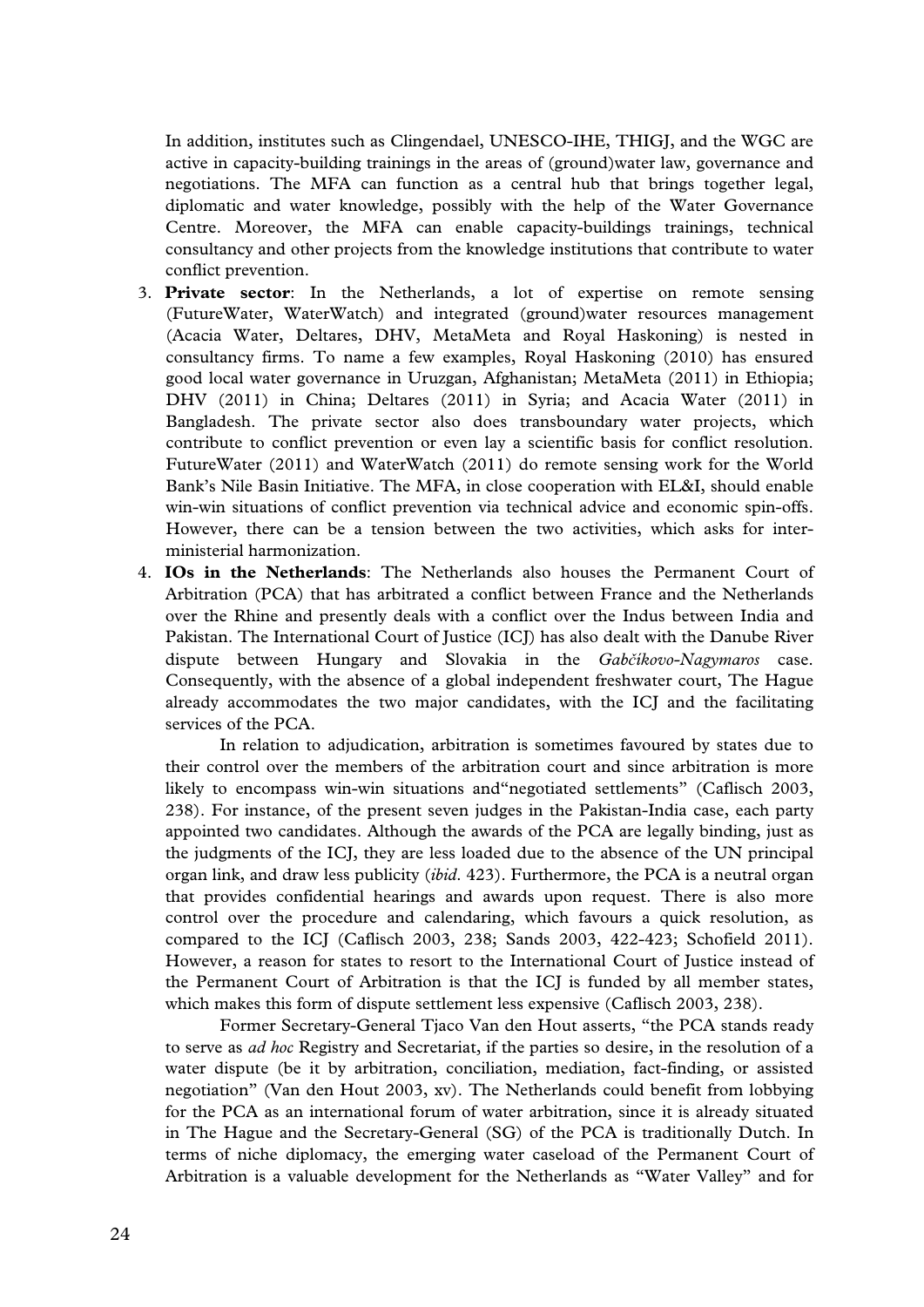In addition, institutes such as Clingendael, UNESCO-IHE, THIGJ, and the WGC are active in capacity-building trainings in the areas of (ground)water law, governance and negotiations. The MFA can function as a central hub that brings together legal, diplomatic and water knowledge, possibly with the help of the Water Governance Centre. Moreover, the MFA can enable capacity-buildings trainings, technical consultancy and other projects from the knowledge institutions that contribute to water conflict prevention.

3. **Private sector**: In the Netherlands, a lot of expertise on remote sensing (FutureWater, WaterWatch) and integrated (ground)water resources management (Acacia Water, Deltares, DHV, MetaMeta and Royal Haskoning) is nested in consultancy firms. To name a few examples, Royal Haskoning (2010) has ensured good local water governance in Uruzgan, Afghanistan; MetaMeta (2011) in Ethiopia; DHV (2011) in China; Deltares (2011) in Syria; and Acacia Water (2011) in Bangladesh. The private sector also does transboundary water projects, which contribute to conflict prevention or even lay a scientific basis for conflict resolution. FutureWater (2011) and WaterWatch (2011) do remote sensing work for the World Bank's Nile Basin Initiative. The MFA, in close cooperation with EL&I, should enable win-win situations of conflict prevention via technical advice and economic spin-offs. However, there can be a tension between the two activities, which asks for inter-ministerial harmonization.
4. **IOs in the Netherlands**: The Netherlands also houses the Permanent Court of Arbitration (PCA) that has arbitrated a conflict between France and the Netherlands over the Rhine and presently deals with a conflict over the Indus between India and Pakistan. The International Court of Justice (ICJ) has also dealt with the Danube River dispute between Hungary and Slovakia in the *Gabčíkovo-Nagymaros* case. Consequently, with the absence of a global independent freshwater court, The Hague already accommodates the two major candidates, with the ICJ and the facilitating services of the PCA.

   In relation to adjudication, arbitration is sometimes favoured by states due to their control over the members of the arbitration court and since arbitration is more likely to encompass win-win situations and"negotiated settlements" (Caflisch 2003, 238). For instance, of the present seven judges in the Pakistan-India case, each party appointed two candidates. Although the awards of the PCA are legally binding, just as the judgments of the ICJ, they are less loaded due to the absence of the UN principal organ link, and draw less publicity (*ibid*. 423). Furthermore, the PCA is a neutral organ that provides confidential hearings and awards upon request. There is also more control over the procedure and calendaring, which favours a quick resolution, as compared to the ICJ (Caflisch 2003, 238; Sands 2003, 422-423; Schofield 2011). However, a reason for states to resort to the International Court of Justice instead of the Permanent Court of Arbitration is that the ICJ is funded by all member states, which makes this form of dispute settlement less expensive (Caflisch 2003, 238).

   Former Secretary-General Tjaco Van den Hout asserts, "the PCA stands ready to serve as *ad hoc* Registry and Secretariat, if the parties so desire, in the resolution of a water dispute (be it by arbitration, conciliation, mediation, fact-finding, or assisted negotiation" (Van den Hout 2003, xv). The Netherlands could benefit from lobbying for the PCA as an international forum of water arbitration, since it is already situated in The Hague and the Secretary-General (SG) of the PCA is traditionally Dutch. In terms of niche diplomacy, the emerging water caseload of the Permanent Court of Arbitration is a valuable development for the Netherlands as "Water Valley" and for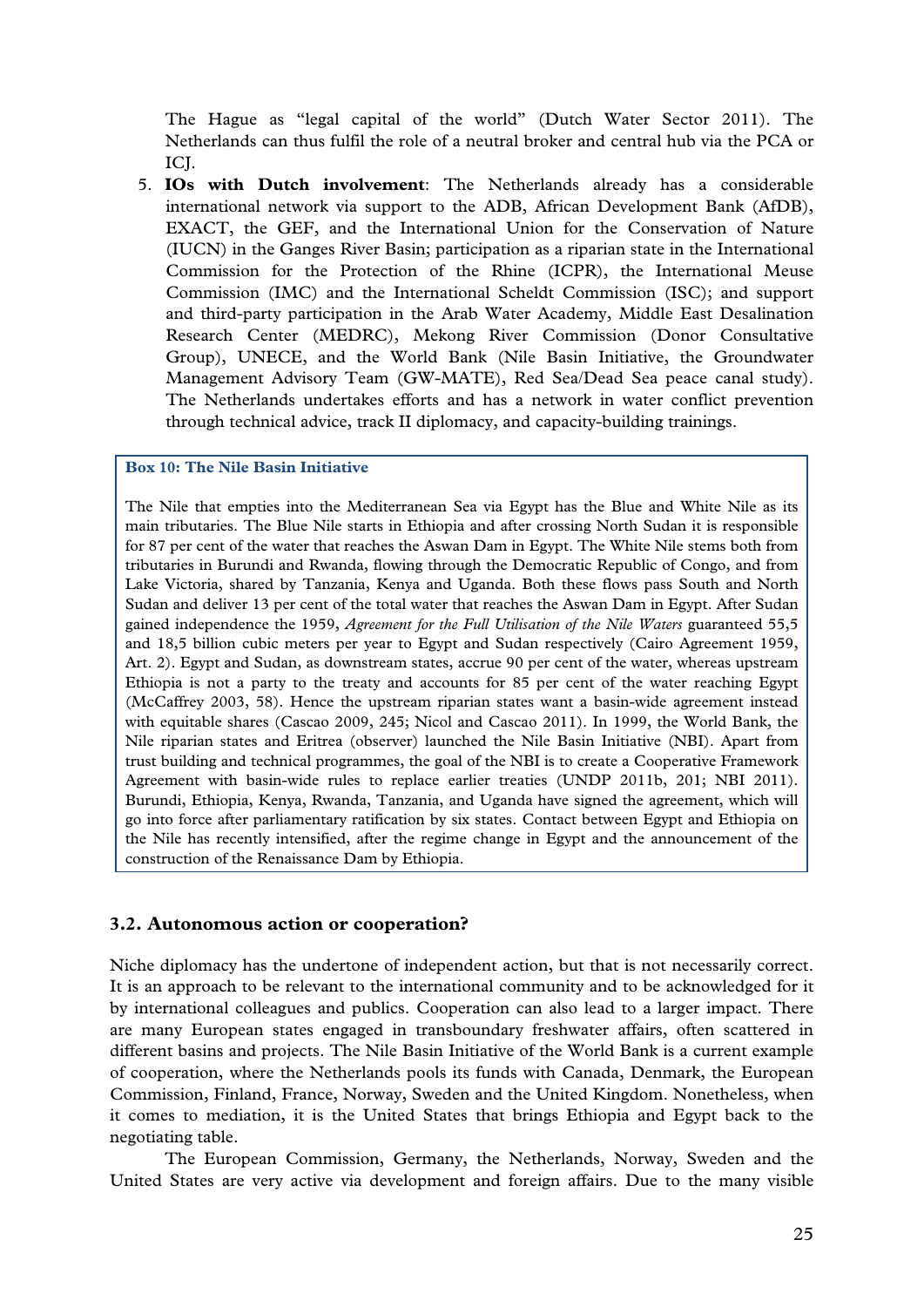The Hague as "legal capital of the world" (Dutch Water Sector 2011). The Netherlands can thus fulfil the role of a neutral broker and central hub via the PCA or ICJ.

5. **IOs with Dutch involvement**: The Netherlands already has a considerable international network via support to the ADB, African Development Bank (AfDB), EXACT, the GEF, and the International Union for the Conservation of Nature (IUCN) in the Ganges River Basin; participation as a riparian state in the International Commission for the Protection of the Rhine (ICPR), the International Meuse Commission (IMC) and the International Scheldt Commission (ISC); and support and third-party participation in the Arab Water Academy, Middle East Desalination Research Center (MEDRC), Mekong River Commission (Donor Consultative Group), UNECE, and the World Bank (Nile Basin Initiative, the Groundwater Management Advisory Team (GW-MATE), Red Sea/Dead Sea peace canal study). The Netherlands undertakes efforts and has a network in water conflict prevention through technical advice, track II diplomacy, and capacity-building trainings.

> **Box 10: The Nile Basin Initiative**
>
> The Nile that empties into the Mediterranean Sea via Egypt has the Blue and White Nile as its main tributaries. The Blue Nile starts in Ethiopia and after crossing North Sudan it is responsible for 87 per cent of the water that reaches the Aswan Dam in Egypt. The White Nile stems both from tributaries in Burundi and Rwanda, flowing through the Democratic Republic of Congo, and from Lake Victoria, shared by Tanzania, Kenya and Uganda. Both these flows pass South and North Sudan and deliver 13 per cent of the total water that reaches the Aswan Dam in Egypt. After Sudan gained independence the 1959, *Agreement for the Full Utilisation of the Nile Waters* guaranteed 55,5 and 18,5 billion cubic meters per year to Egypt and Sudan respectively (Cairo Agreement 1959, Art. 2). Egypt and Sudan, as downstream states, accrue 90 per cent of the water, whereas upstream Ethiopia is not a party to the treaty and accounts for 85 per cent of the water reaching Egypt (McCaffrey 2003, 58). Hence the upstream riparian states want a basin-wide agreement instead with equitable shares (Cascao 2009, 245; Nicol and Cascao 2011). In 1999, the World Bank, the Nile riparian states and Eritrea (observer) launched the Nile Basin Initiative (NBI). Apart from trust building and technical programmes, the goal of the NBI is to create a Cooperative Framework Agreement with basin-wide rules to replace earlier treaties (UNDP 2011b, 201; NBI 2011). Burundi, Ethiopia, Kenya, Rwanda, Tanzania, and Uganda have signed the agreement, which will go into force after parliamentary ratification by six states. Contact between Egypt and Ethiopia on the Nile has recently intensified, after the regime change in Egypt and the announcement of the construction of the Renaissance Dam by Ethiopia.

### 3.2. Autonomous action or cooperation?

Niche diplomacy has the undertone of independent action, but that is not necessarily correct. It is an approach to be relevant to the international community and to be acknowledged for it by international colleagues and publics. Cooperation can also lead to a larger impact. There are many European states engaged in transboundary freshwater affairs, often scattered in different basins and projects. The Nile Basin Initiative of the World Bank is a current example of cooperation, where the Netherlands pools its funds with Canada, Denmark, the European Commission, Finland, France, Norway, Sweden and the United Kingdom. Nonetheless, when it comes to mediation, it is the United States that brings Ethiopia and Egypt back to the negotiating table.

The European Commission, Germany, the Netherlands, Norway, Sweden and the United States are very active via development and foreign affairs. Due to the many visible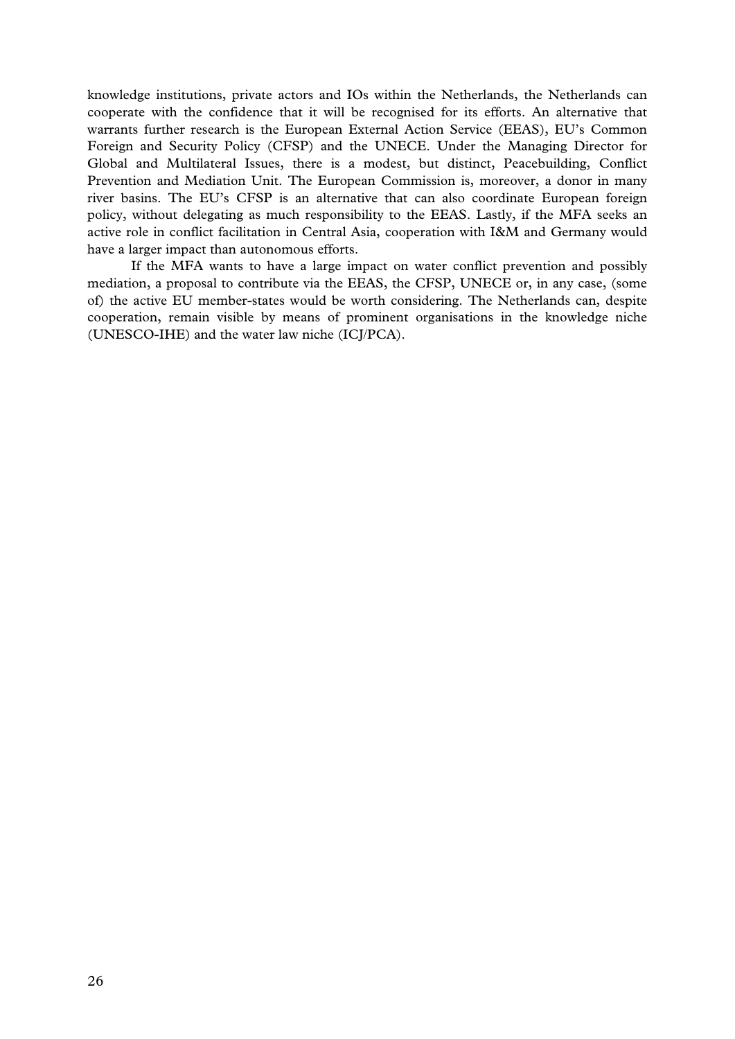knowledge institutions, private actors and IOs within the Netherlands, the Netherlands can cooperate with the confidence that it will be recognised for its efforts. An alternative that warrants further research is the European External Action Service (EEAS), EU's Common Foreign and Security Policy (CFSP) and the UNECE. Under the Managing Director for Global and Multilateral Issues, there is a modest, but distinct, Peacebuilding, Conflict Prevention and Mediation Unit. The European Commission is, moreover, a donor in many river basins. The EU's CFSP is an alternative that can also coordinate European foreign policy, without delegating as much responsibility to the EEAS. Lastly, if the MFA seeks an active role in conflict facilitation in Central Asia, cooperation with I&M and Germany would have a larger impact than autonomous efforts.

If the MFA wants to have a large impact on water conflict prevention and possibly mediation, a proposal to contribute via the EEAS, the CFSP, UNECE or, in any case, (some of) the active EU member-states would be worth considering. The Netherlands can, despite cooperation, remain visible by means of prominent organisations in the knowledge niche (UNESCO-IHE) and the water law niche (ICJ/PCA).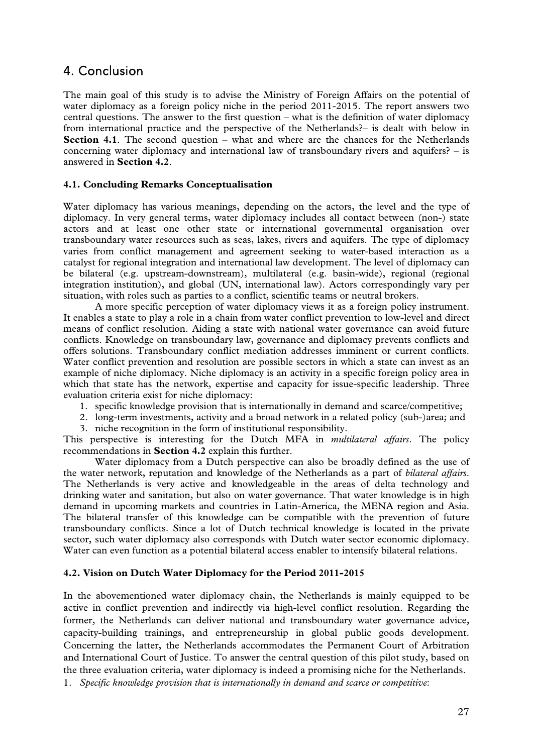# 4. Conclusion

The main goal of this study is to advise the Ministry of Foreign Affairs on the potential of water diplomacy as a foreign policy niche in the period 2011-2015. The report answers two central questions. The answer to the first question – what is the definition of water diplomacy from international practice and the perspective of the Netherlands?– is dealt with below in **Section 4.1**. The second question – what and where are the chances for the Netherlands concerning water diplomacy and international law of transboundary rivers and aquifers? – is answered in **Section 4.2**.

### 4.1. Concluding Remarks Conceptualisation

Water diplomacy has various meanings, depending on the actors, the level and the type of diplomacy. In very general terms, water diplomacy includes all contact between (non-) state actors and at least one other state or international governmental organisation over transboundary water resources such as seas, lakes, rivers and aquifers. The type of diplomacy varies from conflict management and agreement seeking to water-based interaction as a catalyst for regional integration and international law development. The level of diplomacy can be bilateral (e.g. upstream-downstream), multilateral (e.g. basin-wide), regional (regional integration institution), and global (UN, international law). Actors correspondingly vary per situation, with roles such as parties to a conflict, scientific teams or neutral brokers.

A more specific perception of water diplomacy views it as a foreign policy instrument. It enables a state to play a role in a chain from water conflict prevention to low-level and direct means of conflict resolution. Aiding a state with national water governance can avoid future conflicts. Knowledge on transboundary law, governance and diplomacy prevents conflicts and offers solutions. Transboundary conflict mediation addresses imminent or current conflicts. Water conflict prevention and resolution are possible sectors in which a state can invest as an example of niche diplomacy. Niche diplomacy is an activity in a specific foreign policy area in which that state has the network, expertise and capacity for issue-specific leadership. Three evaluation criteria exist for niche diplomacy:

1. specific knowledge provision that is internationally in demand and scarce/competitive;
2. long-term investments, activity and a broad network in a related policy (sub-)area; and
3. niche recognition in the form of institutional responsibility.

This perspective is interesting for the Dutch MFA in *multilateral affairs*. The policy recommendations in **Section 4.2** explain this further.

Water diplomacy from a Dutch perspective can also be broadly defined as the use of the water network, reputation and knowledge of the Netherlands as a part of *bilateral affairs*. The Netherlands is very active and knowledgeable in the areas of delta technology and drinking water and sanitation, but also on water governance. That water knowledge is in high demand in upcoming markets and countries in Latin-America, the MENA region and Asia. The bilateral transfer of this knowledge can be compatible with the prevention of future transboundary conflicts. Since a lot of Dutch technical knowledge is located in the private sector, such water diplomacy also corresponds with Dutch water sector economic diplomacy. Water can even function as a potential bilateral access enabler to intensify bilateral relations.

### 4.2. Vision on Dutch Water Diplomacy for the Period 2011-2015

In the abovementioned water diplomacy chain, the Netherlands is mainly equipped to be active in conflict prevention and indirectly via high-level conflict resolution. Regarding the former, the Netherlands can deliver national and transboundary water governance advice, capacity-building trainings, and entrepreneurship in global public goods development. Concerning the latter, the Netherlands accommodates the Permanent Court of Arbitration and International Court of Justice. To answer the central question of this pilot study, based on the three evaluation criteria, water diplomacy is indeed a promising niche for the Netherlands.

1. *Specific knowledge provision that is internationally in demand and scarce or competitive*: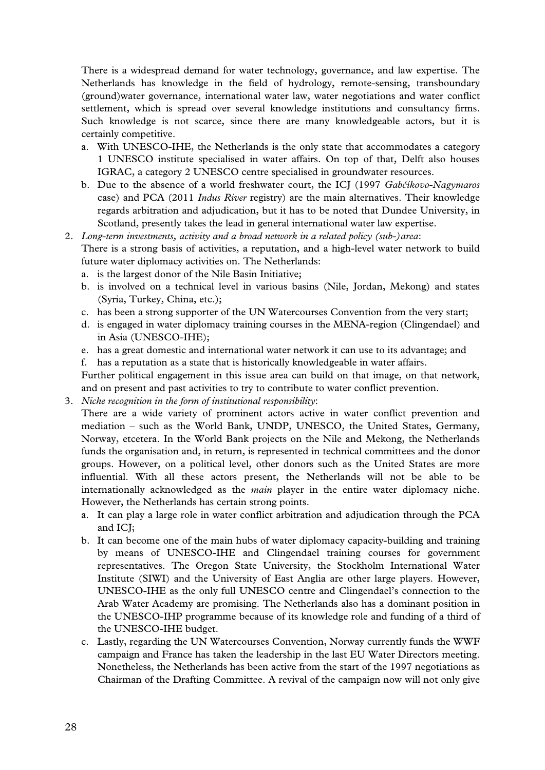There is a widespread demand for water technology, governance, and law expertise. The Netherlands has knowledge in the field of hydrology, remote-sensing, transboundary (ground)water governance, international water law, water negotiations and water conflict settlement, which is spread over several knowledge institutions and consultancy firms. Such knowledge is not scarce, since there are many knowledgeable actors, but it is certainly competitive.

a. With UNESCO-IHE, the Netherlands is the only state that accommodates a category 1 UNESCO institute specialised in water affairs. On top of that, Delft also houses IGRAC, a category 2 UNESCO centre specialised in groundwater resources.
b. Due to the absence of a world freshwater court, the ICJ (1997 *Gabčíkovo-Nagymaros* case) and PCA (2011 *Indus River* registry) are the main alternatives. Their knowledge regards arbitration and adjudication, but it has to be noted that Dundee University, in Scotland, presently takes the lead in general international water law expertise.

2. *Long-term investments, activity and a broad network in a related policy (sub-)area*:
   There is a strong basis of activities, a reputation, and a high-level water network to build future water diplomacy activities on. The Netherlands:
   a. is the largest donor of the Nile Basin Initiative;
   b. is involved on a technical level in various basins (Nile, Jordan, Mekong) and states (Syria, Turkey, China, etc.);
   c. has been a strong supporter of the UN Watercourses Convention from the very start;
   d. is engaged in water diplomacy training courses in the MENA-region (Clingendael) and in Asia (UNESCO-IHE);
   e. has a great domestic and international water network it can use to its advantage; and
   f. has a reputation as a state that is historically knowledgeable in water affairs.

   Further political engagement in this issue area can build on that image, on that network, and on present and past activities to try to contribute to water conflict prevention.

3. *Niche recognition in the form of institutional responsibility*:
   There are a wide variety of prominent actors active in water conflict prevention and mediation – such as the World Bank, UNDP, UNESCO, the United States, Germany, Norway, etcetera. In the World Bank projects on the Nile and Mekong, the Netherlands funds the organisation and, in return, is represented in technical committees and the donor groups. However, on a political level, other donors such as the United States are more influential. With all these actors present, the Netherlands will not be able to be internationally acknowledged as the *main* player in the entire water diplomacy niche. However, the Netherlands has certain strong points.
   a. It can play a large role in water conflict arbitration and adjudication through the PCA and ICJ;
   b. It can become one of the main hubs of water diplomacy capacity-building and training by means of UNESCO-IHE and Clingendael training courses for government representatives. The Oregon State University, the Stockholm International Water Institute (SIWI) and the University of East Anglia are other large players. However, UNESCO-IHE as the only full UNESCO centre and Clingendael's connection to the Arab Water Academy are promising. The Netherlands also has a dominant position in the UNESCO-IHP programme because of its knowledge role and funding of a third of the UNESCO-IHE budget.
   c. Lastly, regarding the UN Watercourses Convention, Norway currently funds the WWF campaign and France has taken the leadership in the last EU Water Directors meeting. Nonetheless, the Netherlands has been active from the start of the 1997 negotiations as Chairman of the Drafting Committee. A revival of the campaign now will not only give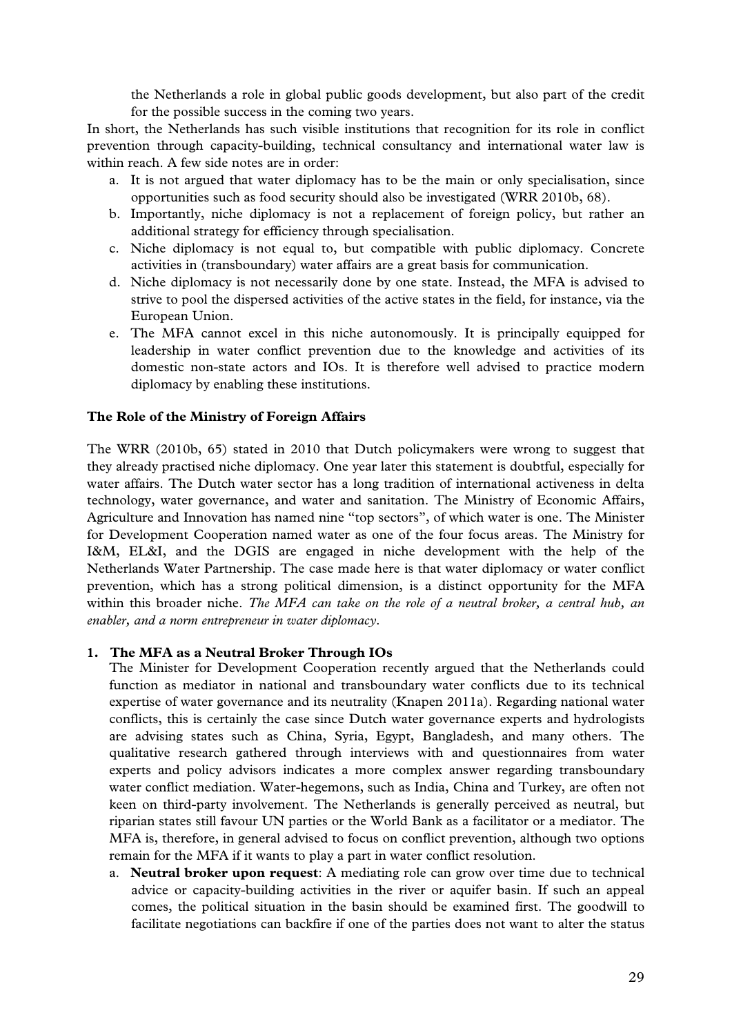the Netherlands a role in global public goods development, but also part of the credit for the possible success in the coming two years.

In short, the Netherlands has such visible institutions that recognition for its role in conflict prevention through capacity-building, technical consultancy and international water law is within reach. A few side notes are in order:

a. It is not argued that water diplomacy has to be the main or only specialisation, since opportunities such as food security should also be investigated (WRR 2010b, 68).
b. Importantly, niche diplomacy is not a replacement of foreign policy, but rather an additional strategy for efficiency through specialisation.
c. Niche diplomacy is not equal to, but compatible with public diplomacy. Concrete activities in (transboundary) water affairs are a great basis for communication.
d. Niche diplomacy is not necessarily done by one state. Instead, the MFA is advised to strive to pool the dispersed activities of the active states in the field, for instance, via the European Union.
e. The MFA cannot excel in this niche autonomously. It is principally equipped for leadership in water conflict prevention due to the knowledge and activities of its domestic non-state actors and IOs. It is therefore well advised to practice modern diplomacy by enabling these institutions.

**The Role of the Ministry of Foreign Affairs**

The WRR (2010b, 65) stated in 2010 that Dutch policymakers were wrong to suggest that they already practised niche diplomacy. One year later this statement is doubtful, especially for water affairs. The Dutch water sector has a long tradition of international activeness in delta technology, water governance, and water and sanitation. The Ministry of Economic Affairs, Agriculture and Innovation has named nine "top sectors", of which water is one. The Minister for Development Cooperation named water as one of the four focus areas. The Ministry for I&M, EL&I, and the DGIS are engaged in niche development with the help of the Netherlands Water Partnership. The case made here is that water diplomacy or water conflict prevention, which has a strong political dimension, is a distinct opportunity for the MFA within this broader niche. *The MFA can take on the role of a neutral broker, a central hub, an enabler, and a norm entrepreneur in water diplomacy*.

**1. The MFA as a Neutral Broker Through IOs**

The Minister for Development Cooperation recently argued that the Netherlands could function as mediator in national and transboundary water conflicts due to its technical expertise of water governance and its neutrality (Knapen 2011a). Regarding national water conflicts, this is certainly the case since Dutch water governance experts and hydrologists are advising states such as China, Syria, Egypt, Bangladesh, and many others. The qualitative research gathered through interviews with and questionnaires from water experts and policy advisors indicates a more complex answer regarding transboundary water conflict mediation. Water-hegemons, such as India, China and Turkey, are often not keen on third-party involvement. The Netherlands is generally perceived as neutral, but riparian states still favour UN parties or the World Bank as a facilitator or a mediator. The MFA is, therefore, in general advised to focus on conflict prevention, although two options remain for the MFA if it wants to play a part in water conflict resolution.

a. **Neutral broker upon request**: A mediating role can grow over time due to technical advice or capacity-building activities in the river or aquifer basin. If such an appeal comes, the political situation in the basin should be examined first. The goodwill to facilitate negotiations can backfire if one of the parties does not want to alter the status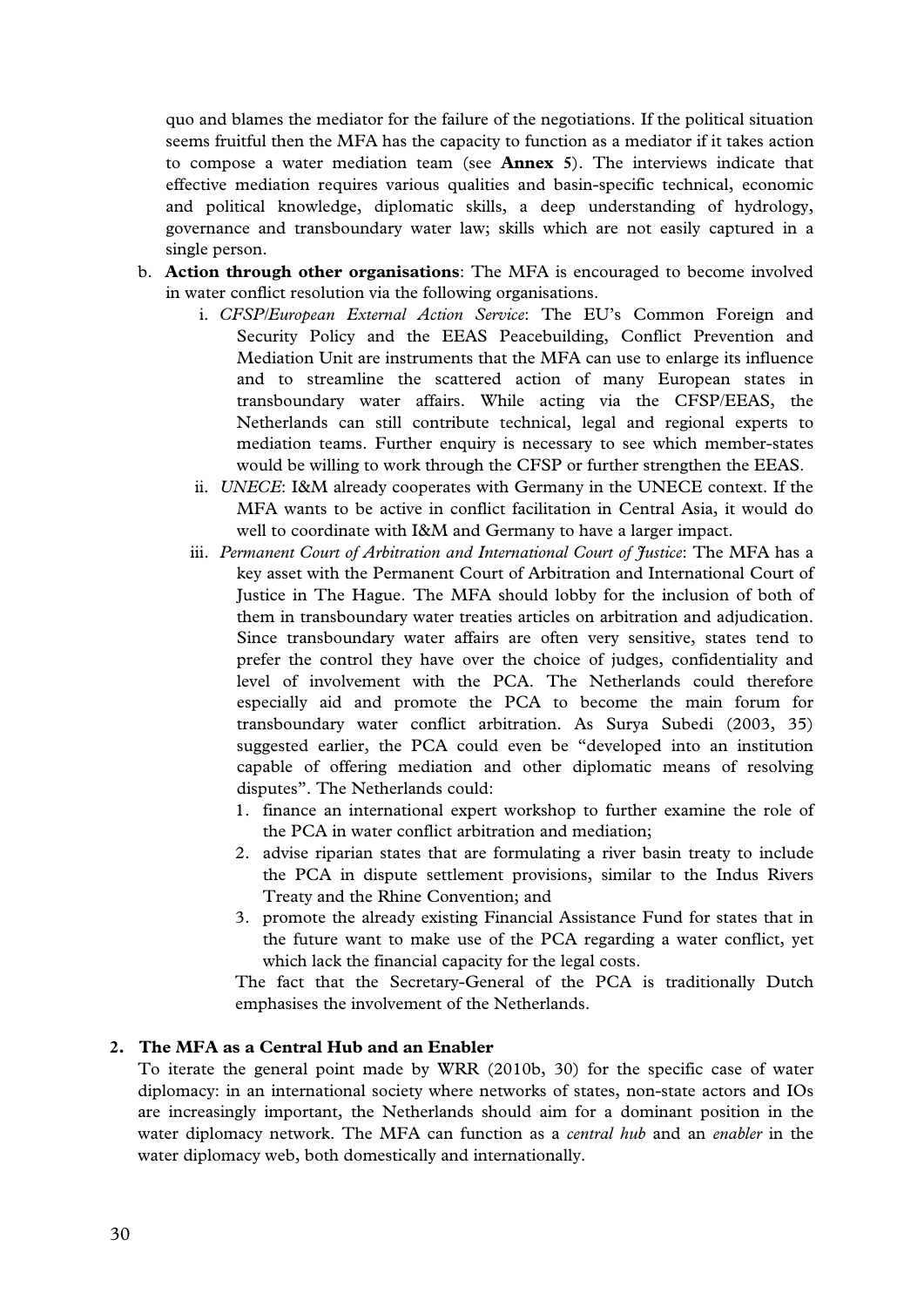quo and blames the mediator for the failure of the negotiations. If the political situation seems fruitful then the MFA has the capacity to function as a mediator if it takes action to compose a water mediation team (see **Annex 5**). The interviews indicate that effective mediation requires various qualities and basin-specific technical, economic and political knowledge, diplomatic skills, a deep understanding of hydrology, governance and transboundary water law; skills which are not easily captured in a single person.

b. **Action through other organisations**: The MFA is encouraged to become involved in water conflict resolution via the following organisations.

   i. *CFSP/European External Action Service*: The EU's Common Foreign and Security Policy and the EEAS Peacebuilding, Conflict Prevention and Mediation Unit are instruments that the MFA can use to enlarge its influence and to streamline the scattered action of many European states in transboundary water affairs. While acting via the CFSP/EEAS, the Netherlands can still contribute technical, legal and regional experts to mediation teams. Further enquiry is necessary to see which member-states would be willing to work through the CFSP or further strengthen the EEAS.

   ii. *UNECE*: I&M already cooperates with Germany in the UNECE context. If the MFA wants to be active in conflict facilitation in Central Asia, it would do well to coordinate with I&M and Germany to have a larger impact.

   iii. *Permanent Court of Arbitration and International Court of Justice*: The MFA has a key asset with the Permanent Court of Arbitration and International Court of Justice in The Hague. The MFA should lobby for the inclusion of both of them in transboundary water treaties articles on arbitration and adjudication. Since transboundary water affairs are often very sensitive, states tend to prefer the control they have over the choice of judges, confidentiality and level of involvement with the PCA. The Netherlands could therefore especially aid and promote the PCA to become the main forum for transboundary water conflict arbitration. As Surya Subedi (2003, 35) suggested earlier, the PCA could even be "developed into an institution capable of offering mediation and other diplomatic means of resolving disputes". The Netherlands could:

      1. finance an international expert workshop to further examine the role of the PCA in water conflict arbitration and mediation;
      2. advise riparian states that are formulating a river basin treaty to include the PCA in dispute settlement provisions, similar to the Indus Rivers Treaty and the Rhine Convention; and
      3. promote the already existing Financial Assistance Fund for states that in the future want to make use of the PCA regarding a water conflict, yet which lack the financial capacity for the legal costs.

      The fact that the Secretary-General of the PCA is traditionally Dutch emphasises the involvement of the Netherlands.

## 2. The MFA as a Central Hub and an Enabler

To iterate the general point made by WRR (2010b, 30) for the specific case of water diplomacy: in an international society where networks of states, non-state actors and IOs are increasingly important, the Netherlands should aim for a dominant position in the water diplomacy network. The MFA can function as a *central hub* and an *enabler* in the water diplomacy web, both domestically and internationally.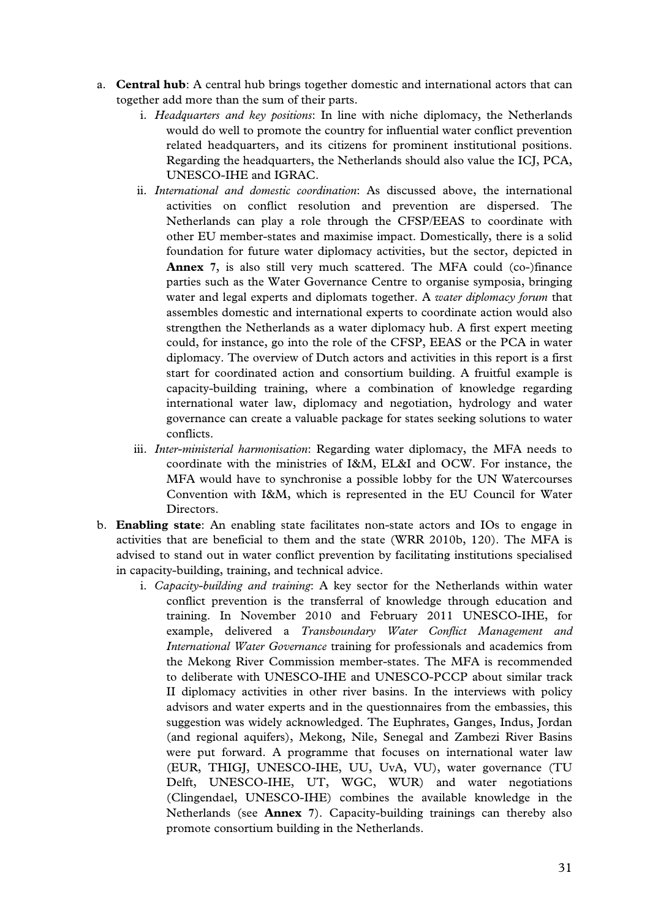a. **Central hub**: A central hub brings together domestic and international actors that can together add more than the sum of their parts.
   i. *Headquarters and key positions*: In line with niche diplomacy, the Netherlands would do well to promote the country for influential water conflict prevention related headquarters, and its citizens for prominent institutional positions. Regarding the headquarters, the Netherlands should also value the ICJ, PCA, UNESCO-IHE and IGRAC.
   ii. *International and domestic coordination*: As discussed above, the international activities on conflict resolution and prevention are dispersed. The Netherlands can play a role through the CFSP/EEAS to coordinate with other EU member-states and maximise impact. Domestically, there is a solid foundation for future water diplomacy activities, but the sector, depicted in **Annex 7**, is also still very much scattered. The MFA could (co-)finance parties such as the Water Governance Centre to organise symposia, bringing water and legal experts and diplomats together. A *water diplomacy forum* that assembles domestic and international experts to coordinate action would also strengthen the Netherlands as a water diplomacy hub. A first expert meeting could, for instance, go into the role of the CFSP, EEAS or the PCA in water diplomacy. The overview of Dutch actors and activities in this report is a first start for coordinated action and consortium building. A fruitful example is capacity-building training, where a combination of knowledge regarding international water law, diplomacy and negotiation, hydrology and water governance can create a valuable package for states seeking solutions to water conflicts.
   iii. *Inter-ministerial harmonisation*: Regarding water diplomacy, the MFA needs to coordinate with the ministries of I&M, EL&I and OCW. For instance, the MFA would have to synchronise a possible lobby for the UN Watercourses Convention with I&M, which is represented in the EU Council for Water Directors.

b. **Enabling state**: An enabling state facilitates non-state actors and IOs to engage in activities that are beneficial to them and the state (WRR 2010b, 120). The MFA is advised to stand out in water conflict prevention by facilitating institutions specialised in capacity-building, training, and technical advice.
   i. *Capacity-building and training*: A key sector for the Netherlands within water conflict prevention is the transferral of knowledge through education and training. In November 2010 and February 2011 UNESCO-IHE, for example, delivered a *Transboundary Water Conflict Management and International Water Governance* training for professionals and academics from the Mekong River Commission member-states. The MFA is recommended to deliberate with UNESCO-IHE and UNESCO-PCCP about similar track II diplomacy activities in other river basins. In the interviews with policy advisors and water experts and in the questionnaires from the embassies, this suggestion was widely acknowledged. The Euphrates, Ganges, Indus, Jordan (and regional aquifers), Mekong, Nile, Senegal and Zambezi River Basins were put forward. A programme that focuses on international water law (EUR, THIGJ, UNESCO-IHE, UU, UvA, VU), water governance (TU Delft, UNESCO-IHE, UT, WGC, WUR) and water negotiations (Clingendael, UNESCO-IHE) combines the available knowledge in the Netherlands (see **Annex 7**). Capacity-building trainings can thereby also promote consortium building in the Netherlands.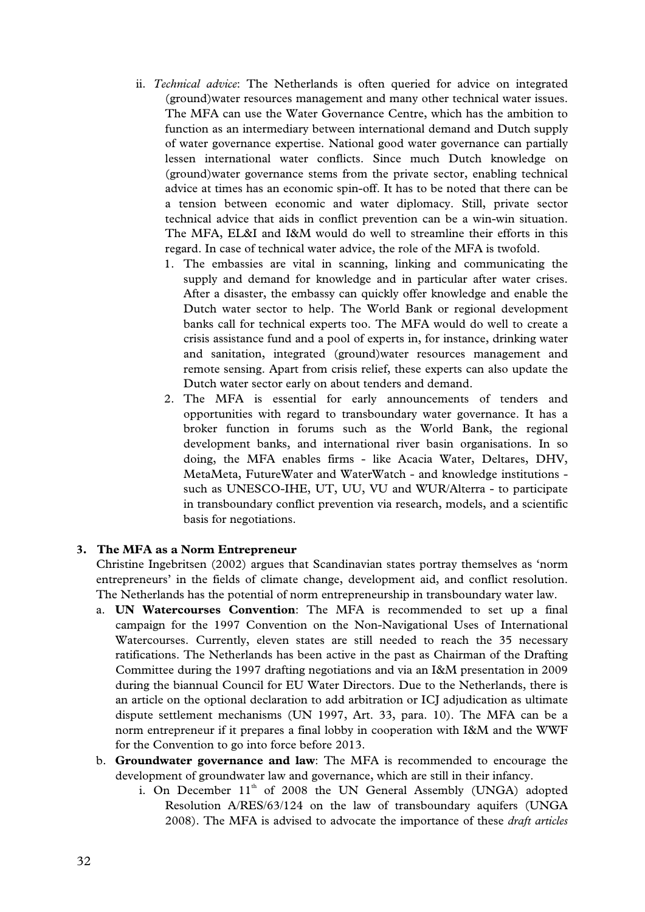ii. *Technical advice*: The Netherlands is often queried for advice on integrated (ground)water resources management and many other technical water issues. The MFA can use the Water Governance Centre, which has the ambition to function as an intermediary between international demand and Dutch supply of water governance expertise. National good water governance can partially lessen international water conflicts. Since much Dutch knowledge on (ground)water governance stems from the private sector, enabling technical advice at times has an economic spin-off. It has to be noted that there can be a tension between economic and water diplomacy. Still, private sector technical advice that aids in conflict prevention can be a win-win situation. The MFA, EL&I and I&M would do well to streamline their efforts in this regard. In case of technical water advice, the role of the MFA is twofold.

1. The embassies are vital in scanning, linking and communicating the supply and demand for knowledge and in particular after water crises. After a disaster, the embassy can quickly offer knowledge and enable the Dutch water sector to help. The World Bank or regional development banks call for technical experts too. The MFA would do well to create a crisis assistance fund and a pool of experts in, for instance, drinking water and sanitation, integrated (ground)water resources management and remote sensing. Apart from crisis relief, these experts can also update the Dutch water sector early on about tenders and demand.
2. The MFA is essential for early announcements of tenders and opportunities with regard to transboundary water governance. It has a broker function in forums such as the World Bank, the regional development banks, and international river basin organisations. In so doing, the MFA enables firms - like Acacia Water, Deltares, DHV, MetaMeta, FutureWater and WaterWatch - and knowledge institutions - such as UNESCO-IHE, UT, UU, VU and WUR/Alterra - to participate in transboundary conflict prevention via research, models, and a scientific basis for negotiations.

## 3. The MFA as a Norm Entrepreneur

Christine Ingebritsen (2002) argues that Scandinavian states portray themselves as 'norm entrepreneurs' in the fields of climate change, development aid, and conflict resolution. The Netherlands has the potential of norm entrepreneurship in transboundary water law.

a. **UN Watercourses Convention**: The MFA is recommended to set up a final campaign for the 1997 Convention on the Non-Navigational Uses of International Watercourses. Currently, eleven states are still needed to reach the 35 necessary ratifications. The Netherlands has been active in the past as Chairman of the Drafting Committee during the 1997 drafting negotiations and via an I&M presentation in 2009 during the biannual Council for EU Water Directors. Due to the Netherlands, there is an article on the optional declaration to add arbitration or ICJ adjudication as ultimate dispute settlement mechanisms (UN 1997, Art. 33, para. 10). The MFA can be a norm entrepreneur if it prepares a final lobby in cooperation with I&M and the WWF for the Convention to go into force before 2013.

b. **Groundwater governance and law**: The MFA is recommended to encourage the development of groundwater law and governance, which are still in their infancy.

   i. On December 11th of 2008 the UN General Assembly (UNGA) adopted Resolution A/RES/63/124 on the law of transboundary aquifers (UNGA 2008). The MFA is advised to advocate the importance of these *draft articles*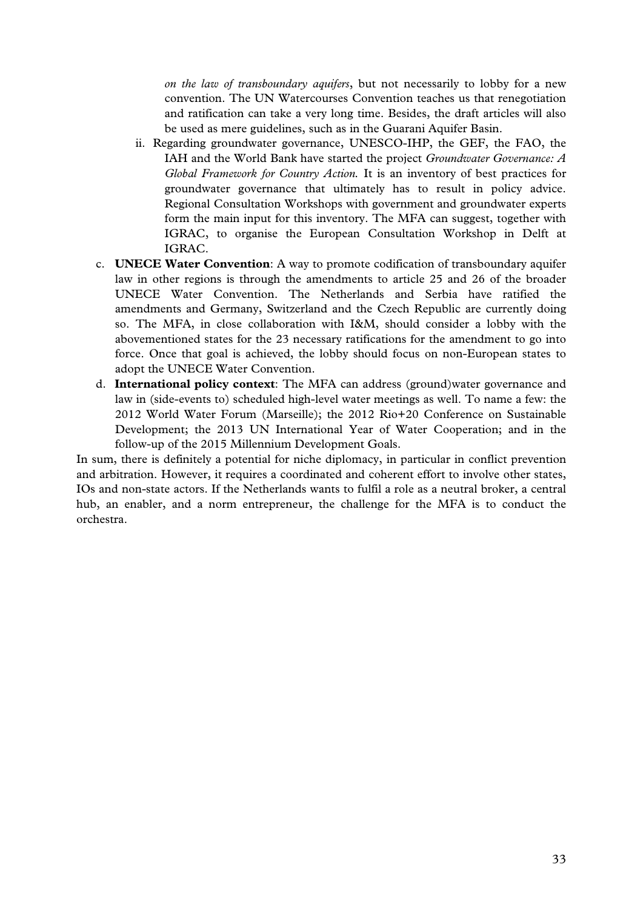*on the law of transboundary aquifers*, but not necessarily to lobby for a new convention. The UN Watercourses Convention teaches us that renegotiation and ratification can take a very long time. Besides, the draft articles will also be used as mere guidelines, such as in the Guarani Aquifer Basin.

   ii. Regarding groundwater governance, UNESCO-IHP, the GEF, the FAO, the IAH and the World Bank have started the project *Groundwater Governance: A Global Framework for Country Action.* It is an inventory of best practices for groundwater governance that ultimately has to result in policy advice. Regional Consultation Workshops with government and groundwater experts form the main input for this inventory. The MFA can suggest, together with IGRAC, to organise the European Consultation Workshop in Delft at IGRAC.

c. **UNECE Water Convention**: A way to promote codification of transboundary aquifer law in other regions is through the amendments to article 25 and 26 of the broader UNECE Water Convention. The Netherlands and Serbia have ratified the amendments and Germany, Switzerland and the Czech Republic are currently doing so. The MFA, in close collaboration with I&M, should consider a lobby with the abovementioned states for the 23 necessary ratifications for the amendment to go into force. Once that goal is achieved, the lobby should focus on non-European states to adopt the UNECE Water Convention.

d. **International policy context**: The MFA can address (ground)water governance and law in (side-events to) scheduled high-level water meetings as well. To name a few: the 2012 World Water Forum (Marseille); the 2012 Rio+20 Conference on Sustainable Development; the 2013 UN International Year of Water Cooperation; and in the follow-up of the 2015 Millennium Development Goals.

In sum, there is definitely a potential for niche diplomacy, in particular in conflict prevention and arbitration. However, it requires a coordinated and coherent effort to involve other states, IOs and non-state actors. If the Netherlands wants to fulfil a role as a neutral broker, a central hub, an enabler, and a norm entrepreneur, the challenge for the MFA is to conduct the orchestra.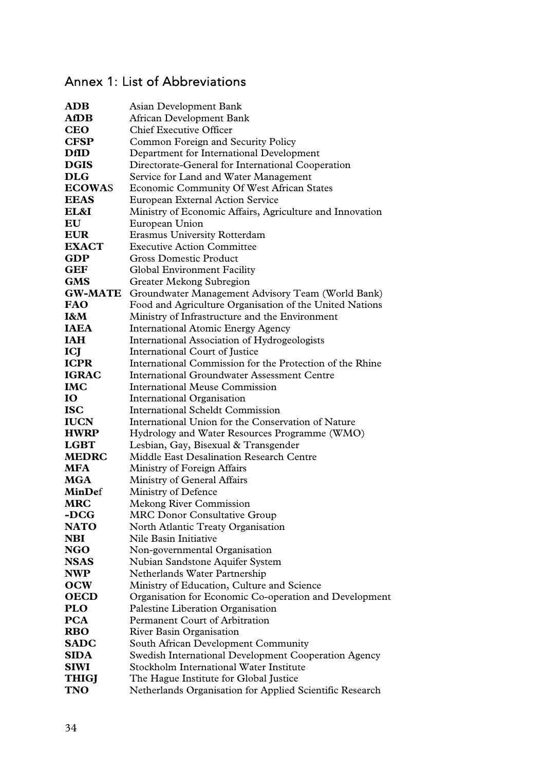## Annex 1: List of Abbreviations

| | |
|---|---|
| **ADB** | Asian Development Bank |
| **AfDB** | African Development Bank |
| **CEO** | Chief Executive Officer |
| **CFSP** | Common Foreign and Security Policy |
| **DfID** | Department for International Development |
| **DGIS** | Directorate-General for International Cooperation |
| **DLG** | Service for Land and Water Management |
| **ECOWAS** | Economic Community Of West African States |
| **EEAS** | European External Action Service |
| **EL&I** | Ministry of Economic Affairs, Agriculture and Innovation |
| **EU** | European Union |
| **EUR** | Erasmus University Rotterdam |
| **EXACT** | Executive Action Committee |
| **GDP** | Gross Domestic Product |
| **GEF** | Global Environment Facility |
| **GMS** | Greater Mekong Subregion |
| **GW-MATE** | Groundwater Management Advisory Team (World Bank) |
| **FAO** | Food and Agriculture Organisation of the United Nations |
| **I&M** | Ministry of Infrastructure and the Environment |
| **IAEA** | International Atomic Energy Agency |
| **IAH** | International Association of Hydrogeologists |
| **ICJ** | International Court of Justice |
| **ICPR** | International Commission for the Protection of the Rhine |
| **IGRAC** | International Groundwater Assessment Centre |
| **IMC** | International Meuse Commission |
| **IO** | International Organisation |
| **ISC** | International Scheldt Commission |
| **IUCN** | International Union for the Conservation of Nature |
| **HWRP** | Hydrology and Water Resources Programme (WMO) |
| **LGBT** | Lesbian, Gay, Bisexual & Transgender |
| **MEDRC** | Middle East Desalination Research Centre |
| **MFA** | Ministry of Foreign Affairs |
| **MGA** | Ministry of General Affairs |
| **MinDef** | Ministry of Defence |
| **MRC** | Mekong River Commission |
| **-DCG** | MRC Donor Consultative Group |
| **NATO** | North Atlantic Treaty Organisation |
| **NBI** | Nile Basin Initiative |
| **NGO** | Non-governmental Organisation |
| **NSAS** | Nubian Sandstone Aquifer System |
| **NWP** | Netherlands Water Partnership |
| **OCW** | Ministry of Education, Culture and Science |
| **OECD** | Organisation for Economic Co-operation and Development |
| **PLO** | Palestine Liberation Organisation |
| **PCA** | Permanent Court of Arbitration |
| **RBO** | River Basin Organisation |
| **SADC** | South African Development Community |
| **SIDA** | Swedish International Development Cooperation Agency |
| **SIWI** | Stockholm International Water Institute |
| **THIGJ** | The Hague Institute for Global Justice |
| **TNO** | Netherlands Organisation for Applied Scientific Research |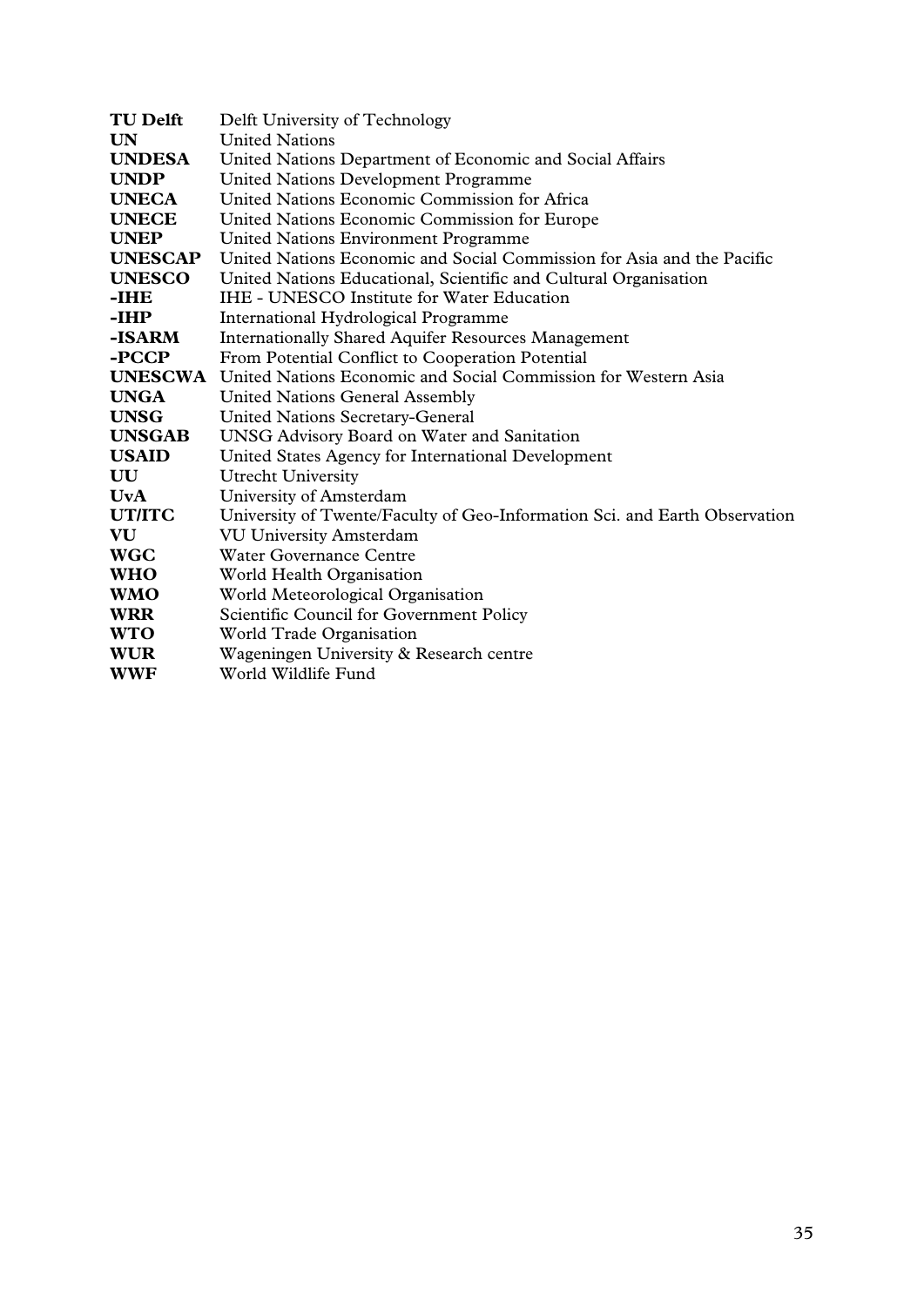| | |
|---|---|
| **TU Delft** | Delft University of Technology |
| **UN** | United Nations |
| **UNDESA** | United Nations Department of Economic and Social Affairs |
| **UNDP** | United Nations Development Programme |
| **UNECA** | United Nations Economic Commission for Africa |
| **UNECE** | United Nations Economic Commission for Europe |
| **UNEP** | United Nations Environment Programme |
| **UNESCAP** | United Nations Economic and Social Commission for Asia and the Pacific |
| **UNESCO** | United Nations Educational, Scientific and Cultural Organisation |
| **-IHE** | IHE - UNESCO Institute for Water Education |
| **-IHP** | International Hydrological Programme |
| **-ISARM** | Internationally Shared Aquifer Resources Management |
| **-PCCP** | From Potential Conflict to Cooperation Potential |
| **UNESCWA** | United Nations Economic and Social Commission for Western Asia |
| **UNGA** | United Nations General Assembly |
| **UNSG** | United Nations Secretary-General |
| **UNSGAB** | UNSG Advisory Board on Water and Sanitation |
| **USAID** | United States Agency for International Development |
| **UU** | Utrecht University |
| **UvA** | University of Amsterdam |
| **UT/ITC** | University of Twente/Faculty of Geo-Information Sci. and Earth Observation |
| **VU** | VU University Amsterdam |
| **WGC** | Water Governance Centre |
| **WHO** | World Health Organisation |
| **WMO** | World Meteorological Organisation |
| **WRR** | Scientific Council for Government Policy |
| **WTO** | World Trade Organisation |
| **WUR** | Wageningen University & Research centre |
| **WWF** | World Wildlife Fund |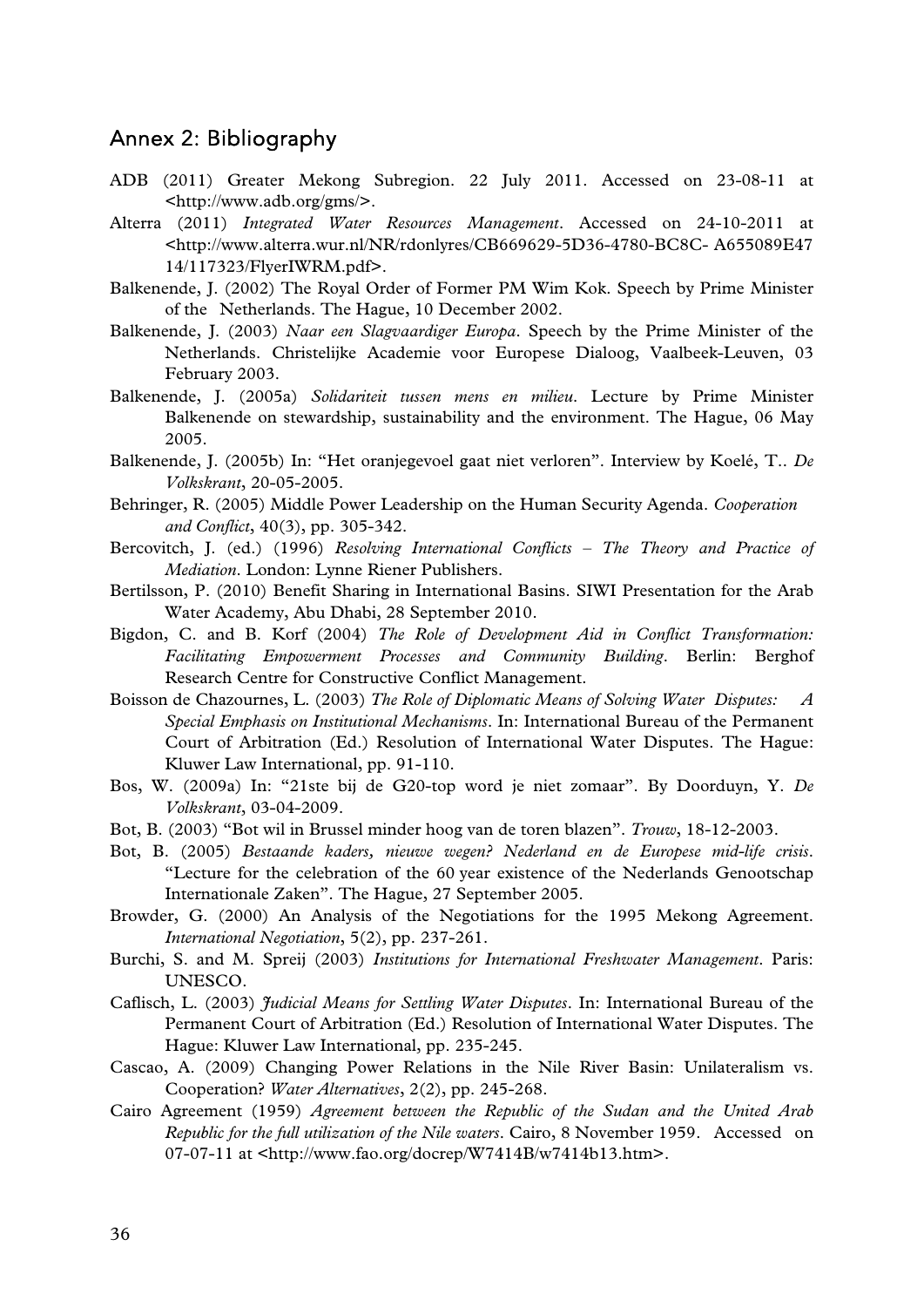## Annex 2: Bibliography

ADB (2011) Greater Mekong Subregion. 22 July 2011. Accessed on 23-08-11 at <http://www.adb.org/gms/>.

Alterra (2011) *Integrated Water Resources Management*. Accessed on 24-10-2011 at <http://www.alterra.wur.nl/NR/rdonlyres/CB669629-5D36-4780-BC8C- A655089E47 14/117323/FlyerIWRM.pdf>.

Balkenende, J. (2002) The Royal Order of Former PM Wim Kok. Speech by Prime Minister of the Netherlands. The Hague, 10 December 2002.

Balkenende, J. (2003) *Naar een Slagvaardiger Europa*. Speech by the Prime Minister of the Netherlands. Christelijke Academie voor Europese Dialoog, Vaalbeek-Leuven, 03 February 2003.

Balkenende, J. (2005a) *Solidariteit tussen mens en milieu*. Lecture by Prime Minister Balkenende on stewardship, sustainability and the environment. The Hague, 06 May 2005.

Balkenende, J. (2005b) In: "Het oranjegevoel gaat niet verloren". Interview by Koelé, T.. *De Volkskrant*, 20-05-2005.

Behringer, R. (2005) Middle Power Leadership on the Human Security Agenda. *Cooperation and Conflict*, 40(3), pp. 305-342.

Bercovitch, J. (ed.) (1996) *Resolving International Conflicts – The Theory and Practice of Mediation*. London: Lynne Riener Publishers.

Bertilsson, P. (2010) Benefit Sharing in International Basins. SIWI Presentation for the Arab Water Academy, Abu Dhabi, 28 September 2010.

Bigdon, C. and B. Korf (2004) *The Role of Development Aid in Conflict Transformation: Facilitating Empowerment Processes and Community Building*. Berlin: Berghof Research Centre for Constructive Conflict Management.

Boisson de Chazournes, L. (2003) *The Role of Diplomatic Means of Solving Water Disputes: A Special Emphasis on Institutional Mechanisms*. In: International Bureau of the Permanent Court of Arbitration (Ed.) Resolution of International Water Disputes. The Hague: Kluwer Law International, pp. 91-110.

Bos, W. (2009a) In: "21ste bij de G20-top word je niet zomaar". By Doorduyn, Y. *De Volkskrant*, 03-04-2009.

Bot, B. (2003) "Bot wil in Brussel minder hoog van de toren blazen". *Trouw*, 18-12-2003.

Bot, B. (2005) *Bestaande kaders, nieuwe wegen? Nederland en de Europese mid-life crisis*. "Lecture for the celebration of the 60 year existence of the Nederlands Genootschap Internationale Zaken". The Hague, 27 September 2005.

Browder, G. (2000) An Analysis of the Negotiations for the 1995 Mekong Agreement. *International Negotiation*, 5(2), pp. 237-261.

Burchi, S. and M. Spreij (2003) *Institutions for International Freshwater Management*. Paris: UNESCO.

Caflisch, L. (2003) *Judicial Means for Settling Water Disputes*. In: International Bureau of the Permanent Court of Arbitration (Ed.) Resolution of International Water Disputes. The Hague: Kluwer Law International, pp. 235-245.

Cascao, A. (2009) Changing Power Relations in the Nile River Basin: Unilateralism vs. Cooperation? *Water Alternatives*, 2(2), pp. 245-268.

Cairo Agreement (1959) *Agreement between the Republic of the Sudan and the United Arab Republic for the full utilization of the Nile waters*. Cairo, 8 November 1959. Accessed on 07-07-11 at <http://www.fao.org/docrep/W7414B/w7414b13.htm>.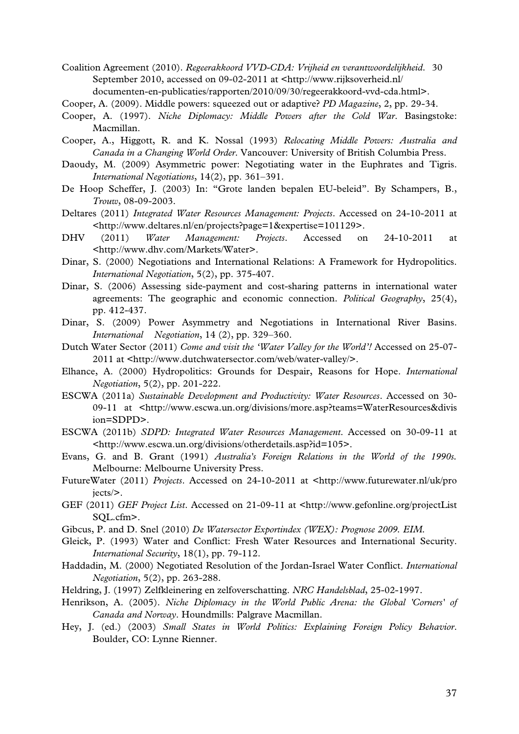Coalition Agreement (2010). *Regeerakkoord VVD-CDA: Vrijheid en verantwoordelijkheid*. 30 September 2010, accessed on 09-02-2011 at <http://www.rijksoverheid.nl/documenten-en-publicaties/rapporten/2010/09/30/regeerakkoord-vvd-cda.html>.

Cooper, A. (2009). Middle powers: squeezed out or adaptive? *PD Magazine*, 2, pp. 29-34.

Cooper, A. (1997). *Niche Diplomacy: Middle Powers after the Cold War*. Basingstoke: Macmillan.

Cooper, A., Higgott, R. and K. Nossal (1993) *Relocating Middle Powers: Australia and Canada in a Changing World Order*. Vancouver: University of British Columbia Press.

Daoudy, M. (2009) Asymmetric power: Negotiating water in the Euphrates and Tigris. *International Negotiations*, 14(2), pp. 361–391.

De Hoop Scheffer, J. (2003) In: "Grote landen bepalen EU-beleid". By Schampers, B., *Trouw*, 08-09-2003.

Deltares (2011) *Integrated Water Resources Management: Projects*. Accessed on 24-10-2011 at <http://www.deltares.nl/en/projects?page=1&expertise=101129>.

DHV (2011) *Water Management: Projects*. Accessed on 24-10-2011 at <http://www.dhv.com/Markets/Water>.

Dinar, S. (2000) Negotiations and International Relations: A Framework for Hydropolitics. *International Negotiation*, 5(2), pp. 375-407.

Dinar, S. (2006) Assessing side-payment and cost-sharing patterns in international water agreements: The geographic and economic connection. *Political Geography*, 25(4), pp. 412-437.

Dinar, S. (2009) Power Asymmetry and Negotiations in International River Basins. *International Negotiation*, 14 (2), pp. 329–360.

Dutch Water Sector (2011) *Come and visit the 'Water Valley for the World'!* Accessed on 25-07-2011 at <http://www.dutchwatersector.com/web/water-valley/>.

Elhance, A. (2000) Hydropolitics: Grounds for Despair, Reasons for Hope. *International Negotiation*, 5(2), pp. 201-222.

ESCWA (2011a) *Sustainable Development and Productivity: Water Resources*. Accessed on 30-09-11 at <http://www.escwa.un.org/divisions/more.asp?teams=WaterResources&division=SDPD>.

ESCWA (2011b) *SDPD: Integrated Water Resources Management*. Accessed on 30-09-11 at <http://www.escwa.un.org/divisions/otherdetails.asp?id=105>.

Evans, G. and B. Grant (1991) *Australia's Foreign Relations in the World of the 1990s.* Melbourne: Melbourne University Press.

FutureWater (2011) *Projects*. Accessed on 24-10-2011 at <http://www.futurewater.nl/uk/projects/>.

GEF (2011) *GEF Project List*. Accessed on 21-09-11 at <http://www.gefonline.org/projectListSQL.cfm>.

Gibcus, P. and D. Snel (2010) *De Watersector Exportindex (WEX): Prognose 2009. EIM.*

Gleick, P. (1993) Water and Conflict: Fresh Water Resources and International Security. *International Security*, 18(1), pp. 79-112.

Haddadin, M. (2000) Negotiated Resolution of the Jordan-Israel Water Conflict. *International Negotiation*, 5(2), pp. 263-288.

Heldring, J. (1997) Zelfkleinering en zelfoverschatting. *NRC Handelsblad*, 25-02-1997.

Henrikson, A. (2005). *Niche Diplomacy in the World Public Arena: the Global 'Corners' of Canada and Norway*. Houndmills: Palgrave Macmillan.

Hey, J. (ed.) (2003) *Small States in World Politics: Explaining Foreign Policy Behavior.* Boulder, CO: Lynne Rienner.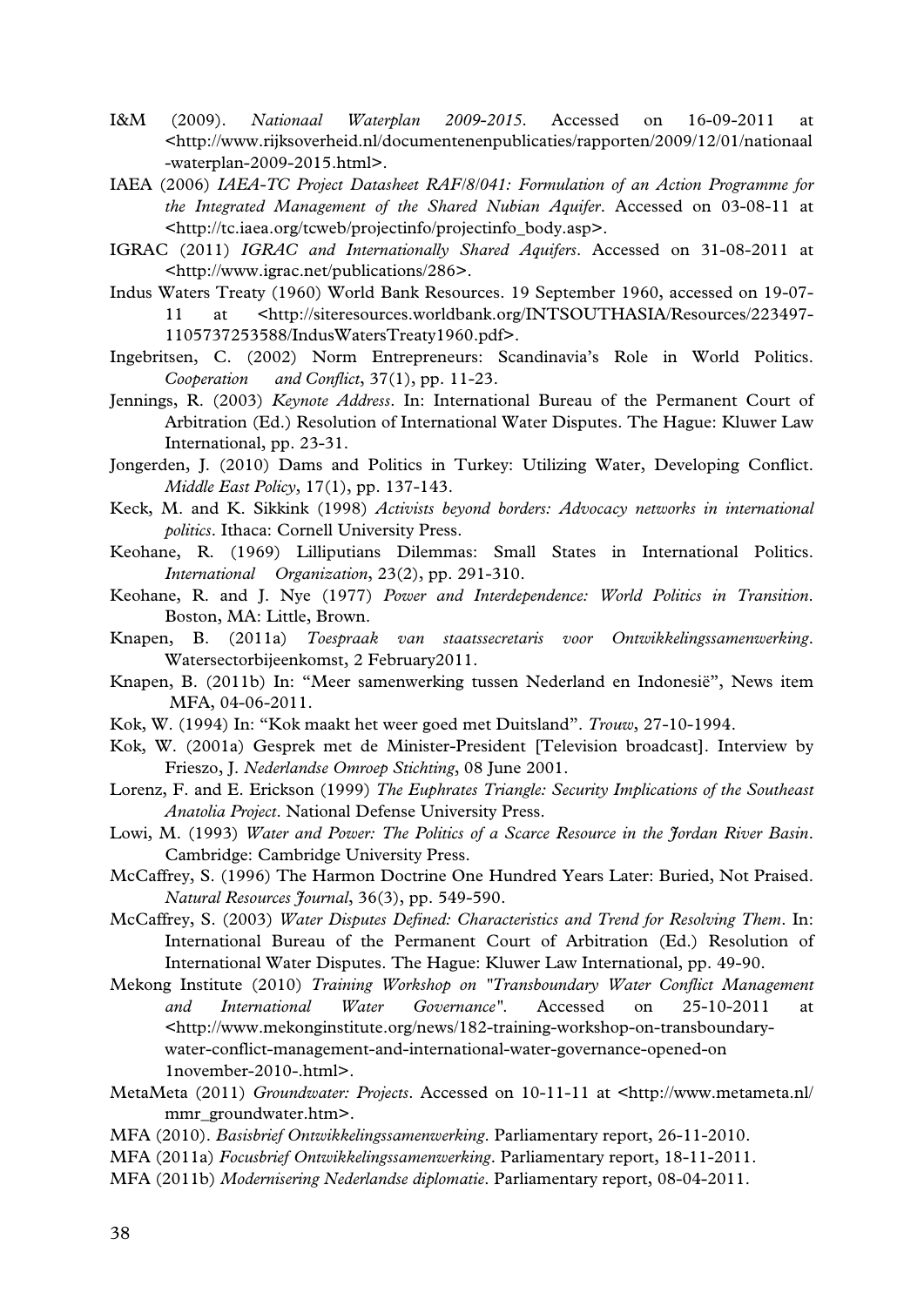I&M (2009). *Nationaal Waterplan 2009-2015*. Accessed on 16-09-2011 at <http://www.rijksoverheid.nl/documentenenpublicaties/rapporten/2009/12/01/nationaal-waterplan-2009-2015.html>.

IAEA (2006) *IAEA-TC Project Datasheet RAF/8/041: Formulation of an Action Programme for the Integrated Management of the Shared Nubian Aquifer*. Accessed on 03-08-11 at <http://tc.iaea.org/tcweb/projectinfo/projectinfo_body.asp>.

IGRAC (2011) *IGRAC and Internationally Shared Aquifers*. Accessed on 31-08-2011 at <http://www.igrac.net/publications/286>.

Indus Waters Treaty (1960) World Bank Resources. 19 September 1960, accessed on 19-07-11 at <http://siteresources.worldbank.org/INTSOUTHASIA/Resources/223497-1105737253588/IndusWatersTreaty1960.pdf>.

Ingebritsen, C. (2002) Norm Entrepreneurs: Scandinavia's Role in World Politics. *Cooperation and Conflict*, 37(1), pp. 11-23.

Jennings, R. (2003) *Keynote Address*. In: International Bureau of the Permanent Court of Arbitration (Ed.) Resolution of International Water Disputes. The Hague: Kluwer Law International, pp. 23-31.

Jongerden, J. (2010) Dams and Politics in Turkey: Utilizing Water, Developing Conflict. *Middle East Policy*, 17(1), pp. 137-143.

Keck, M. and K. Sikkink (1998) *Activists beyond borders: Advocacy networks in international politics*. Ithaca: Cornell University Press.

Keohane, R. (1969) Lilliputians Dilemmas: Small States in International Politics. *International Organization*, 23(2), pp. 291-310.

Keohane, R. and J. Nye (1977) *Power and Interdependence: World Politics in Transition*. Boston, MA: Little, Brown.

Knapen, B. (2011a) *Toespraak van staatssecretaris voor Ontwikkelingssamenwerking*. Watersectorbijeenkomst, 2 February2011.

Knapen, B. (2011b) In: "Meer samenwerking tussen Nederland en Indonesië", News item MFA, 04-06-2011.

Kok, W. (1994) In: "Kok maakt het weer goed met Duitsland". *Trouw*, 27-10-1994.

Kok, W. (2001a) Gesprek met de Minister-President [Television broadcast]. Interview by Frieszo, J. *Nederlandse Omroep Stichting*, 08 June 2001.

Lorenz, F. and E. Erickson (1999) *The Euphrates Triangle: Security Implications of the Southeast Anatolia Project*. National Defense University Press.

Lowi, M. (1993) *Water and Power: The Politics of a Scarce Resource in the Jordan River Basin*. Cambridge: Cambridge University Press.

McCaffrey, S. (1996) The Harmon Doctrine One Hundred Years Later: Buried, Not Praised. *Natural Resources Journal*, 36(3), pp. 549-590.

McCaffrey, S. (2003) *Water Disputes Defined: Characteristics and Trend for Resolving Them*. In: International Bureau of the Permanent Court of Arbitration (Ed.) Resolution of International Water Disputes. The Hague: Kluwer Law International, pp. 49-90.

Mekong Institute (2010) *Training Workshop on "Transboundary Water Conflict Management and International Water Governance"*. Accessed on 25-10-2011 at <http://www.mekonginstitute.org/news/182-training-workshop-on-transboundary-water-conflict-management-and-international-water-governance-opened-on 1november-2010-.html>.

MetaMeta (2011) *Groundwater: Projects*. Accessed on 10-11-11 at <http://www.metameta.nl/mmr_groundwater.htm>.

MFA (2010). *Basisbrief Ontwikkelingssamenwerking*. Parliamentary report, 26-11-2010.

MFA (2011a) *Focusbrief Ontwikkelingssamenwerking*. Parliamentary report, 18-11-2011.

MFA (2011b) *Modernisering Nederlandse diplomatie*. Parliamentary report, 08-04-2011.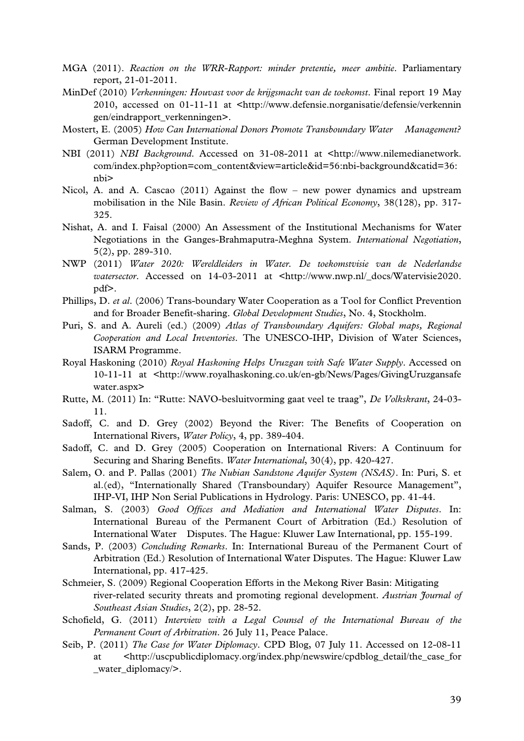MGA (2011). *Reaction on the WRR-Rapport: minder pretentie, meer ambitie*. Parliamentary report, 21-01-2011.

MinDef (2010) *Verkenningen: Houvast voor de krijgsmacht van de toekomst*. Final report 19 May 2010, accessed on 01-11-11 at <http://www.defensie.norganisatie/defensie/verkenningen/eindrapport_verkenningen>.

Mostert, E. (2005) *How Can International Donors Promote Transboundary Water Management?* German Development Institute.

NBI (2011) *NBI Background*. Accessed on 31-08-2011 at <http://www.nilemedianetwork.com/index.php?option=com_content&view=article&id=56:nbi-background&catid=36:nbi>

Nicol, A. and A. Cascao (2011) Against the flow – new power dynamics and upstream mobilisation in the Nile Basin. *Review of African Political Economy*, 38(128), pp. 317-325.

Nishat, A. and I. Faisal (2000) An Assessment of the Institutional Mechanisms for Water Negotiations in the Ganges-Brahmaputra-Meghna System. *International Negotiation*, 5(2), pp. 289-310.

NWP (2011) *Water 2020: Wereldleiders in Water. De toekomstvisie van de Nederlandse watersector*. Accessed on 14-03-2011 at <http://www.nwp.nl/_docs/Watervisie2020.pdf>.

Phillips, D. *et al*. (2006) Trans-boundary Water Cooperation as a Tool for Conflict Prevention and for Broader Benefit-sharing. *Global Development Studies*, No. 4, Stockholm.

Puri, S. and A. Aureli (ed.) (2009) *Atlas of Transboundary Aquifers: Global maps, Regional Cooperation and Local Inventories*. The UNESCO-IHP, Division of Water Sciences, ISARM Programme.

Royal Haskoning (2010) *Royal Haskoning Helps Uruzgan with Safe Water Supply*. Accessed on 10-11-11 at <http://www.royalhaskoning.co.uk/en-gb/News/Pages/GivingUruzgansafewater.aspx>

Rutte, M. (2011) In: "Rutte: NAVO-besluitvorming gaat veel te traag", *De Volkskrant*, 24-03-11.

Sadoff, C. and D. Grey (2002) Beyond the River: The Benefits of Cooperation on International Rivers, *Water Policy*, 4, pp. 389-404.

Sadoff, C. and D. Grey (2005) Cooperation on International Rivers: A Continuum for Securing and Sharing Benefits. *Water International*, 30(4), pp. 420-427.

Salem, O. and P. Pallas (2001) *The Nubian Sandstone Aquifer System (NSAS)*. In: Puri, S. et al.(ed), "Internationally Shared (Transboundary) Aquifer Resource Management", IHP-VI, IHP Non Serial Publications in Hydrology. Paris: UNESCO, pp. 41-44.

Salman, S. (2003) *Good Offices and Mediation and International Water Disputes*. In: International Bureau of the Permanent Court of Arbitration (Ed.) Resolution of International Water Disputes. The Hague: Kluwer Law International, pp. 155-199.

Sands, P. (2003) *Concluding Remarks*. In: International Bureau of the Permanent Court of Arbitration (Ed.) Resolution of International Water Disputes. The Hague: Kluwer Law International, pp. 417-425.

Schmeier, S. (2009) Regional Cooperation Efforts in the Mekong River Basin: Mitigating river-related security threats and promoting regional development. *Austrian Journal of Southeast Asian Studies*, 2(2), pp. 28-52.

Schofield, G. (2011) *Interview with a Legal Counsel of the International Bureau of the Permanent Court of Arbitration*. 26 July 11, Peace Palace.

Seib, P. (2011) *The Case for Water Diplomacy*. CPD Blog, 07 July 11. Accessed on 12-08-11 at <http://uscpublicdiplomacy.org/index.php/newswire/cpdblog_detail/the_case_for_water_diplomacy/>.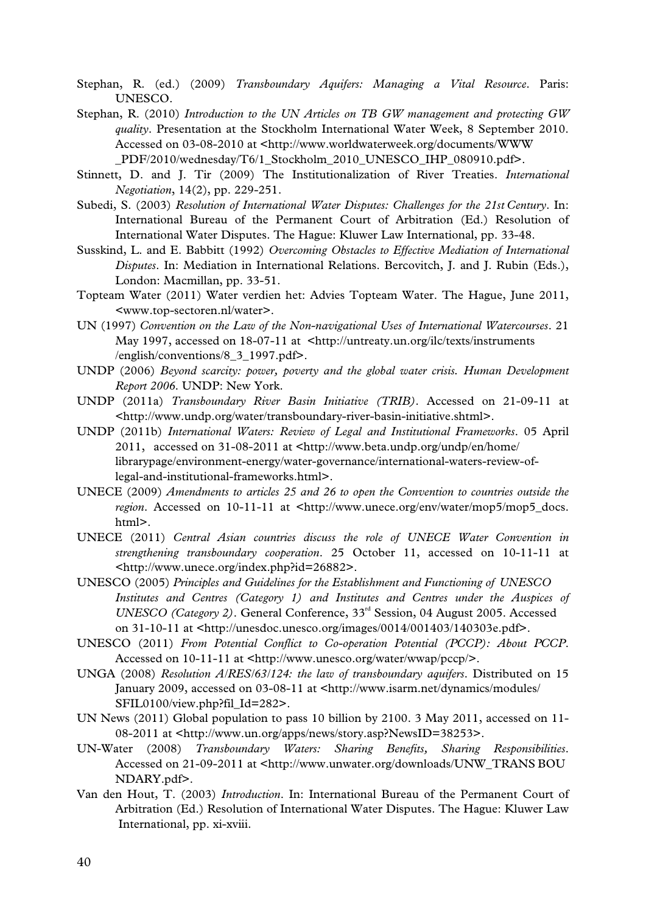Stephan, R. (ed.) (2009) *Transboundary Aquifers: Managing a Vital Resource*. Paris: UNESCO.

Stephan, R. (2010) *Introduction to the UN Articles on TB GW management and protecting GW quality*. Presentation at the Stockholm International Water Week, 8 September 2010. Accessed on 03-08-2010 at <http://www.worldwaterweek.org/documents/WWW_PDF/2010/wednesday/T6/1_Stockholm_2010_UNESCO_IHP_080910.pdf>.

Stinnett, D. and J. Tir (2009) The Institutionalization of River Treaties. *International Negotiation*, 14(2), pp. 229-251.

Subedi, S. (2003) *Resolution of International Water Disputes: Challenges for the 21st Century*. In: International Bureau of the Permanent Court of Arbitration (Ed.) Resolution of International Water Disputes. The Hague: Kluwer Law International, pp. 33-48.

Susskind, L. and E. Babbitt (1992) *Overcoming Obstacles to Effective Mediation of International Disputes*. In: Mediation in International Relations. Bercovitch, J. and J. Rubin (Eds.), London: Macmillan, pp. 33-51.

Topteam Water (2011) Water verdien het: Advies Topteam Water. The Hague, June 2011, <www.top-sectoren.nl/water>.

UN (1997) *Convention on the Law of the Non-navigational Uses of International Watercourses*. 21 May 1997, accessed on 18-07-11 at <http://untreaty.un.org/ilc/texts/instruments/english/conventions/8_3_1997.pdf>.

UNDP (2006) *Beyond scarcity: power, poverty and the global water crisis. Human Development Report 2006*. UNDP: New York.

UNDP (2011a) *Transboundary River Basin Initiative (TRIB)*. Accessed on 21-09-11 at <http://www.undp.org/water/transboundary-river-basin-initiative.shtml>.

UNDP (2011b) *International Waters: Review of Legal and Institutional Frameworks*. 05 April 2011, accessed on 31-08-2011 at <http://www.beta.undp.org/undp/en/home/librarypage/environment-energy/water-governance/international-waters-review-of-legal-and-institutional-frameworks.html>.

UNECE (2009) *Amendments to articles 25 and 26 to open the Convention to countries outside the region*. Accessed on 10-11-11 at <http://www.unece.org/env/water/mop5/mop5_docs.html>.

UNECE (2011) *Central Asian countries discuss the role of UNECE Water Convention in strengthening transboundary cooperation*. 25 October 11, accessed on 10-11-11 at <http://www.unece.org/index.php?id=26882>.

UNESCO (2005) *Principles and Guidelines for the Establishment and Functioning of UNESCO Institutes and Centres (Category 1) and Institutes and Centres under the Auspices of UNESCO (Category 2)*. General Conference, 33rd Session, 04 August 2005. Accessed on 31-10-11 at <http://unesdoc.unesco.org/images/0014/001403/140303e.pdf>.

UNESCO (2011) *From Potential Conflict to Co-operation Potential (PCCP): About PCCP*. Accessed on 10-11-11 at <http://www.unesco.org/water/wwap/pccp/>.

UNGA (2008) *Resolution A/RES/63/124: the law of transboundary aquifers*. Distributed on 15 January 2009, accessed on 03-08-11 at <http://www.isarm.net/dynamics/modules/SFIL0100/view.php?fil_Id=282>.

UN News (2011) Global population to pass 10 billion by 2100. 3 May 2011, accessed on 11-08-2011 at <http://www.un.org/apps/news/story.asp?NewsID=38253>.

UN-Water (2008) *Transboundary Waters: Sharing Benefits, Sharing Responsibilities*. Accessed on 21-09-2011 at <http://www.unwater.org/downloads/UNW_TRANS BOUNDARY.pdf>.

Van den Hout, T. (2003) *Introduction*. In: International Bureau of the Permanent Court of Arbitration (Ed.) Resolution of International Water Disputes. The Hague: Kluwer Law International, pp. xi-xviii.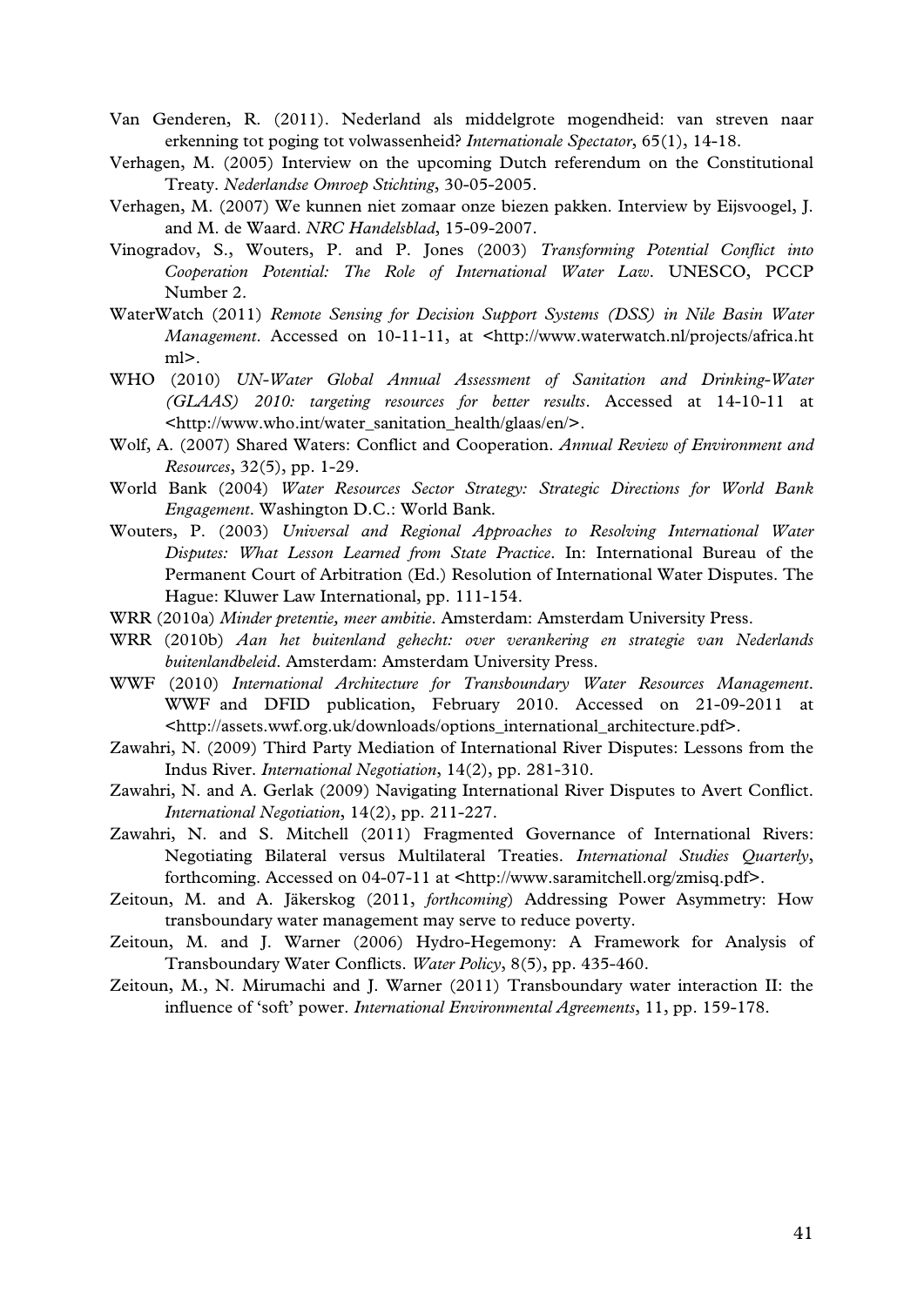Van Genderen, R. (2011). Nederland als middelgrote mogendheid: van streven naar erkenning tot poging tot volwassenheid? *Internationale Spectator*, 65(1), 14-18.

Verhagen, M. (2005) Interview on the upcoming Dutch referendum on the Constitutional Treaty. *Nederlandse Omroep Stichting*, 30-05-2005.

Verhagen, M. (2007) We kunnen niet zomaar onze biezen pakken. Interview by Eijsvoogel, J. and M. de Waard. *NRC Handelsblad*, 15-09-2007.

Vinogradov, S., Wouters, P. and P. Jones (2003) *Transforming Potential Conflict into Cooperation Potential: The Role of International Water Law*. UNESCO, PCCP Number 2.

WaterWatch (2011) *Remote Sensing for Decision Support Systems (DSS) in Nile Basin Water Management*. Accessed on 10-11-11, at <http://www.waterwatch.nl/projects/africa.html>.

WHO (2010) *UN-Water Global Annual Assessment of Sanitation and Drinking-Water (GLAAS) 2010: targeting resources for better results*. Accessed at 14-10-11 at <http://www.who.int/water_sanitation_health/glaas/en/>.

Wolf, A. (2007) Shared Waters: Conflict and Cooperation. *Annual Review of Environment and Resources*, 32(5), pp. 1-29.

World Bank (2004) *Water Resources Sector Strategy: Strategic Directions for World Bank Engagement*. Washington D.C.: World Bank.

Wouters, P. (2003) *Universal and Regional Approaches to Resolving International Water Disputes: What Lesson Learned from State Practice*. In: International Bureau of the Permanent Court of Arbitration (Ed.) Resolution of International Water Disputes. The Hague: Kluwer Law International, pp. 111-154.

WRR (2010a) *Minder pretentie, meer ambitie*. Amsterdam: Amsterdam University Press.

WRR (2010b) *Aan het buitenland gehecht: over verankering en strategie van Nederlands buitenlandbeleid*. Amsterdam: Amsterdam University Press.

WWF (2010) *International Architecture for Transboundary Water Resources Management*. WWF and DFID publication, February 2010. Accessed on 21-09-2011 at <http://assets.wwf.org.uk/downloads/options_international_architecture.pdf>.

Zawahri, N. (2009) Third Party Mediation of International River Disputes: Lessons from the Indus River. *International Negotiation*, 14(2), pp. 281-310.

Zawahri, N. and A. Gerlak (2009) Navigating International River Disputes to Avert Conflict. *International Negotiation*, 14(2), pp. 211-227.

Zawahri, N. and S. Mitchell (2011) Fragmented Governance of International Rivers: Negotiating Bilateral versus Multilateral Treaties. *International Studies Quarterly*, forthcoming. Accessed on 04-07-11 at <http://www.saramitchell.org/zmisq.pdf>.

Zeitoun, M. and A. Jäkerskog (2011, *forthcoming*) Addressing Power Asymmetry: How transboundary water management may serve to reduce poverty.

Zeitoun, M. and J. Warner (2006) Hydro-Hegemony: A Framework for Analysis of Transboundary Water Conflicts. *Water Policy*, 8(5), pp. 435-460.

Zeitoun, M., N. Mirumachi and J. Warner (2011) Transboundary water interaction II: the influence of 'soft' power. *International Environmental Agreements*, 11, pp. 159-178.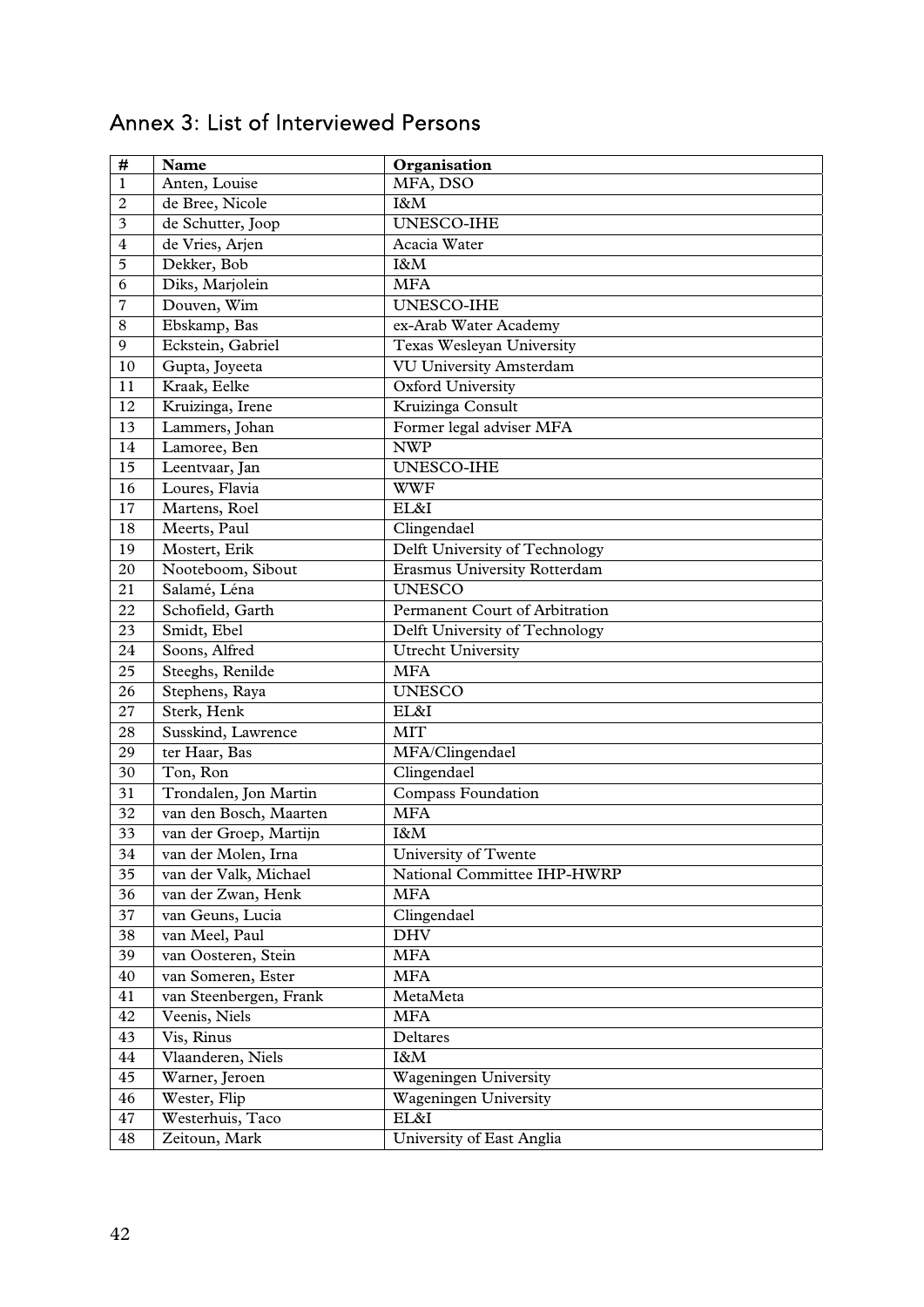## Annex 3: List of Interviewed Persons

| # | Name | Organisation |
|---|---|---|
| 1 | Anten, Louise | MFA, DSO |
| 2 | de Bree, Nicole | I&M |
| 3 | de Schutter, Joop | UNESCO-IHE |
| 4 | de Vries, Arjen | Acacia Water |
| 5 | Dekker, Bob | I&M |
| 6 | Diks, Marjolein | MFA |
| 7 | Douven, Wim | UNESCO-IHE |
| 8 | Ebskamp, Bas | ex-Arab Water Academy |
| 9 | Eckstein, Gabriel | Texas Wesleyan University |
| 10 | Gupta, Joyeeta | VU University Amsterdam |
| 11 | Kraak, Eelke | Oxford University |
| 12 | Kruizinga, Irene | Kruizinga Consult |
| 13 | Lammers, Johan | Former legal adviser MFA |
| 14 | Lamoree, Ben | NWP |
| 15 | Leentvaar, Jan | UNESCO-IHE |
| 16 | Loures, Flavia | WWF |
| 17 | Martens, Roel | EL&I |
| 18 | Meerts, Paul | Clingendael |
| 19 | Mostert, Erik | Delft University of Technology |
| 20 | Nooteboom, Sibout | Erasmus University Rotterdam |
| 21 | Salamé, Léna | UNESCO |
| 22 | Schofield, Garth | Permanent Court of Arbitration |
| 23 | Smidt, Ebel | Delft University of Technology |
| 24 | Soons, Alfred | Utrecht University |
| 25 | Steeghs, Renilde | MFA |
| 26 | Stephens, Raya | UNESCO |
| 27 | Sterk, Henk | EL&I |
| 28 | Susskind, Lawrence | MIT |
| 29 | ter Haar, Bas | MFA/Clingendael |
| 30 | Ton, Ron | Clingendael |
| 31 | Trondalen, Jon Martin | Compass Foundation |
| 32 | van den Bosch, Maarten | MFA |
| 33 | van der Groep, Martijn | I&M |
| 34 | van der Molen, Irna | University of Twente |
| 35 | van der Valk, Michael | National Committee IHP-HWRP |
| 36 | van der Zwan, Henk | MFA |
| 37 | van Geuns, Lucia | Clingendael |
| 38 | van Meel, Paul | DHV |
| 39 | van Oosteren, Stein | MFA |
| 40 | van Someren, Ester | MFA |
| 41 | van Steenbergen, Frank | MetaMeta |
| 42 | Veenis, Niels | MFA |
| 43 | Vis, Rinus | Deltares |
| 44 | Vlaanderen, Niels | I&M |
| 45 | Warner, Jeroen | Wageningen University |
| 46 | Wester, Flip | Wageningen University |
| 47 | Westerhuis, Taco | EL&I |
| 48 | Zeitoun, Mark | University of East Anglia |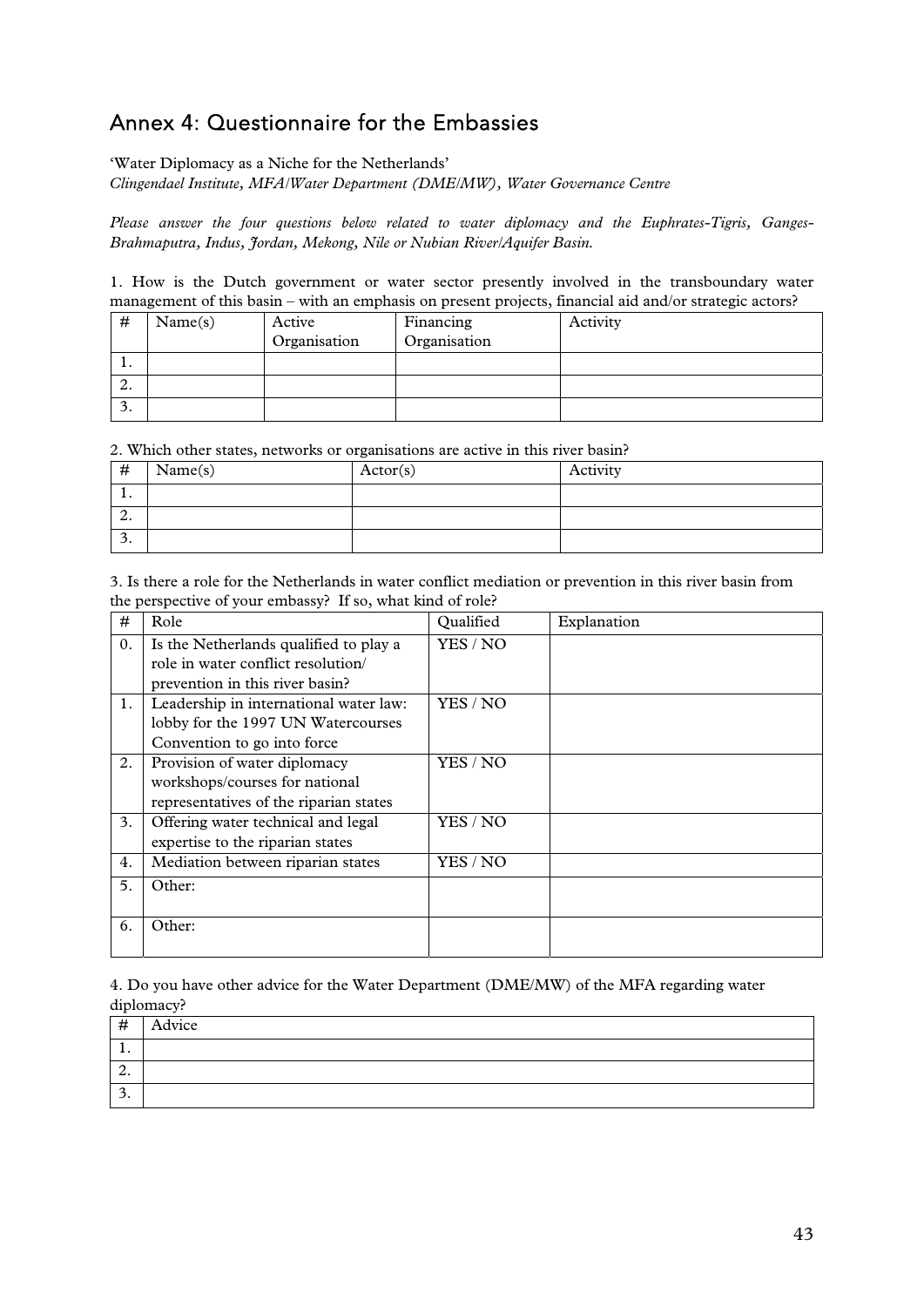## Annex 4: Questionnaire for the Embassies

'Water Diplomacy as a Niche for the Netherlands'
*Clingendael Institute, MFA/Water Department (DME/MW), Water Governance Centre*

*Please answer the four questions below related to water diplomacy and the Euphrates-Tigris, Ganges-Brahmaputra, Indus, Jordan, Mekong, Nile or Nubian River/Aquifer Basin.*

1. How is the Dutch government or water sector presently involved in the transboundary water management of this basin – with an emphasis on present projects, financial aid and/or strategic actors?

| # | Name(s) | Active Organisation | Financing Organisation | Activity |
|---|---|---|---|---|
| 1. | | | | |
| 2. | | | | |
| 3. | | | | |

2. Which other states, networks or organisations are active in this river basin?

| # | Name(s) | Actor(s) | Activity |
|---|---|---|---|
| 1. | | | |
| 2. | | | |
| 3. | | | |

3. Is there a role for the Netherlands in water conflict mediation or prevention in this river basin from the perspective of your embassy? If so, what kind of role?

| # | Role | Qualified | Explanation |
|---|---|---|---|
| 0. | Is the Netherlands qualified to play a role in water conflict resolution/ prevention in this river basin? | YES / NO | |
| 1. | Leadership in international water law: lobby for the 1997 UN Watercourses Convention to go into force | YES / NO | |
| 2. | Provision of water diplomacy workshops/courses for national representatives of the riparian states | YES / NO | |
| 3. | Offering water technical and legal expertise to the riparian states | YES / NO | |
| 4. | Mediation between riparian states | YES / NO | |
| 5. | Other: | | |
| 6. | Other: | | |

4. Do you have other advice for the Water Department (DME/MW) of the MFA regarding water diplomacy?

| # | Advice |
|---|---|
| 1. | |
| 2. | |
| 3. | |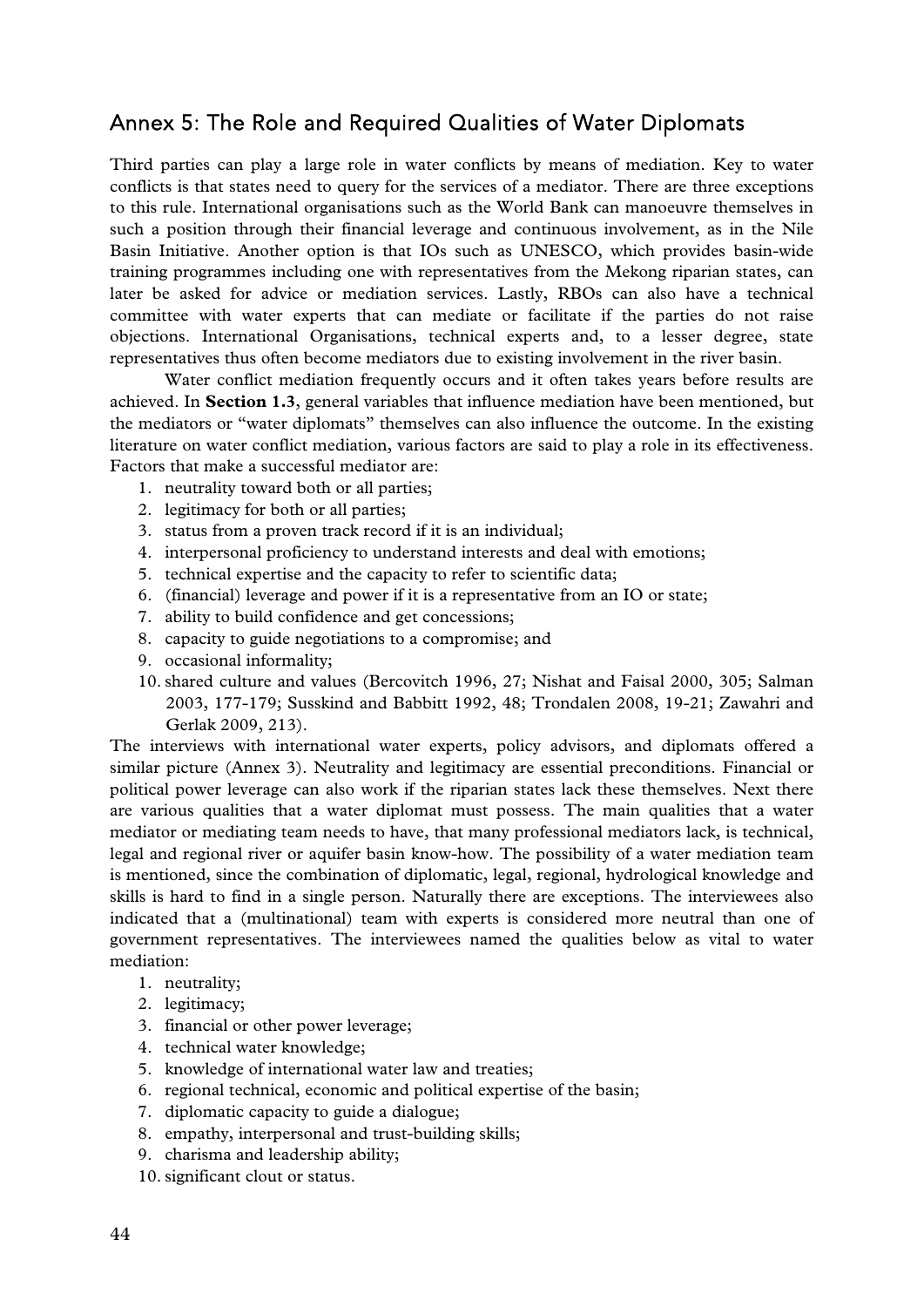## Annex 5: The Role and Required Qualities of Water Diplomats

Third parties can play a large role in water conflicts by means of mediation. Key to water conflicts is that states need to query for the services of a mediator. There are three exceptions to this rule. International organisations such as the World Bank can manoeuvre themselves in such a position through their financial leverage and continuous involvement, as in the Nile Basin Initiative. Another option is that IOs such as UNESCO, which provides basin-wide training programmes including one with representatives from the Mekong riparian states, can later be asked for advice or mediation services. Lastly, RBOs can also have a technical committee with water experts that can mediate or facilitate if the parties do not raise objections. International Organisations, technical experts and, to a lesser degree, state representatives thus often become mediators due to existing involvement in the river basin.

Water conflict mediation frequently occurs and it often takes years before results are achieved. In **Section 1.3**, general variables that influence mediation have been mentioned, but the mediators or "water diplomats" themselves can also influence the outcome. In the existing literature on water conflict mediation, various factors are said to play a role in its effectiveness. Factors that make a successful mediator are:

1. neutrality toward both or all parties;
2. legitimacy for both or all parties;
3. status from a proven track record if it is an individual;
4. interpersonal proficiency to understand interests and deal with emotions;
5. technical expertise and the capacity to refer to scientific data;
6. (financial) leverage and power if it is a representative from an IO or state;
7. ability to build confidence and get concessions;
8. capacity to guide negotiations to a compromise; and
9. occasional informality;
10. shared culture and values (Bercovitch 1996, 27; Nishat and Faisal 2000, 305; Salman 2003, 177-179; Susskind and Babbitt 1992, 48; Trondalen 2008, 19-21; Zawahri and Gerlak 2009, 213).

The interviews with international water experts, policy advisors, and diplomats offered a similar picture (Annex 3). Neutrality and legitimacy are essential preconditions. Financial or political power leverage can also work if the riparian states lack these themselves. Next there are various qualities that a water diplomat must possess. The main qualities that a water mediator or mediating team needs to have, that many professional mediators lack, is technical, legal and regional river or aquifer basin know-how. The possibility of a water mediation team is mentioned, since the combination of diplomatic, legal, regional, hydrological knowledge and skills is hard to find in a single person. Naturally there are exceptions. The interviewees also indicated that a (multinational) team with experts is considered more neutral than one of government representatives. The interviewees named the qualities below as vital to water mediation:

1. neutrality;
2. legitimacy;
3. financial or other power leverage;
4. technical water knowledge;
5. knowledge of international water law and treaties;
6. regional technical, economic and political expertise of the basin;
7. diplomatic capacity to guide a dialogue;
8. empathy, interpersonal and trust-building skills;
9. charisma and leadership ability;
10. significant clout or status.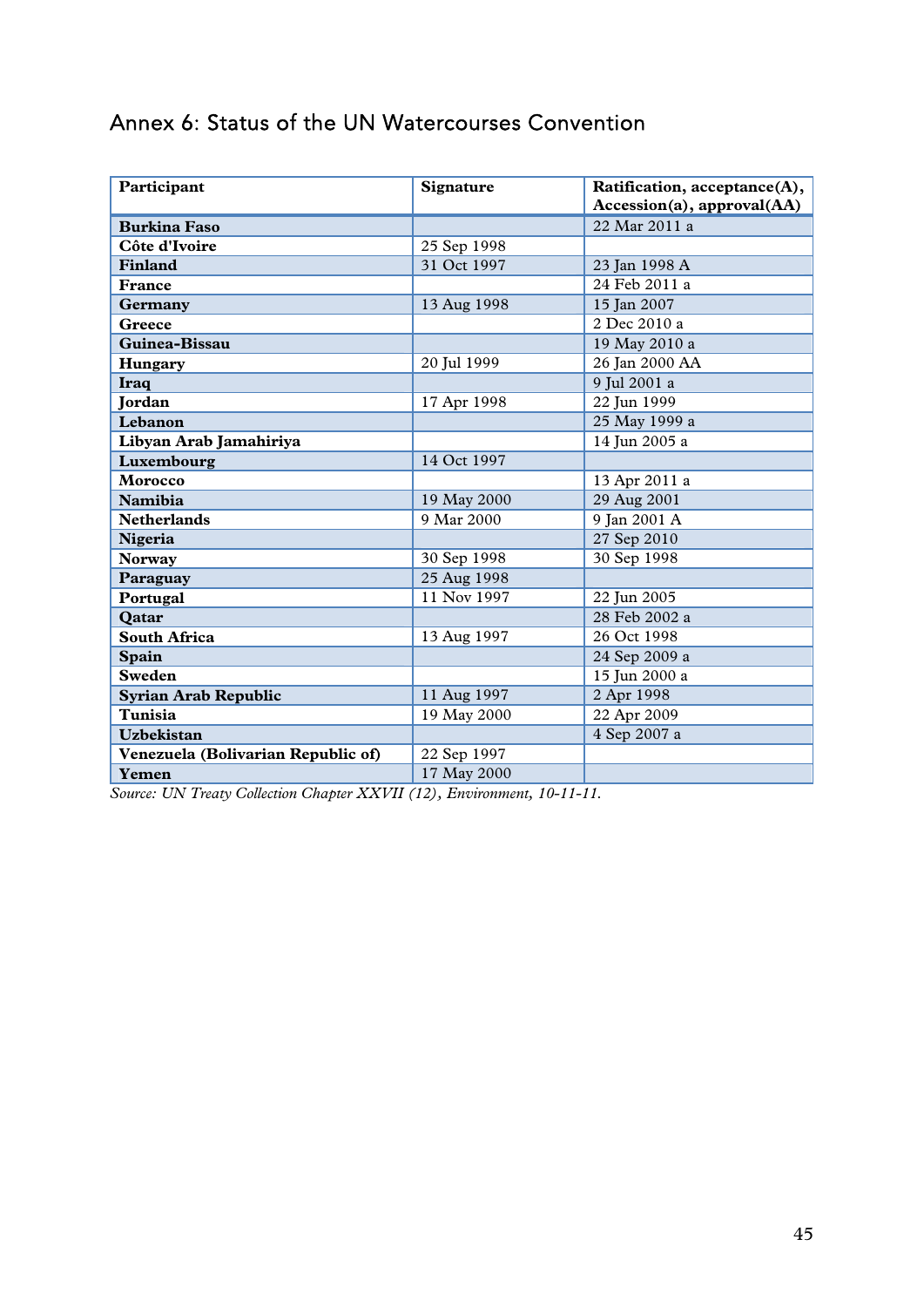## Annex 6: Status of the UN Watercourses Convention

| Participant | Signature | Ratification, acceptance(A), Accession(a), approval(AA) |
|---|---|---|
| **Burkina Faso** | | 22 Mar 2011 a |
| **Côte d'Ivoire** | 25 Sep 1998 | |
| **Finland** | 31 Oct 1997 | 23 Jan 1998 A |
| **France** | | 24 Feb 2011 a |
| **Germany** | 13 Aug 1998 | 15 Jan 2007 |
| **Greece** | | 2 Dec 2010 a |
| **Guinea-Bissau** | | 19 May 2010 a |
| **Hungary** | 20 Jul 1999 | 26 Jan 2000 AA |
| **Iraq** | | 9 Jul 2001 a |
| **Jordan** | 17 Apr 1998 | 22 Jun 1999 |
| **Lebanon** | | 25 May 1999 a |
| **Libyan Arab Jamahiriya** | | 14 Jun 2005 a |
| **Luxembourg** | 14 Oct 1997 | |
| **Morocco** | | 13 Apr 2011 a |
| **Namibia** | 19 May 2000 | 29 Aug 2001 |
| **Netherlands** | 9 Mar 2000 | 9 Jan 2001 A |
| **Nigeria** | | 27 Sep 2010 |
| **Norway** | 30 Sep 1998 | 30 Sep 1998 |
| **Paraguay** | 25 Aug 1998 | |
| **Portugal** | 11 Nov 1997 | 22 Jun 2005 |
| **Qatar** | | 28 Feb 2002 a |
| **South Africa** | 13 Aug 1997 | 26 Oct 1998 |
| **Spain** | | 24 Sep 2009 a |
| **Sweden** | | 15 Jun 2000 a |
| **Syrian Arab Republic** | 11 Aug 1997 | 2 Apr 1998 |
| **Tunisia** | 19 May 2000 | 22 Apr 2009 |
| **Uzbekistan** | | 4 Sep 2007 a |
| **Venezuela (Bolivarian Republic of)** | 22 Sep 1997 | |
| **Yemen** | 17 May 2000 | |

*Source: UN Treaty Collection Chapter XXVII (12), Environment, 10-11-11.*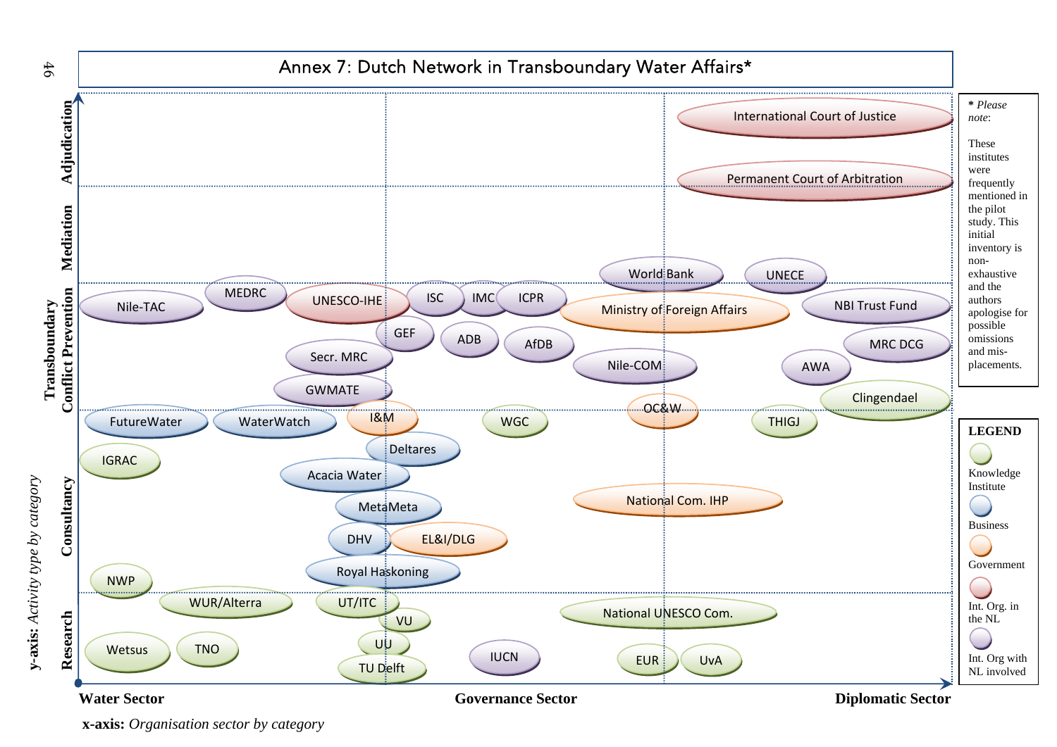# Annex 7: Dutch Network in Transboundary Water Affairs*

y-axis: *Activity type by category*

Adjudication
Mediation
Transboundary Conflict Prevention
Consultancy
Research

International Court of Justice
Permanent Court of Arbitration
World Bank
UNECE
Nile-TAC
MEDRC
UNESCO-IHE
ISC
IMC
ICPR
Ministry of Foreign Affairs
NBI Trust Fund
GEF
ADB
AfDB
MRC DCG
Secr. MRC
Nile-COM
AWA
GWMATE
Clingendael
FutureWater
WaterWatch
I&M
WGC
OC&W
THIGJ
Deltares
IGRAC
Acacia Water
MetaMeta
National Com. IHP
DHV
EL&I/DLG
Royal Haskoning
NWP
WUR/Alterra
UT/ITC
National UNESCO Com.
VU
UU
Wetsus
TNO
IUCN
EUR
UvA
TU Delft

Water Sector
Governance Sector
Diplomatic Sector

**x-axis:** *Organisation sector by category*

**\*** *Please note*:

These institutes were frequently mentioned in the pilot study. This initial inventory is non-exhaustive and the authors apologise for possible omissions and mis-placements.

**LEGEND**

- Knowledge Institute
- Business
- Government
- Int. Org. in the NL
- Int. Org with NL involved